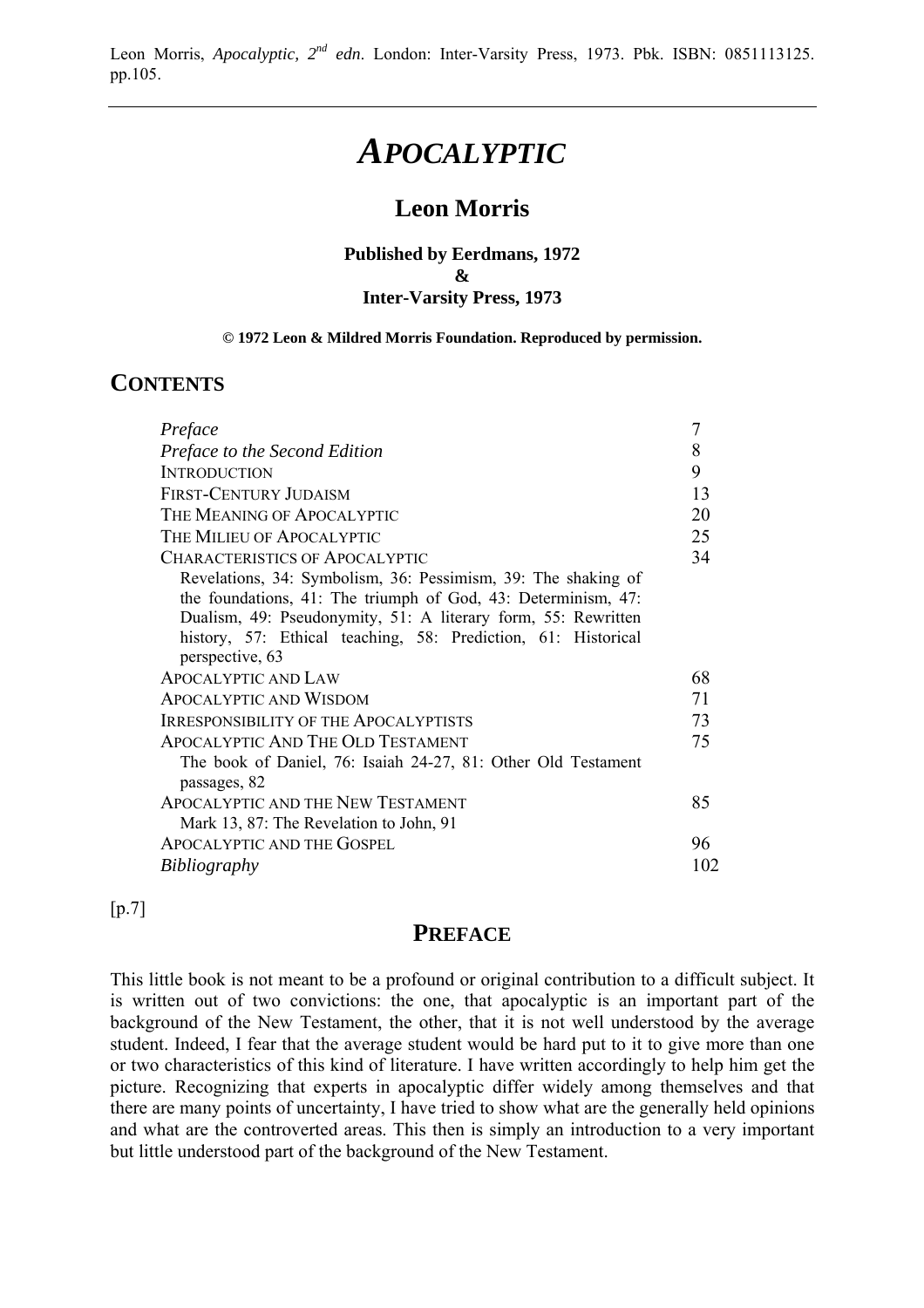Leon Morris, *Apocalyptic, 2nd edn*. London: Inter-Varsity Press, 1973. Pbk. ISBN: 0851113125. pp.105.

---

# *APOCALYPTIC*

## Leon Morris

**Published by Eerdmans, 1972**
**&**
**Inter-Varsity Press, 1973**

**© 1972 Leon & Mildred Morris Foundation. Reproduced by permission.**

## CONTENTS

| | |
|---|---|
| *Preface* | 7 |
| *Preface to the Second Edition* | 8 |
| INTRODUCTION | 9 |
| FIRST-CENTURY JUDAISM | 13 |
| THE MEANING OF APOCALYPTIC | 20 |
| THE MILIEU OF APOCALYPTIC | 25 |
| CHARACTERISTICS OF APOCALYPTIC | 34 |
| Revelations, 34: Symbolism, 36: Pessimism, 39: The shaking of the foundations, 41: The triumph of God, 43: Determinism, 47: Dualism, 49: Pseudonymity, 51: A literary form, 55: Rewritten history, 57: Ethical teaching, 58: Prediction, 61: Historical perspective, 63 | |
| APOCALYPTIC AND LAW | 68 |
| APOCALYPTIC AND WISDOM | 71 |
| IRRESPONSIBILITY OF THE APOCALYPTISTS | 73 |
| APOCALYPTIC AND THE OLD TESTAMENT | 75 |
| The book of Daniel, 76: Isaiah 24-27, 81: Other Old Testament passages, 82 | |
| APOCALYPTIC AND THE NEW TESTAMENT | 85 |
| Mark 13, 87: The Revelation to John, 91 | |
| APOCALYPTIC AND THE GOSPEL | 96 |
| *Bibliography* | 102 |

[p.7]

## PREFACE

This little book is not meant to be a profound or original contribution to a difficult subject. It is written out of two convictions: the one, that apocalyptic is an important part of the background of the New Testament, the other, that it is not well understood by the average student. Indeed, I fear that the average student would be hard put to it to give more than one or two characteristics of this kind of literature. I have written accordingly to help him get the picture. Recognizing that experts in apocalyptic differ widely among themselves and that there are many points of uncertainty, I have tried to show what are the generally held opinions and what are the controverted areas. This then is simply an introduction to a very important but little understood part of the background of the New Testament.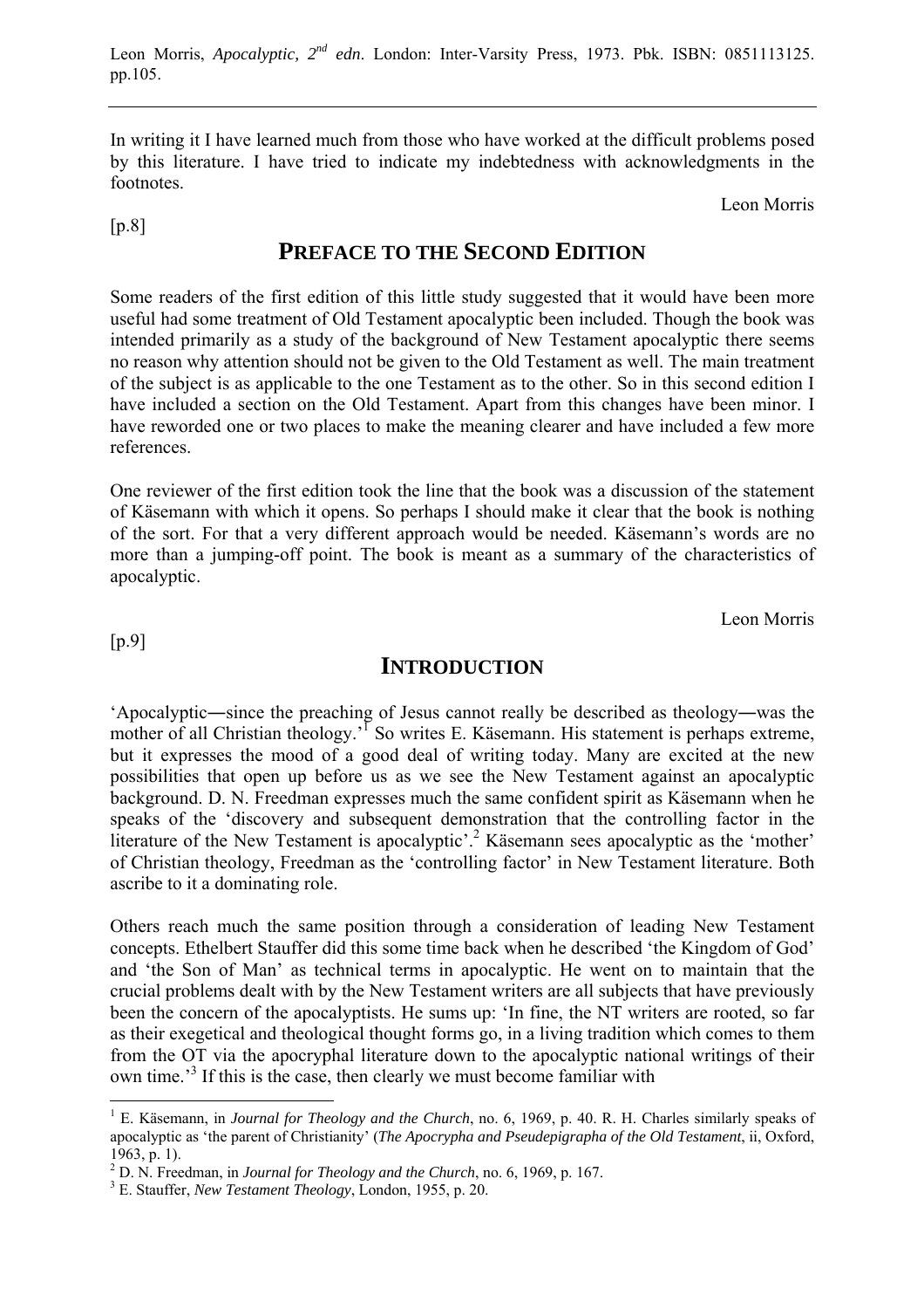In writing it I have learned much from those who have worked at the difficult problems posed by this literature. I have tried to indicate my indebtedness with acknowledgments in the footnotes.

Leon Morris

[p.8]

## PREFACE TO THE SECOND EDITION

Some readers of the first edition of this little study suggested that it would have been more useful had some treatment of Old Testament apocalyptic been included. Though the book was intended primarily as a study of the background of New Testament apocalyptic there seems no reason why attention should not be given to the Old Testament as well. The main treatment of the subject is as applicable to the one Testament as to the other. So in this second edition I have included a section on the Old Testament. Apart from this changes have been minor. I have reworded one or two places to make the meaning clearer and have included a few more references.

One reviewer of the first edition took the line that the book was a discussion of the statement of Käsemann with which it opens. So perhaps I should make it clear that the book is nothing of the sort. For that a very different approach would be needed. Käsemann's words are no more than a jumping-off point. The book is meant as a summary of the characteristics of apocalyptic.

Leon Morris

[p.9]

## INTRODUCTION

'Apocalyptic―since the preaching of Jesus cannot really be described as theology―was the mother of all Christian theology.'[1] So writes E. Käsemann. His statement is perhaps extreme, but it expresses the mood of a good deal of writing today. Many are excited at the new possibilities that open up before us as we see the New Testament against an apocalyptic background. D. N. Freedman expresses much the same confident spirit as Käsemann when he speaks of the 'discovery and subsequent demonstration that the controlling factor in the literature of the New Testament is apocalyptic'.[2] Käsemann sees apocalyptic as the 'mother' of Christian theology, Freedman as the 'controlling factor' in New Testament literature. Both ascribe to it a dominating role.

Others reach much the same position through a consideration of leading New Testament concepts. Ethelbert Stauffer did this some time back when he described 'the Kingdom of God' and 'the Son of Man' as technical terms in apocalyptic. He went on to maintain that the crucial problems dealt with by the New Testament writers are all subjects that have previously been the concern of the apocalyptists. He sums up: 'In fine, the NT writers are rooted, so far as their exegetical and theological thought forms go, in a living tradition which comes to them from the OT via the apocryphal literature down to the apocalyptic national writings of their own time.'[3] If this is the case, then clearly we must become familiar with

---

[1] E. Käsemann, in *Journal for Theology and the Church*, no. 6, 1969, p. 40. R. H. Charles similarly speaks of apocalyptic as 'the parent of Christianity' (*The Apocrypha and Pseudepigrapha of the Old Testament*, ii, Oxford, 1963, p. 1).

[2] D. N. Freedman, in *Journal for Theology and the Church*, no. 6, 1969, p. 167.

[3] E. Stauffer, *New Testament Theology*, London, 1955, p. 20.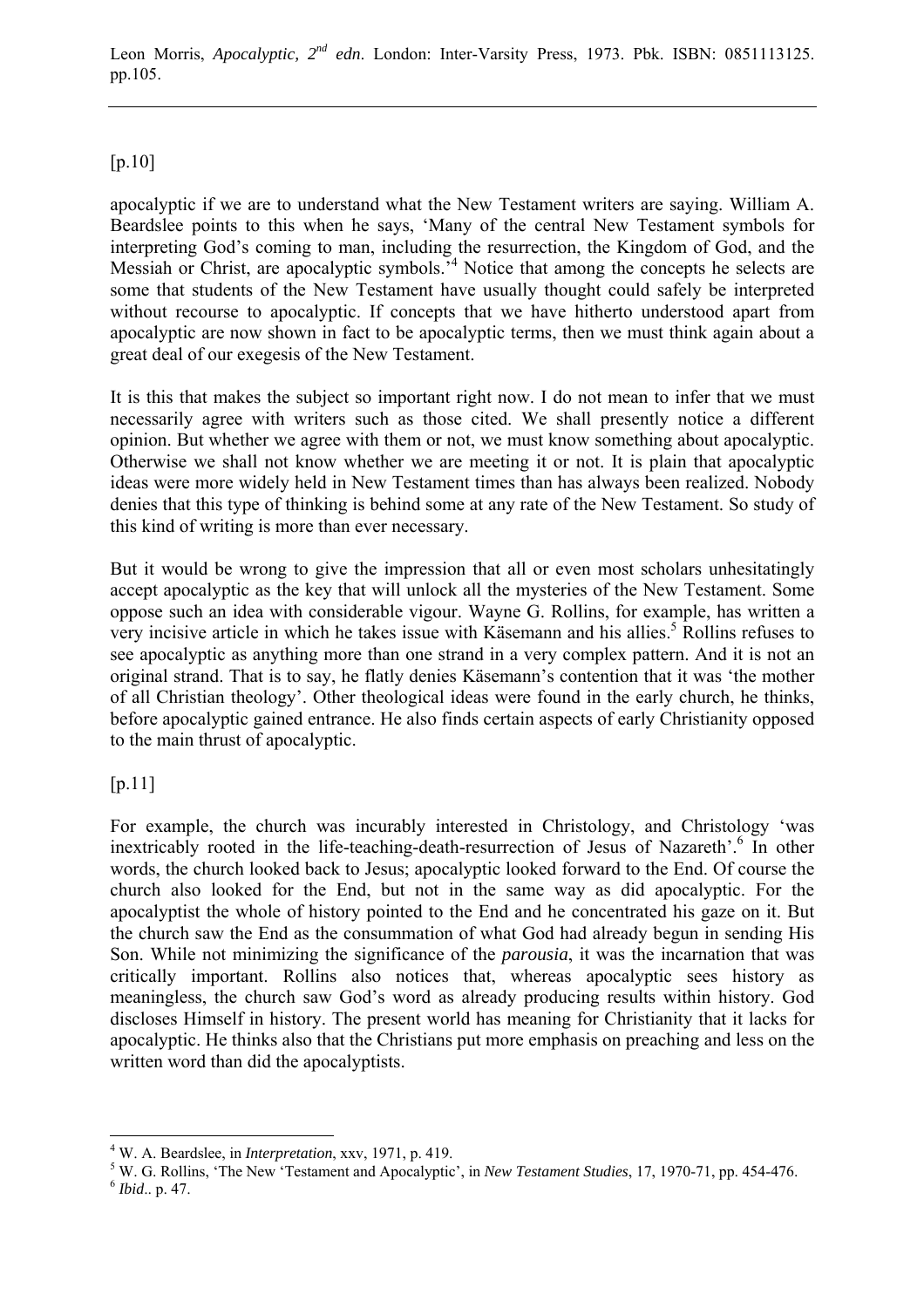[p.10]

apocalyptic if we are to understand what the New Testament writers are saying. William A. Beardslee points to this when he says, 'Many of the central New Testament symbols for interpreting God's coming to man, including the resurrection, the Kingdom of God, and the Messiah or Christ, are apocalyptic symbols.'[4] Notice that among the concepts he selects are some that students of the New Testament have usually thought could safely be interpreted without recourse to apocalyptic. If concepts that we have hitherto understood apart from apocalyptic are now shown in fact to be apocalyptic terms, then we must think again about a great deal of our exegesis of the New Testament.

It is this that makes the subject so important right now. I do not mean to infer that we must necessarily agree with writers such as those cited. We shall presently notice a different opinion. But whether we agree with them or not, we must know something about apocalyptic. Otherwise we shall not know whether we are meeting it or not. It is plain that apocalyptic ideas were more widely held in New Testament times than has always been realized. Nobody denies that this type of thinking is behind some at any rate of the New Testament. So study of this kind of writing is more than ever necessary.

But it would be wrong to give the impression that all or even most scholars unhesitatingly accept apocalyptic as the key that will unlock all the mysteries of the New Testament. Some oppose such an idea with considerable vigour. Wayne G. Rollins, for example, has written a very incisive article in which he takes issue with Käsemann and his allies.[5] Rollins refuses to see apocalyptic as anything more than one strand in a very complex pattern. And it is not an original strand. That is to say, he flatly denies Käsemann's contention that it was 'the mother of all Christian theology'. Other theological ideas were found in the early church, he thinks, before apocalyptic gained entrance. He also finds certain aspects of early Christianity opposed to the main thrust of apocalyptic.

[p.11]

For example, the church was incurably interested in Christology, and Christology 'was inextricably rooted in the life-teaching-death-resurrection of Jesus of Nazareth'.[6] In other words, the church looked back to Jesus; apocalyptic looked forward to the End. Of course the church also looked for the End, but not in the same way as did apocalyptic. For the apocalyptist the whole of history pointed to the End and he concentrated his gaze on it. But the church saw the End as the consummation of what God had already begun in sending His Son. While not minimizing the significance of the *parousia*, it was the incarnation that was critically important. Rollins also notices that, whereas apocalyptic sees history as meaningless, the church saw God's word as already producing results within history. God discloses Himself in history. The present world has meaning for Christianity that it lacks for apocalyptic. He thinks also that the Christians put more emphasis on preaching and less on the written word than did the apocalyptists.

---

[4] W. A. Beardslee, in *Interpretation*, xxv, 1971, p. 419.

[5] W. G. Rollins, 'The New 'Testament and Apocalyptic', in *New Testament Studies*, 17, 1970-71, pp. 454-476.

[6] *Ibid*.. p. 47.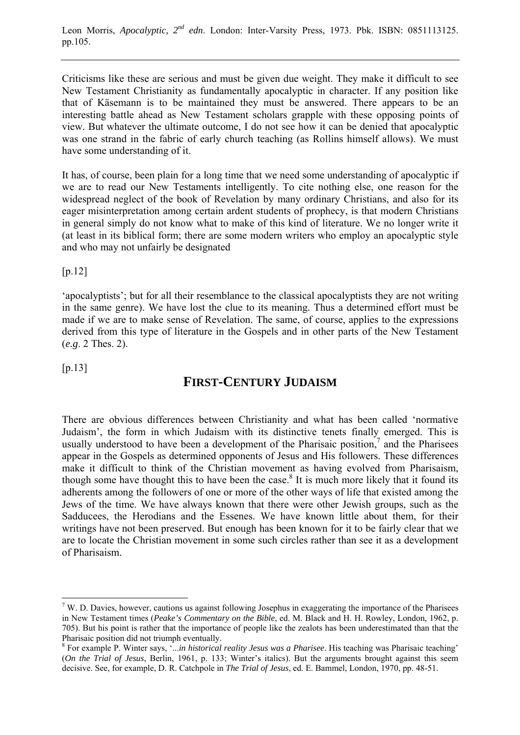Criticisms like these are serious and must be given due weight. They make it difficult to see New Testament Christianity as fundamentally apocalyptic in character. If any position like that of Käsemann is to be maintained they must be answered. There appears to be an interesting battle ahead as New Testament scholars grapple with these opposing points of view. But whatever the ultimate outcome, I do not see how it can be denied that apocalyptic was one strand in the fabric of early church teaching (as Rollins himself allows). We must have some understanding of it.

It has, of course, been plain for a long time that we need some understanding of apocalyptic if we are to read our New Testaments intelligently. To cite nothing else, one reason for the widespread neglect of the book of Revelation by many ordinary Christians, and also for its eager misinterpretation among certain ardent students of prophecy, is that modern Christians in general simply do not know what to make of this kind of literature. We no longer write it (at least in its biblical form; there are some modern writers who employ an apocalyptic style and who may not unfairly be designated

[p.12]

'apocalyptists'; but for all their resemblance to the classical apocalyptists they are not writing in the same genre). We have lost the clue to its meaning. Thus a determined effort must be made if we are to make sense of Revelation. The same, of course, applies to the expressions derived from this type of literature in the Gospels and in other parts of the New Testament (*e.g*. 2 Thes. 2).

[p.13]

## FIRST-CENTURY JUDAISM

There are obvious differences between Christianity and what has been called 'normative Judaism', the form in which Judaism with its distinctive tenets finally emerged. This is usually understood to have been a development of the Pharisaic position,[7] and the Pharisees appear in the Gospels as determined opponents of Jesus and His followers. These differences make it difficult to think of the Christian movement as having evolved from Pharisaism, though some have thought this to have been the case.[8] It is much more likely that it found its adherents among the followers of one or more of the other ways of life that existed among the Jews of the time. We have always known that there were other Jewish groups, such as the Sadducees, the Herodians and the Essenes. We have known little about them, for their writings have not been preserved. But enough has been known for it to be fairly clear that we are to locate the Christian movement in some such circles rather than see it as a development of Pharisaism.

---

[7] W. D. Davies, however, cautions us against following Josephus in exaggerating the importance of the Pharisees in New Testament times (*Peake's Commentary on the Bible*, ed. M. Black and H. H. Rowley, London, 1962, p. 705). But his point is rather that the importance of people like the zealots has been underestimated than that the Pharisaic position did not triumph eventually.

[8] For example P. Winter says, '...*in historical reality Jesus was a Pharisee*. His teaching was Pharisaic teaching' (*On the Trial of Jesus*, Berlin, 1961, p. 133; Winter's italics). But the arguments brought against this seem decisive. See, for example, D. R. Catchpole in *The Trial of Jesus*, ed. E. Bammel, London, 1970, pp. 48-51.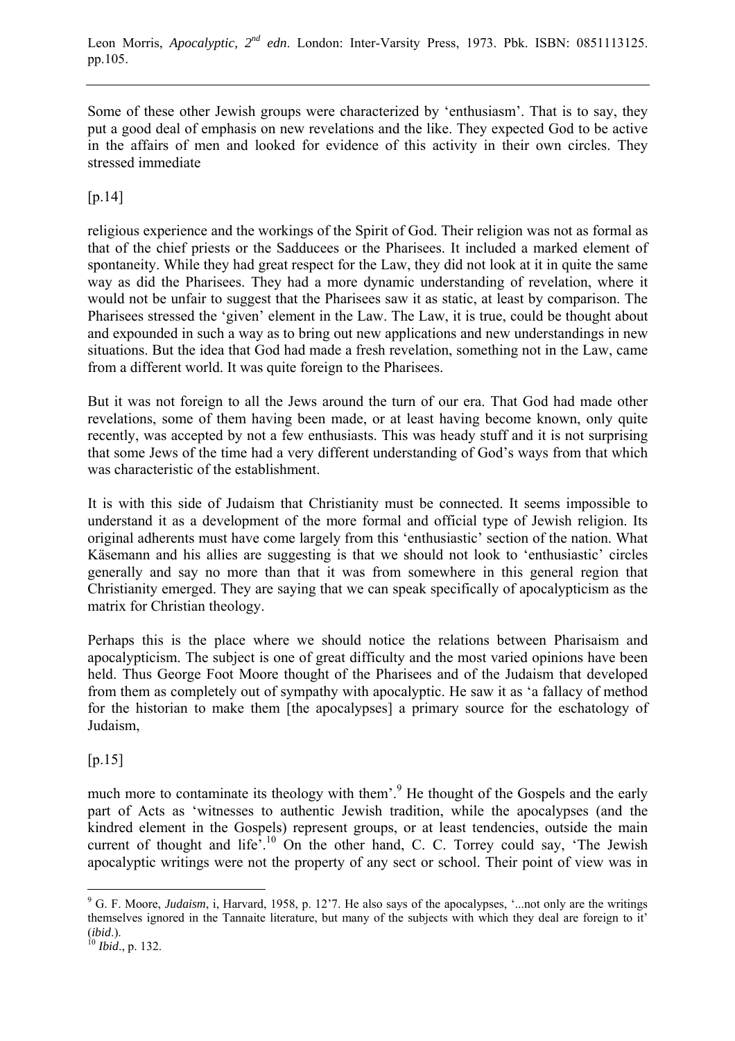Some of these other Jewish groups were characterized by 'enthusiasm'. That is to say, they put a good deal of emphasis on new revelations and the like. They expected God to be active in the affairs of men and looked for evidence of this activity in their own circles. They stressed immediate

[p.14]

religious experience and the workings of the Spirit of God. Their religion was not as formal as that of the chief priests or the Sadducees or the Pharisees. It included a marked element of spontaneity. While they had great respect for the Law, they did not look at it in quite the same way as did the Pharisees. They had a more dynamic understanding of revelation, where it would not be unfair to suggest that the Pharisees saw it as static, at least by comparison. The Pharisees stressed the 'given' element in the Law. The Law, it is true, could be thought about and expounded in such a way as to bring out new applications and new understandings in new situations. But the idea that God had made a fresh revelation, something not in the Law, came from a different world. It was quite foreign to the Pharisees.

But it was not foreign to all the Jews around the turn of our era. That God had made other revelations, some of them having been made, or at least having become known, only quite recently, was accepted by not a few enthusiasts. This was heady stuff and it is not surprising that some Jews of the time had a very different understanding of God's ways from that which was characteristic of the establishment.

It is with this side of Judaism that Christianity must be connected. It seems impossible to understand it as a development of the more formal and official type of Jewish religion. Its original adherents must have come largely from this 'enthusiastic' section of the nation. What Käsemann and his allies are suggesting is that we should not look to 'enthusiastic' circles generally and say no more than that it was from somewhere in this general region that Christianity emerged. They are saying that we can speak specifically of apocalypticism as the matrix for Christian theology.

Perhaps this is the place where we should notice the relations between Pharisaism and apocalypticism. The subject is one of great difficulty and the most varied opinions have been held. Thus George Foot Moore thought of the Pharisees and of the Judaism that developed from them as completely out of sympathy with apocalyptic. He saw it as 'a fallacy of method for the historian to make them [the apocalypses] a primary source for the eschatology of Judaism,

[p.15]

much more to contaminate its theology with them'.[9] He thought of the Gospels and the early part of Acts as 'witnesses to authentic Jewish tradition, while the apocalypses (and the kindred element in the Gospels) represent groups, or at least tendencies, outside the main current of thought and life'.[10] On the other hand, C. C. Torrey could say, 'The Jewish apocalyptic writings were not the property of any sect or school. Their point of view was in

---

[9] G. F. Moore, *Judaism*, i, Harvard, 1958, p. 12'7. He also says of the apocalypses, '...not only are the writings themselves ignored in the Tannaite literature, but many of the subjects with which they deal are foreign to it' (*ibid*.).

[10] *Ibid*., p. 132.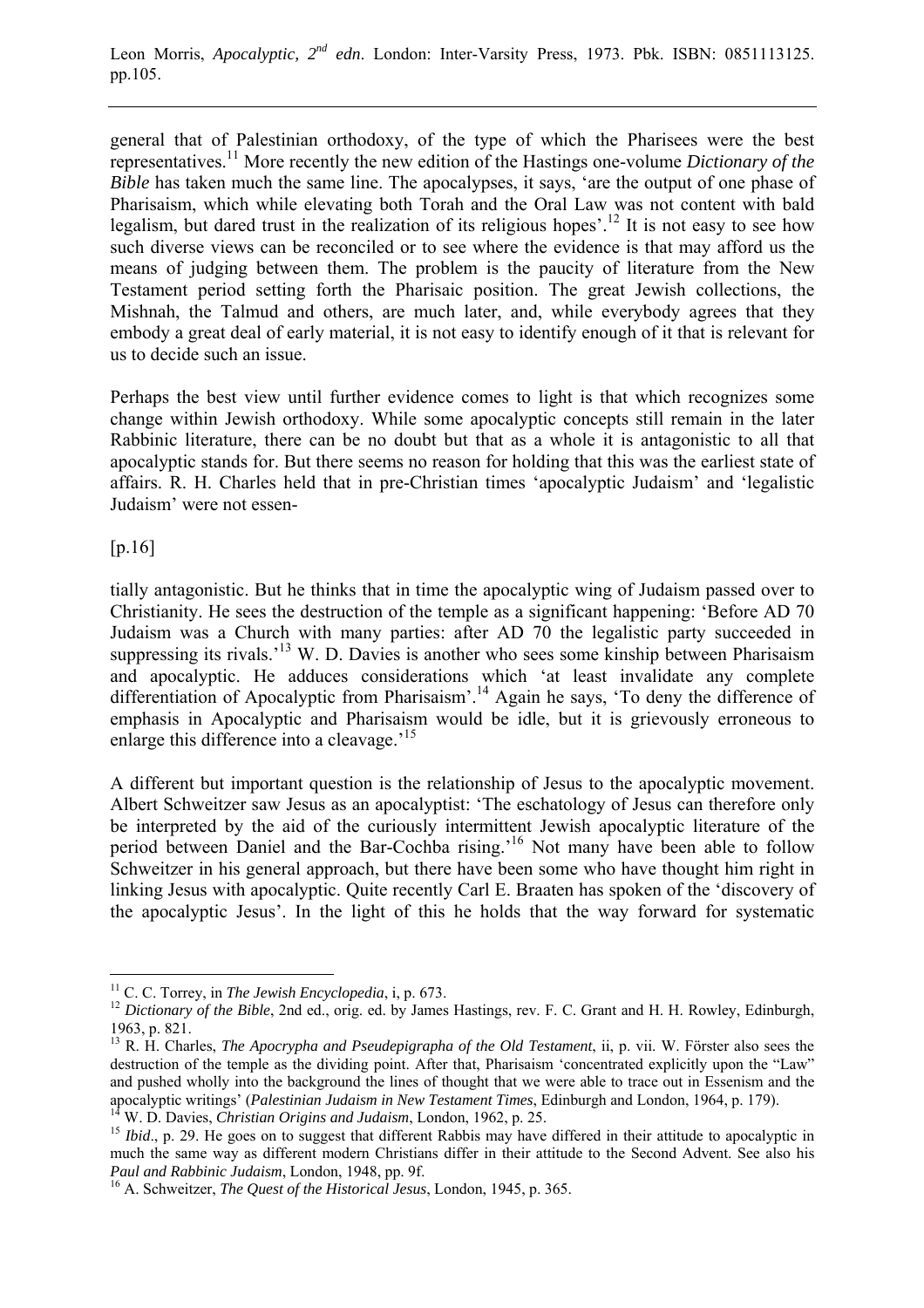general that of Palestinian orthodoxy, of the type of which the Pharisees were the best representatives.[11] More recently the new edition of the Hastings one-volume *Dictionary of the Bible* has taken much the same line. The apocalypses, it says, 'are the output of one phase of Pharisaism, which while elevating both Torah and the Oral Law was not content with bald legalism, but dared trust in the realization of its religious hopes'.[12] It is not easy to see how such diverse views can be reconciled or to see where the evidence is that may afford us the means of judging between them. The problem is the paucity of literature from the New Testament period setting forth the Pharisaic position. The great Jewish collections, the Mishnah, the Talmud and others, are much later, and, while everybody agrees that they embody a great deal of early material, it is not easy to identify enough of it that is relevant for us to decide such an issue.

Perhaps the best view until further evidence comes to light is that which recognizes some change within Jewish orthodoxy. While some apocalyptic concepts still remain in the later Rabbinic literature, there can be no doubt but that as a whole it is antagonistic to all that apocalyptic stands for. But there seems no reason for holding that this was the earliest state of affairs. R. H. Charles held that in pre-Christian times 'apocalyptic Judaism' and 'legalistic Judaism' were not essen-

[p.16]

tially antagonistic. But he thinks that in time the apocalyptic wing of Judaism passed over to Christianity. He sees the destruction of the temple as a significant happening: 'Before AD 70 Judaism was a Church with many parties: after AD 70 the legalistic party succeeded in suppressing its rivals.'[13] W. D. Davies is another who sees some kinship between Pharisaism and apocalyptic. He adduces considerations which 'at least invalidate any complete differentiation of Apocalyptic from Pharisaism'.[14] Again he says, 'To deny the difference of emphasis in Apocalyptic and Pharisaism would be idle, but it is grievously erroneous to enlarge this difference into a cleavage.'[15]

A different but important question is the relationship of Jesus to the apocalyptic movement. Albert Schweitzer saw Jesus as an apocalyptist: 'The eschatology of Jesus can therefore only be interpreted by the aid of the curiously intermittent Jewish apocalyptic literature of the period between Daniel and the Bar-Cochba rising.'[16] Not many have been able to follow Schweitzer in his general approach, but there have been some who have thought him right in linking Jesus with apocalyptic. Quite recently Carl E. Braaten has spoken of the 'discovery of the apocalyptic Jesus'. In the light of this he holds that the way forward for systematic

---

[11] C. C. Torrey, in *The Jewish Encyclopedia*, i, p. 673.

[12] *Dictionary of the Bible*, 2nd ed., orig. ed. by James Hastings, rev. F. C. Grant and H. H. Rowley, Edinburgh, 1963, p. 821.

[13] R. H. Charles, *The Apocrypha and Pseudepigrapha of the Old Testament*, ii, p. vii. W. Förster also sees the destruction of the temple as the dividing point. After that, Pharisaism 'concentrated explicitly upon the "Law" and pushed wholly into the background the lines of thought that we were able to trace out in Essenism and the apocalyptic writings' (*Palestinian Judaism in New Testament Times*, Edinburgh and London, 1964, p. 179).

[14] W. D. Davies, *Christian Origins and Judaism*, London, 1962, p. 25.

[15] *Ibid*., p. 29. He goes on to suggest that different Rabbis may have differed in their attitude to apocalyptic in much the same way as different modern Christians differ in their attitude to the Second Advent. See also his *Paul and Rabbinic Judaism*, London, 1948, pp. 9f.

[16] A. Schweitzer, *The Quest of the Historical Jesus*, London, 1945, p. 365.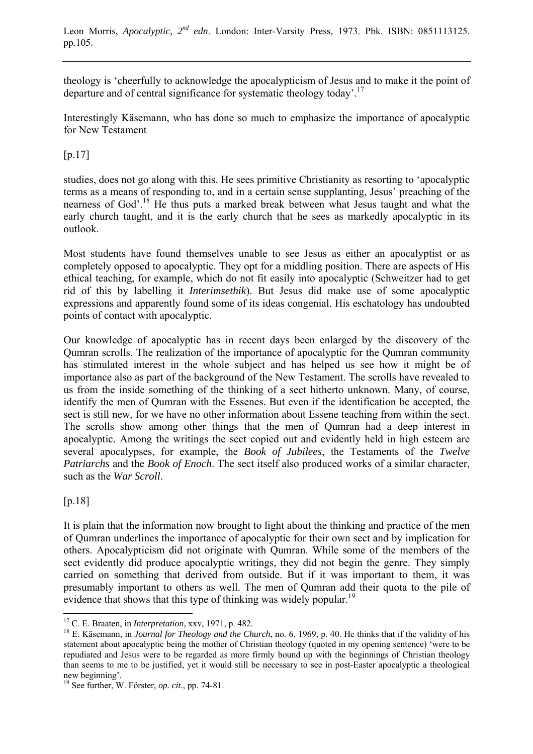theology is 'cheerfully to acknowledge the apocalypticism of Jesus and to make it the point of departure and of central significance for systematic theology today'.[17]

Interestingly Käsemann, who has done so much to emphasize the importance of apocalyptic for New Testament

[p.17]

studies, does not go along with this. He sees primitive Christianity as resorting to 'apocalyptic terms as a means of responding to, and in a certain sense supplanting, Jesus' preaching of the nearness of God'.[18] He thus puts a marked break between what Jesus taught and what the early church taught, and it is the early church that he sees as markedly apocalyptic in its outlook.

Most students have found themselves unable to see Jesus as either an apocalyptist or as completely opposed to apocalyptic. They opt for a middling position. There are aspects of His ethical teaching, for example, which do not fit easily into apocalyptic (Schweitzer had to get rid of this by labelling it *Interimsethik*). But Jesus did make use of some apocalyptic expressions and apparently found some of its ideas congenial. His eschatology has undoubted points of contact with apocalyptic.

Our knowledge of apocalyptic has in recent days been enlarged by the discovery of the Qumran scrolls. The realization of the importance of apocalyptic for the Qumran community has stimulated interest in the whole subject and has helped us see how it might be of importance also as part of the background of the New Testament. The scrolls have revealed to us from the inside something of the thinking of a sect hitherto unknown. Many, of course, identify the men of Qumran with the Essenes. But even if the identification be accepted, the sect is still new, for we have no other information about Essene teaching from within the sect. The scrolls show among other things that the men of Qumran had a deep interest in apocalyptic. Among the writings the sect copied out and evidently held in high esteem are several apocalypses, for example, the *Book of Jubilees*, the Testaments of the *Twelve Patriarchs* and the *Book of Enoch*. The sect itself also produced works of a similar character, such as the *War Scroll*.

[p.18]

It is plain that the information now brought to light about the thinking and practice of the men of Qumran underlines the importance of apocalyptic for their own sect and by implication for others. Apocalypticism did not originate with Qumran. While some of the members of the sect evidently did produce apocalyptic writings, they did not begin the genre. They simply carried on something that derived from outside. But if it was important to them, it was presumably important to others as well. The men of Qumran add their quota to the pile of evidence that shows that this type of thinking was widely popular.[19]

---

[17] C. E. Braaten, in *Interpretation*, xxv, 1971, p. 482.

[18] E. Käsemann, in *Journal for Theology and the Church*, no. 6, 1969, p. 40. He thinks that if the validity of his statement about apocalyptic being the mother of Christian theology (quoted in my opening sentence) 'were to be repudiated and Jesus were to be regarded as more firmly bound up with the beginnings of Christian theology than seems to me to be justified, yet it would still be necessary to see in post-Easter apocalyptic a theological new beginning'.

[19] See further, W. Förster, *op. cit*., pp. 74-81.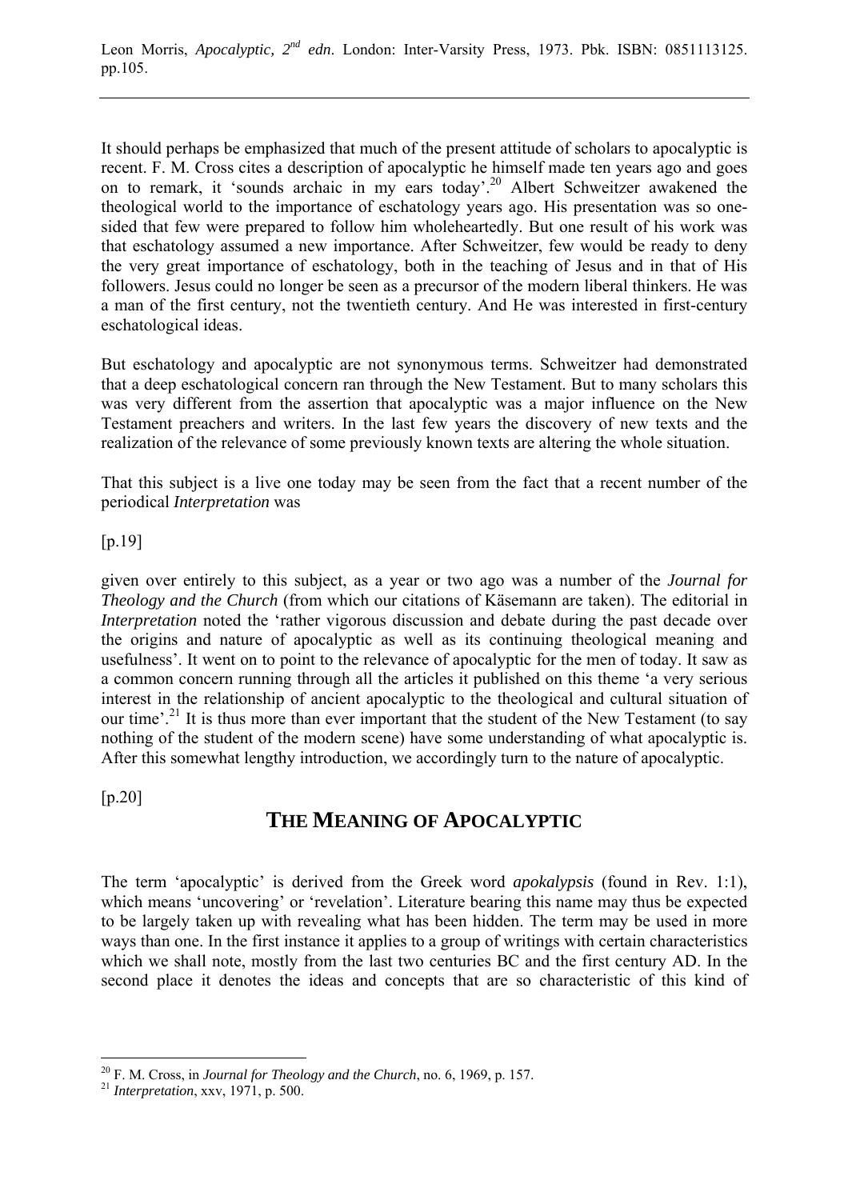It should perhaps be emphasized that much of the present attitude of scholars to apocalyptic is recent. F. M. Cross cites a description of apocalyptic he himself made ten years ago and goes on to remark, it 'sounds archaic in my ears today'.[20] Albert Schweitzer awakened the theological world to the importance of eschatology years ago. His presentation was so one-sided that few were prepared to follow him wholeheartedly. But one result of his work was that eschatology assumed a new importance. After Schweitzer, few would be ready to deny the very great importance of eschatology, both in the teaching of Jesus and in that of His followers. Jesus could no longer be seen as a precursor of the modern liberal thinkers. He was a man of the first century, not the twentieth century. And He was interested in first-century eschatological ideas.

But eschatology and apocalyptic are not synonymous terms. Schweitzer had demonstrated that a deep eschatological concern ran through the New Testament. But to many scholars this was very different from the assertion that apocalyptic was a major influence on the New Testament preachers and writers. In the last few years the discovery of new texts and the realization of the relevance of some previously known texts are altering the whole situation.

That this subject is a live one today may be seen from the fact that a recent number of the periodical *Interpretation* was

[p.19]

given over entirely to this subject, as a year or two ago was a number of the *Journal for Theology and the Church* (from which our citations of Käsemann are taken). The editorial in *Interpretation* noted the 'rather vigorous discussion and debate during the past decade over the origins and nature of apocalyptic as well as its continuing theological meaning and usefulness'. It went on to point to the relevance of apocalyptic for the men of today. It saw as a common concern running through all the articles it published on this theme 'a very serious interest in the relationship of ancient apocalyptic to the theological and cultural situation of our time'.[21] It is thus more than ever important that the student of the New Testament (to say nothing of the student of the modern scene) have some understanding of what apocalyptic is. After this somewhat lengthy introduction, we accordingly turn to the nature of apocalyptic.

[p.20]

## THE MEANING OF APOCALYPTIC

The term 'apocalyptic' is derived from the Greek word *apokalypsis* (found in Rev. 1:1), which means 'uncovering' or 'revelation'. Literature bearing this name may thus be expected to be largely taken up with revealing what has been hidden. The term may be used in more ways than one. In the first instance it applies to a group of writings with certain characteristics which we shall note, mostly from the last two centuries BC and the first century AD. In the second place it denotes the ideas and concepts that are so characteristic of this kind of

[20] F. M. Cross, in *Journal for Theology and the Church*, no. 6, 1969, p. 157.

[21] *Interpretation*, xxv, 1971, p. 500.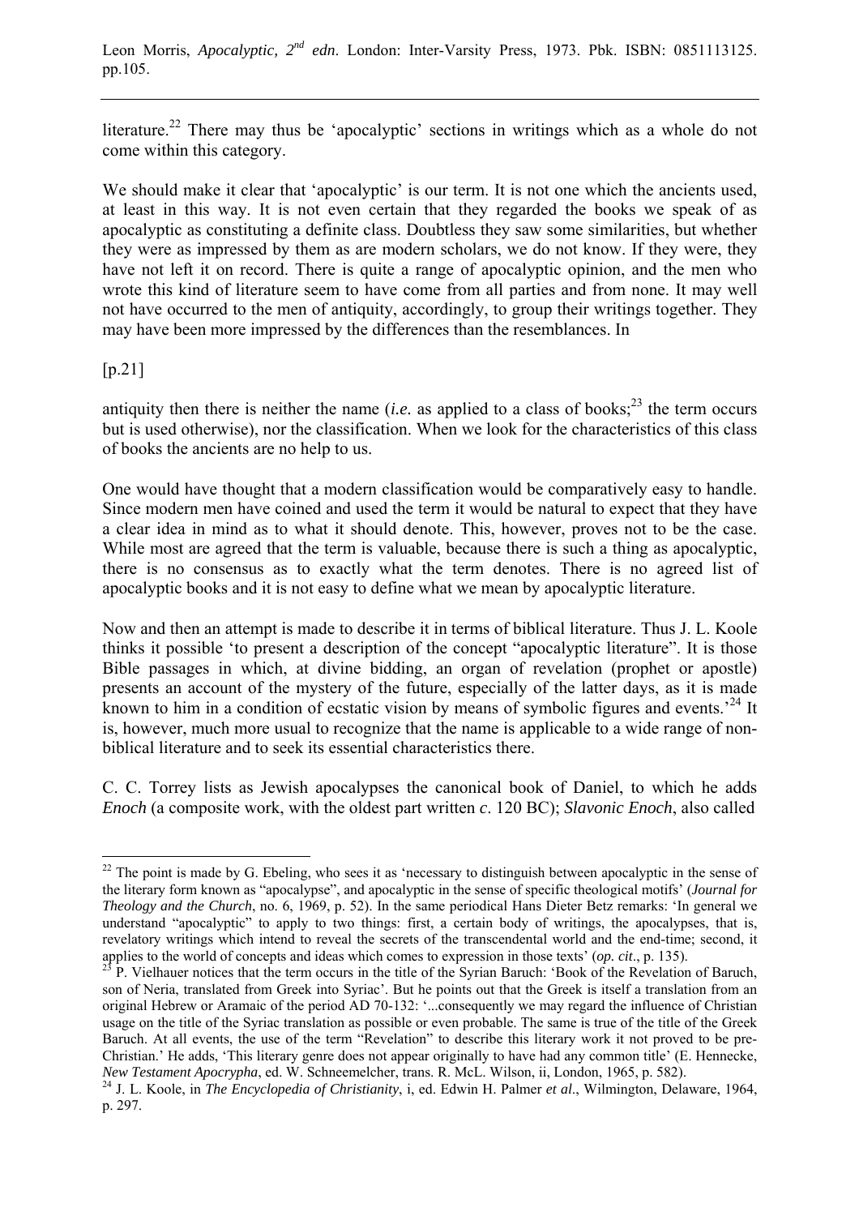literature.[22] There may thus be 'apocalyptic' sections in writings which as a whole do not come within this category.

We should make it clear that 'apocalyptic' is our term. It is not one which the ancients used, at least in this way. It is not even certain that they regarded the books we speak of as apocalyptic as constituting a definite class. Doubtless they saw some similarities, but whether they were as impressed by them as are modern scholars, we do not know. If they were, they have not left it on record. There is quite a range of apocalyptic opinion, and the men who wrote this kind of literature seem to have come from all parties and from none. It may well not have occurred to the men of antiquity, accordingly, to group their writings together. They may have been more impressed by the differences than the resemblances. In

[p.21]

antiquity then there is neither the name (*i.e.* as applied to a class of books;[23] the term occurs but is used otherwise), nor the classification. When we look for the characteristics of this class of books the ancients are no help to us.

One would have thought that a modern classification would be comparatively easy to handle. Since modern men have coined and used the term it would be natural to expect that they have a clear idea in mind as to what it should denote. This, however, proves not to be the case. While most are agreed that the term is valuable, because there is such a thing as apocalyptic, there is no consensus as to exactly what the term denotes. There is no agreed list of apocalyptic books and it is not easy to define what we mean by apocalyptic literature.

Now and then an attempt is made to describe it in terms of biblical literature. Thus J. L. Koole thinks it possible 'to present a description of the concept "apocalyptic literature". It is those Bible passages in which, at divine bidding, an organ of revelation (prophet or apostle) presents an account of the mystery of the future, especially of the latter days, as it is made known to him in a condition of ecstatic vision by means of symbolic figures and events.'[24] It is, however, much more usual to recognize that the name is applicable to a wide range of non-biblical literature and to seek its essential characteristics there.

C. C. Torrey lists as Jewish apocalypses the canonical book of Daniel, to which he adds *Enoch* (a composite work, with the oldest part written *c*. 120 BC); *Slavonic Enoch*, also called

---

[22] The point is made by G. Ebeling, who sees it as 'necessary to distinguish between apocalyptic in the sense of the literary form known as "apocalypse", and apocalyptic in the sense of specific theological motifs' (*Journal for Theology and the Church*, no. 6, 1969, p. 52). In the same periodical Hans Dieter Betz remarks: 'In general we understand "apocalyptic" to apply to two things: first, a certain body of writings, the apocalypses, that is, revelatory writings which intend to reveal the secrets of the transcendental world and the end-time; second, it applies to the world of concepts and ideas which comes to expression in those texts' (*op. cit*., p. 135).

[23] P. Vielhauer notices that the term occurs in the title of the Syrian Baruch: 'Book of the Revelation of Baruch, son of Neria, translated from Greek into Syriac'. But he points out that the Greek is itself a translation from an original Hebrew or Aramaic of the period AD 70-132: '...consequently we may regard the influence of Christian usage on the title of the Syriac translation as possible or even probable. The same is true of the title of the Greek Baruch. At all events, the use of the term "Revelation" to describe this literary work it not proved to be pre-Christian.' He adds, 'This literary genre does not appear originally to have had any common title' (E. Hennecke, *New Testament Apocrypha*, ed. W. Schneemelcher, trans. R. McL. Wilson, ii, London, 1965, p. 582).

[24] J. L. Koole, in *The Encyclopedia of Christianity*, i, ed. Edwin H. Palmer *et al*., Wilmington, Delaware, 1964, p. 297.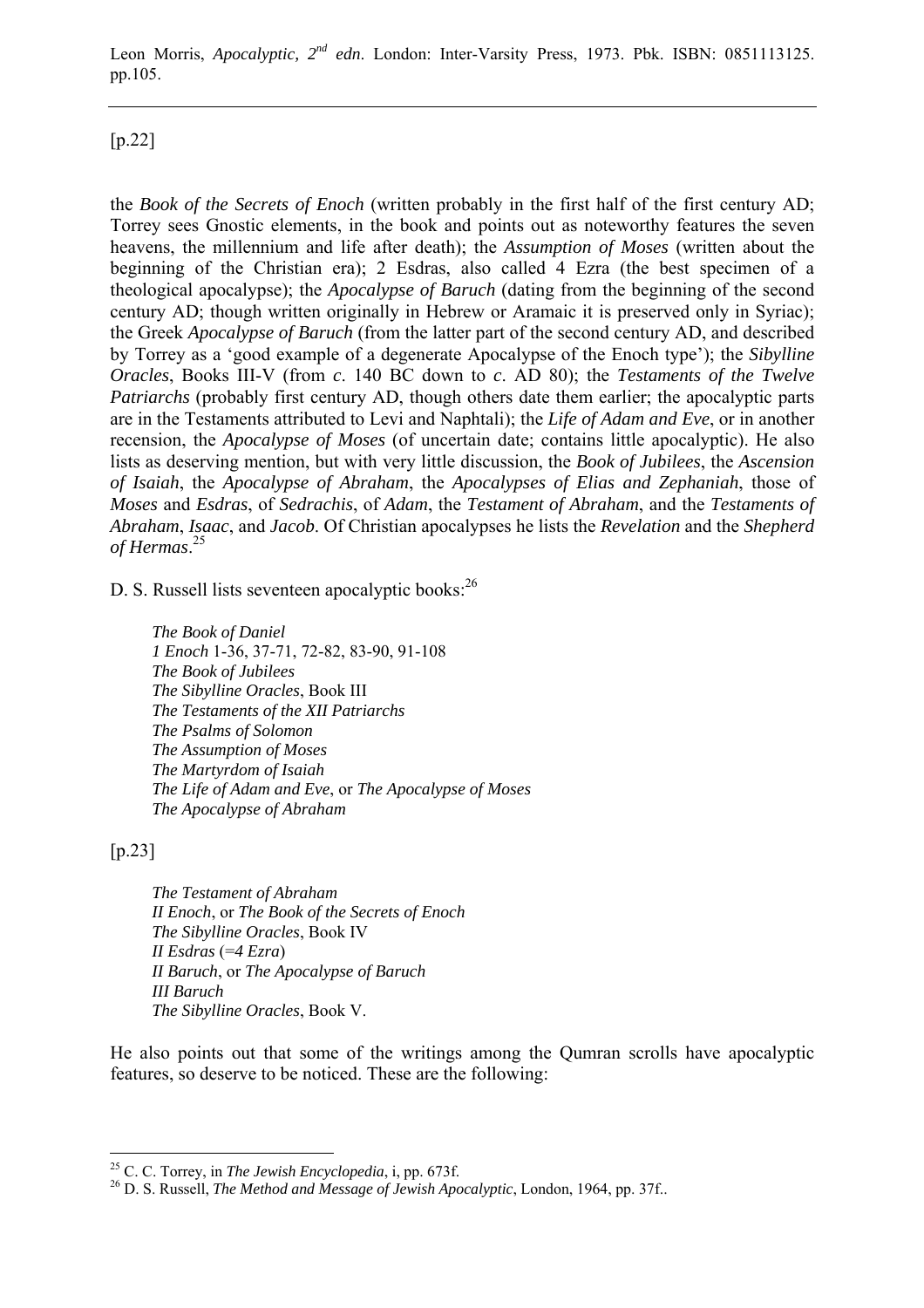[p.22]

the *Book of the Secrets of Enoch* (written probably in the first half of the first century AD; Torrey sees Gnostic elements, in the book and points out as noteworthy features the seven heavens, the millennium and life after death); the *Assumption of Moses* (written about the beginning of the Christian era); 2 Esdras, also called 4 Ezra (the best specimen of a theological apocalypse); the *Apocalypse of Baruch* (dating from the beginning of the second century AD; though written originally in Hebrew or Aramaic it is preserved only in Syriac); the Greek *Apocalypse of Baruch* (from the latter part of the second century AD, and described by Torrey as a 'good example of a degenerate Apocalypse of the Enoch type'); the *Sibylline Oracles*, Books III-V (from *c*. 140 BC down to *c*. AD 80); the *Testaments of the Twelve Patriarchs* (probably first century AD, though others date them earlier; the apocalyptic parts are in the Testaments attributed to Levi and Naphtali); the *Life of Adam and Eve*, or in another recension, the *Apocalypse of Moses* (of uncertain date; contains little apocalyptic). He also lists as deserving mention, but with very little discussion, the *Book of Jubilees*, the *Ascension of Isaiah*, the *Apocalypse of Abraham*, the *Apocalypses of Elias and Zephaniah*, those of *Moses* and *Esdras*, of *Sedrachis*, of *Adam*, the *Testament of Abraham*, and the *Testaments of Abraham*, *Isaac*, and *Jacob*. Of Christian apocalypses he lists the *Revelation* and the *Shepherd of Hermas*.[25]

D. S. Russell lists seventeen apocalyptic books:[26]

*The Book of Daniel*
*1 Enoch* 1-36, 37-71, 72-82, 83-90, 91-108
*The Book of Jubilees*
*The Sibylline Oracles*, Book III
*The Testaments of the XII Patriarchs*
*The Psalms of Solomon*
*The Assumption of Moses*
*The Martyrdom of Isaiah*
*The Life of Adam and Eve*, or *The Apocalypse of Moses*
*The Apocalypse of Abraham*

[p.23]

*The Testament of Abraham*
*II Enoch*, or *The Book of the Secrets of Enoch*
*The Sibylline Oracles*, Book IV
*II Esdras* (=*4 Ezra*)
*II Baruch*, or *The Apocalypse of Baruch*
*III Baruch*
*The Sibylline Oracles*, Book V.

He also points out that some of the writings among the Qumran scrolls have apocalyptic features, so deserve to be noticed. These are the following:

---

[25] C. C. Torrey, in *The Jewish Encyclopedia*, i, pp. 673f.

[26] D. S. Russell, *The Method and Message of Jewish Apocalyptic*, London, 1964, pp. 37f..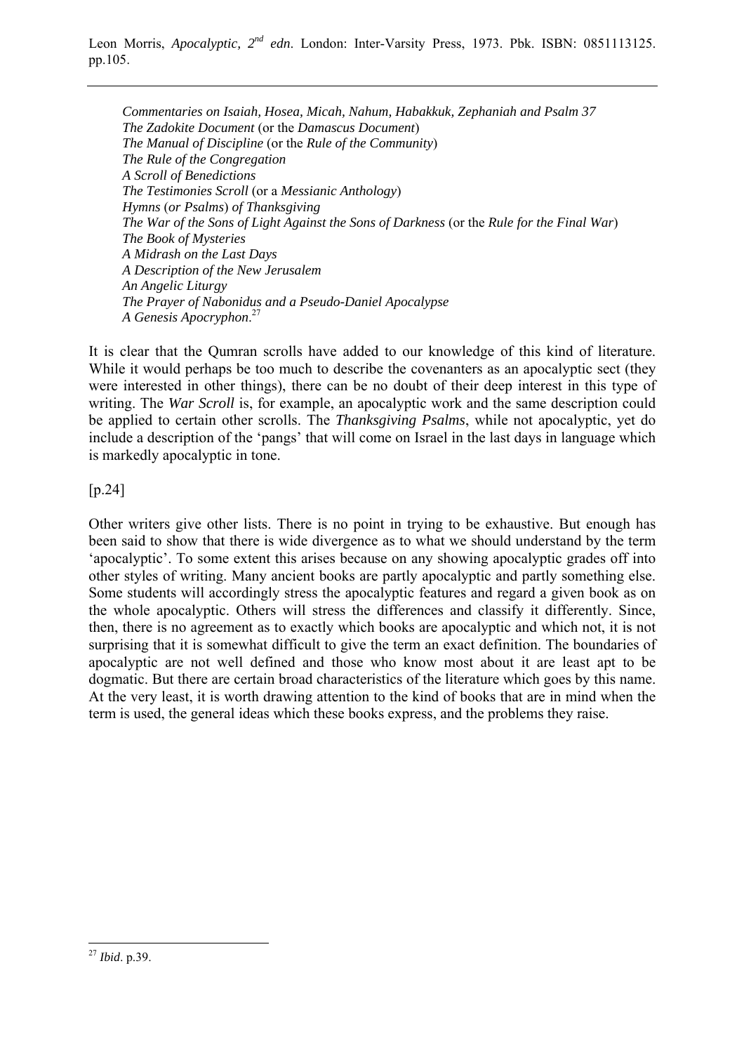*Commentaries on Isaiah, Hosea, Micah, Nahum, Habakkuk, Zephaniah and Psalm 37*
*The Zadokite Document* (or the *Damascus Document*)
*The Manual of Discipline* (or the *Rule of the Community*)
*The Rule of the Congregation*
*A Scroll of Benedictions*
*The Testimonies Scroll* (or a *Messianic Anthology*)
*Hymns* (*or Psalms*) *of Thanksgiving*
*The War of the Sons of Light Against the Sons of Darkness* (or the *Rule for the Final War*)
*The Book of Mysteries*
*A Midrash on the Last Days*
*A Description of the New Jerusalem*
*An Angelic Liturgy*
*The Prayer of Nabonidus and a Pseudo-Daniel Apocalypse*
*A Genesis Apocryphon*.[27]

It is clear that the Qumran scrolls have added to our knowledge of this kind of literature. While it would perhaps be too much to describe the covenanters as an apocalyptic sect (they were interested in other things), there can be no doubt of their deep interest in this type of writing. The *War Scroll* is, for example, an apocalyptic work and the same description could be applied to certain other scrolls. The *Thanksgiving Psalms*, while not apocalyptic, yet do include a description of the 'pangs' that will come on Israel in the last days in language which is markedly apocalyptic in tone.

[p.24]

Other writers give other lists. There is no point in trying to be exhaustive. But enough has been said to show that there is wide divergence as to what we should understand by the term 'apocalyptic'. To some extent this arises because on any showing apocalyptic grades off into other styles of writing. Many ancient books are partly apocalyptic and partly something else. Some students will accordingly stress the apocalyptic features and regard a given book as on the whole apocalyptic. Others will stress the differences and classify it differently. Since, then, there is no agreement as to exactly which books are apocalyptic and which not, it is not surprising that it is somewhat difficult to give the term an exact definition. The boundaries of apocalyptic are not well defined and those who know most about it are least apt to be dogmatic. But there are certain broad characteristics of the literature which goes by this name. At the very least, it is worth drawing attention to the kind of books that are in mind when the term is used, the general ideas which these books express, and the problems they raise.

---

[27] *Ibid*. p.39.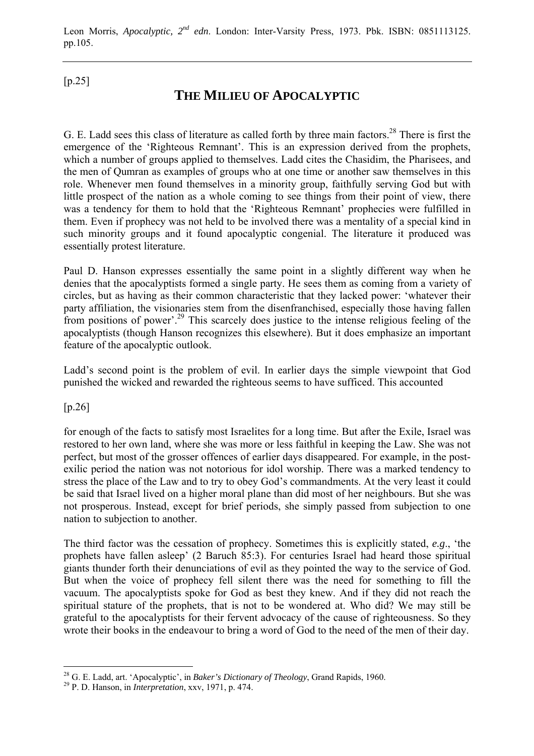[p.25]

# THE MILIEU OF APOCALYPTIC

G. E. Ladd sees this class of literature as called forth by three main factors.[28] There is first the emergence of the 'Righteous Remnant'. This is an expression derived from the prophets, which a number of groups applied to themselves. Ladd cites the Chasidim, the Pharisees, and the men of Qumran as examples of groups who at one time or another saw themselves in this role. Whenever men found themselves in a minority group, faithfully serving God but with little prospect of the nation as a whole coming to see things from their point of view, there was a tendency for them to hold that the 'Righteous Remnant' prophecies were fulfilled in them. Even if prophecy was not held to be involved there was a mentality of a special kind in such minority groups and it found apocalyptic congenial. The literature it produced was essentially protest literature.

Paul D. Hanson expresses essentially the same point in a slightly different way when he denies that the apocalyptists formed a single party. He sees them as coming from a variety of circles, but as having as their common characteristic that they lacked power: 'whatever their party affiliation, the visionaries stem from the disenfranchised, especially those having fallen from positions of power'.[29] This scarcely does justice to the intense religious feeling of the apocalyptists (though Hanson recognizes this elsewhere). But it does emphasize an important feature of the apocalyptic outlook.

Ladd's second point is the problem of evil. In earlier days the simple viewpoint that God punished the wicked and rewarded the righteous seems to have sufficed. This accounted

[p.26]

for enough of the facts to satisfy most Israelites for a long time. But after the Exile, Israel was restored to her own land, where she was more or less faithful in keeping the Law. She was not perfect, but most of the grosser offences of earlier days disappeared. For example, in the post-exilic period the nation was not notorious for idol worship. There was a marked tendency to stress the place of the Law and to try to obey God's commandments. At the very least it could be said that Israel lived on a higher moral plane than did most of her neighbours. But she was not prosperous. Instead, except for brief periods, she simply passed from subjection to one nation to subjection to another.

The third factor was the cessation of prophecy. Sometimes this is explicitly stated, *e.g*., 'the prophets have fallen asleep' (2 Baruch 85:3). For centuries Israel had heard those spiritual giants thunder forth their denunciations of evil as they pointed the way to the service of God. But when the voice of prophecy fell silent there was the need for something to fill the vacuum. The apocalyptists spoke for God as best they knew. And if they did not reach the spiritual stature of the prophets, that is not to be wondered at. Who did? We may still be grateful to the apocalyptists for their fervent advocacy of the cause of righteousness. So they wrote their books in the endeavour to bring a word of God to the need of the men of their day.

---

[28] G. E. Ladd, art. 'Apocalyptic', in *Baker's Dictionary of Theology*, Grand Rapids, 1960.

[29] P. D. Hanson, in *Interpretation*, xxv, 1971, p. 474.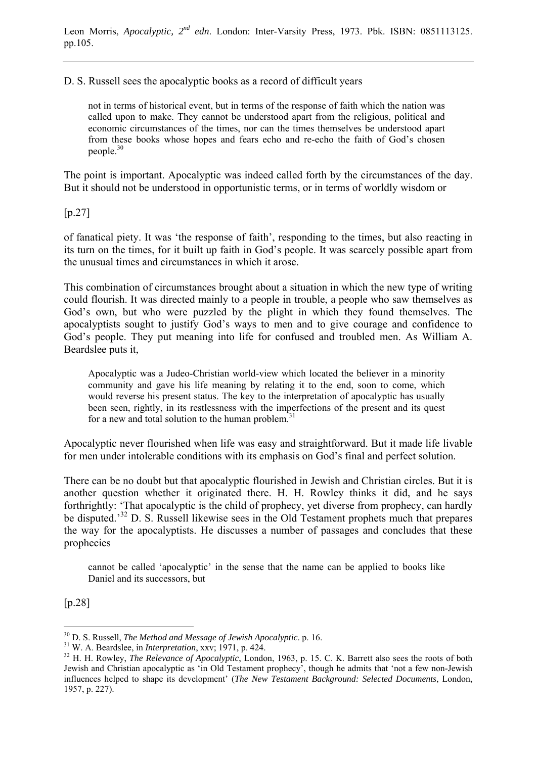D. S. Russell sees the apocalyptic books as a record of difficult years

> not in terms of historical event, but in terms of the response of faith which the nation was called upon to make. They cannot be understood apart from the religious, political and economic circumstances of the times, nor can the times themselves be understood apart from these books whose hopes and fears echo and re-echo the faith of God's chosen people.[30]

The point is important. Apocalyptic was indeed called forth by the circumstances of the day. But it should not be understood in opportunistic terms, or in terms of worldly wisdom or

[p.27]

of fanatical piety. It was 'the response of faith', responding to the times, but also reacting in its turn on the times, for it built up faith in God's people. It was scarcely possible apart from the unusual times and circumstances in which it arose.

This combination of circumstances brought about a situation in which the new type of writing could flourish. It was directed mainly to a people in trouble, a people who saw themselves as God's own, but who were puzzled by the plight in which they found themselves. The apocalyptists sought to justify God's ways to men and to give courage and confidence to God's people. They put meaning into life for confused and troubled men. As William A. Beardslee puts it,

> Apocalyptic was a Judeo-Christian world-view which located the believer in a minority community and gave his life meaning by relating it to the end, soon to come, which would reverse his present status. The key to the interpretation of apocalyptic has usually been seen, rightly, in its restlessness with the imperfections of the present and its quest for a new and total solution to the human problem.[31]

Apocalyptic never flourished when life was easy and straightforward. But it made life livable for men under intolerable conditions with its emphasis on God's final and perfect solution.

There can be no doubt but that apocalyptic flourished in Jewish and Christian circles. But it is another question whether it originated there. H. H. Rowley thinks it did, and he says forthrightly: 'That apocalyptic is the child of prophecy, yet diverse from prophecy, can hardly be disputed.'[32] D. S. Russell likewise sees in the Old Testament prophets much that prepares the way for the apocalyptists. He discusses a number of passages and concludes that these prophecies

> cannot be called 'apocalyptic' in the sense that the name can be applied to books like Daniel and its successors, but

[p.28]

---

[30] D. S. Russell, *The Method and Message of Jewish Apocalyptic*. p. 16.

[31] W. A. Beardslee, in *Interpretation*, xxv; 1971, p. 424.

[32] H. H. Rowley, *The Relevance of Apocalyptic*, London, 1963, p. 15. C. K. Barrett also sees the roots of both Jewish and Christian apocalyptic as 'in Old Testament prophecy', though he admits that 'not a few non-Jewish influences helped to shape its development' (*The New Testament Background: Selected Documents*, London, 1957, p. 227).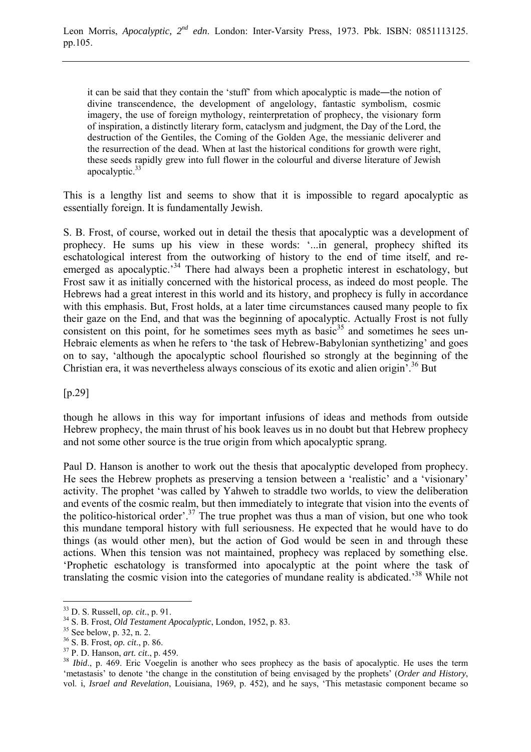> it can be said that they contain the 'stuff' from which apocalyptic is made―the notion of divine transcendence, the development of angelology, fantastic symbolism, cosmic imagery, the use of foreign mythology, reinterpretation of prophecy, the visionary form of inspiration, a distinctly literary form, cataclysm and judgment, the Day of the Lord, the destruction of the Gentiles, the Coming of the Golden Age, the messianic deliverer and the resurrection of the dead. When at last the historical conditions for growth were right, these seeds rapidly grew into full flower in the colourful and diverse literature of Jewish apocalyptic.[33]

This is a lengthy list and seems to show that it is impossible to regard apocalyptic as essentially foreign. It is fundamentally Jewish.

S. B. Frost, of course, worked out in detail the thesis that apocalyptic was a development of prophecy. He sums up his view in these words: '...in general, prophecy shifted its eschatological interest from the outworking of history to the end of time itself, and re-emerged as apocalyptic.'[34] There had always been a prophetic interest in eschatology, but Frost saw it as initially concerned with the historical process, as indeed do most people. The Hebrews had a great interest in this world and its history, and prophecy is fully in accordance with this emphasis. But, Frost holds, at a later time circumstances caused many people to fix their gaze on the End, and that was the beginning of apocalyptic. Actually Frost is not fully consistent on this point, for he sometimes sees myth as basic[35] and sometimes he sees un-Hebraic elements as when he refers to 'the task of Hebrew-Babylonian synthetizing' and goes on to say, 'although the apocalyptic school flourished so strongly at the beginning of the Christian era, it was nevertheless always conscious of its exotic and alien origin'.[36] But

[p.29]

though he allows in this way for important infusions of ideas and methods from outside Hebrew prophecy, the main thrust of his book leaves us in no doubt but that Hebrew prophecy and not some other source is the true origin from which apocalyptic sprang.

Paul D. Hanson is another to work out the thesis that apocalyptic developed from prophecy. He sees the Hebrew prophets as preserving a tension between a 'realistic' and a 'visionary' activity. The prophet 'was called by Yahweh to straddle two worlds, to view the deliberation and events of the cosmic realm, but then immediately to integrate that vision into the events of the politico-historical order'.[37] The true prophet was thus a man of vision, but one who took this mundane temporal history with full seriousness. He expected that he would have to do things (as would other men), but the action of God would be seen in and through these actions. When this tension was not maintained, prophecy was replaced by something else. 'Prophetic eschatology is transformed into apocalyptic at the point where the task of translating the cosmic vision into the categories of mundane reality is abdicated.'[38] While not

---

[33] D. S. Russell, *op. cit*., p. 91.

[34] S. B. Frost, *Old Testament Apocalyptic*, London, 1952, p. 83.

[35] See below, p. 32, n. 2.

[36] S. B. Frost, *op. cit*., p. 86.

[37] P. D. Hanson, *art. cit*., p. 459.

[38] *Ibid*., p. 469. Eric Voegelin is another who sees prophecy as the basis of apocalyptic. He uses the term 'metastasis' to denote 'the change in the constitution of being envisaged by the prophets' (*Order and History*, vol. i, *Israel and Revelation*, Louisiana, 1969, p. 452), and he says, 'This metastasic component became so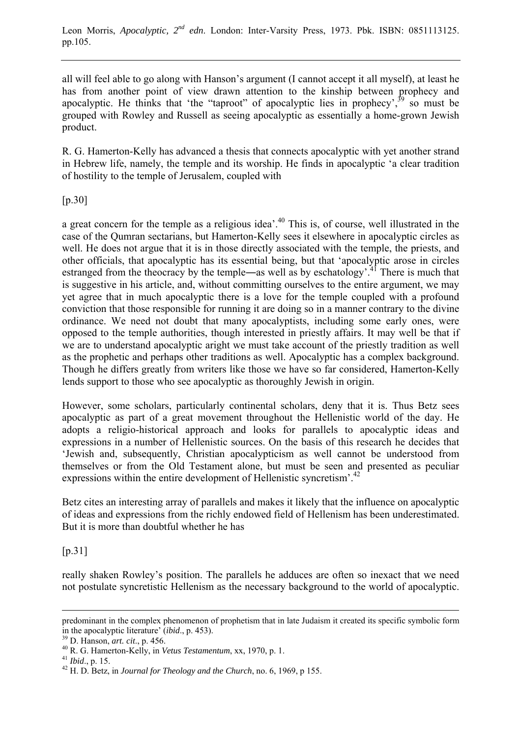all will feel able to go along with Hanson's argument (I cannot accept it all myself), at least he has from another point of view drawn attention to the kinship between prophecy and apocalyptic. He thinks that 'the "taproot" of apocalyptic lies in prophecy',[39] so must be grouped with Rowley and Russell as seeing apocalyptic as essentially a home-grown Jewish product.

R. G. Hamerton-Kelly has advanced a thesis that connects apocalyptic with yet another strand in Hebrew life, namely, the temple and its worship. He finds in apocalyptic 'a clear tradition of hostility to the temple of Jerusalem, coupled with

[p.30]

a great concern for the temple as a religious idea'.[40] This is, of course, well illustrated in the case of the Qumran sectarians, but Hamerton-Kelly sees it elsewhere in apocalyptic circles as well. He does not argue that it is in those directly associated with the temple, the priests, and other officials, that apocalyptic has its essential being, but that 'apocalyptic arose in circles estranged from the theocracy by the temple―as well as by eschatology'.[41] There is much that is suggestive in his article, and, without committing ourselves to the entire argument, we may yet agree that in much apocalyptic there is a love for the temple coupled with a profound conviction that those responsible for running it are doing so in a manner contrary to the divine ordinance. We need not doubt that many apocalyptists, including some early ones, were opposed to the temple authorities, though interested in priestly affairs. It may well be that if we are to understand apocalyptic aright we must take account of the priestly tradition as well as the prophetic and perhaps other traditions as well. Apocalyptic has a complex background. Though he differs greatly from writers like those we have so far considered, Hamerton-Kelly lends support to those who see apocalyptic as thoroughly Jewish in origin.

However, some scholars, particularly continental scholars, deny that it is. Thus Betz sees apocalyptic as part of a great movement throughout the Hellenistic world of the day. He adopts a religio-historical approach and looks for parallels to apocalyptic ideas and expressions in a number of Hellenistic sources. On the basis of this research he decides that 'Jewish and, subsequently, Christian apocalypticism as well cannot be understood from themselves or from the Old Testament alone, but must be seen and presented as peculiar expressions within the entire development of Hellenistic syncretism'.[42]

Betz cites an interesting array of parallels and makes it likely that the influence on apocalyptic of ideas and expressions from the richly endowed field of Hellenism has been underestimated. But it is more than doubtful whether he has

[p.31]

really shaken Rowley's position. The parallels he adduces are often so inexact that we need not postulate syncretistic Hellenism as the necessary background to the world of apocalyptic.

---

predominant in the complex phenomenon of prophetism that in late Judaism it created its specific symbolic form in the apocalyptic literature' (*ibid*., p. 453).

[39] D. Hanson, *art. cit*., p. 456.

[40] R. G. Hamerton-Kelly, in *Vetus Testamentum*, xx, 1970, p. 1.

[41] *Ibid*., p. 15.

[42] H. D. Betz, in *Journal for Theology and the Church*, no. 6, 1969, p 155.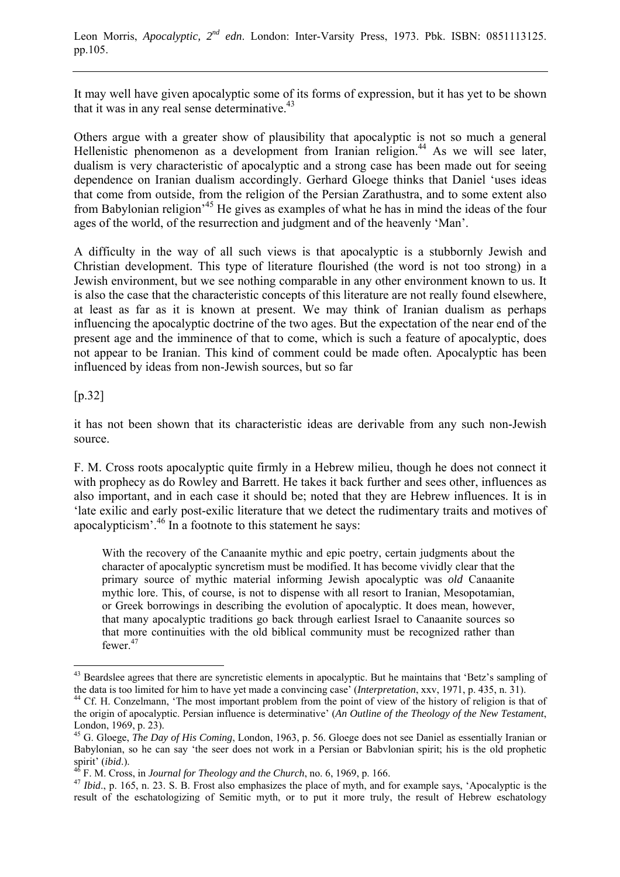It may well have given apocalyptic some of its forms of expression, but it has yet to be shown that it was in any real sense determinative.[43]

Others argue with a greater show of plausibility that apocalyptic is not so much a general Hellenistic phenomenon as a development from Iranian religion.[44] As we will see later, dualism is very characteristic of apocalyptic and a strong case has been made out for seeing dependence on Iranian dualism accordingly. Gerhard Gloege thinks that Daniel 'uses ideas that come from outside, from the religion of the Persian Zarathustra, and to some extent also from Babylonian religion'[45] He gives as examples of what he has in mind the ideas of the four ages of the world, of the resurrection and judgment and of the heavenly 'Man'.

A difficulty in the way of all such views is that apocalyptic is a stubbornly Jewish and Christian development. This type of literature flourished (the word is not too strong) in a Jewish environment, but we see nothing comparable in any other environment known to us. It is also the case that the characteristic concepts of this literature are not really found elsewhere, at least as far as it is known at present. We may think of Iranian dualism as perhaps influencing the apocalyptic doctrine of the two ages. But the expectation of the near end of the present age and the imminence of that to come, which is such a feature of apocalyptic, does not appear to be Iranian. This kind of comment could be made often. Apocalyptic has been influenced by ideas from non-Jewish sources, but so far

[p.32]

it has not been shown that its characteristic ideas are derivable from any such non-Jewish source.

F. M. Cross roots apocalyptic quite firmly in a Hebrew milieu, though he does not connect it with prophecy as do Rowley and Barrett. He takes it back further and sees other, influences as also important, and in each case it should be; noted that they are Hebrew influences. It is in 'late exilic and early post-exilic literature that we detect the rudimentary traits and motives of apocalypticism'.[46] In a footnote to this statement he says:

> With the recovery of the Canaanite mythic and epic poetry, certain judgments about the character of apocalyptic syncretism must be modified. It has become vividly clear that the primary source of mythic material informing Jewish apocalyptic was *old* Canaanite mythic lore. This, of course, is not to dispense with all resort to Iranian, Mesopotamian, or Greek borrowings in describing the evolution of apocalyptic. It does mean, however, that many apocalyptic traditions go back through earliest Israel to Canaanite sources so that more continuities with the old biblical community must be recognized rather than fewer.[47]

---

[43] Beardslee agrees that there are syncretistic elements in apocalyptic. But he maintains that 'Betz's sampling of the data is too limited for him to have yet made a convincing case' (*Interpretation*, xxv, 1971, p. 435, n. 31).

[44] Cf. H. Conzelmann, 'The most important problem from the point of view of the history of religion is that of the origin of apocalyptic. Persian influence is determinative' (*An Outline of the Theology of the New Testament*, London, 1969, p. 23).

[45] G. Gloege, *The Day of His Coming*, London, 1963, p. 56. Gloege does not see Daniel as essentially Iranian or Babylonian, so he can say 'the seer does not work in a Persian or Babvlonian spirit; his is the old prophetic spirit' (*ibid*.).

[46] F. M. Cross, in *Journal for Theology and the Church*, no. 6, 1969, p. 166.

[47] *Ibid*., p. 165, n. 23. S. B. Frost also emphasizes the place of myth, and for example says, 'Apocalyptic is the result of the eschatologizing of Semitic myth, or to put it more truly, the result of Hebrew eschatology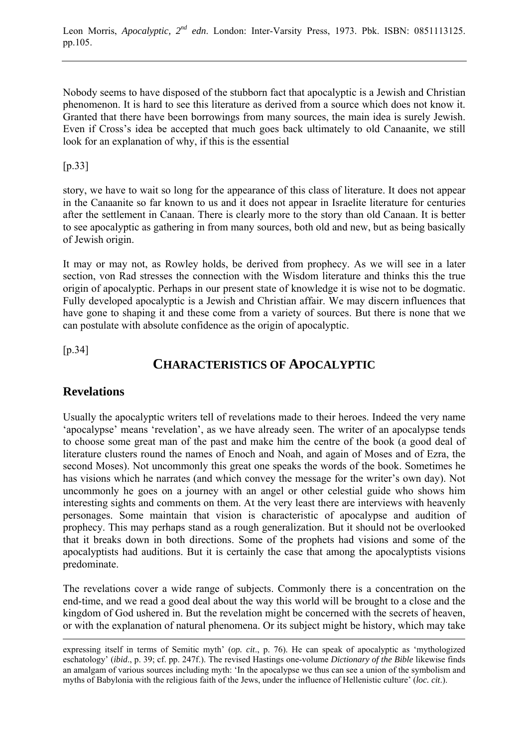Nobody seems to have disposed of the stubborn fact that apocalyptic is a Jewish and Christian phenomenon. It is hard to see this literature as derived from a source which does not know it. Granted that there have been borrowings from many sources, the main idea is surely Jewish. Even if Cross's idea be accepted that much goes back ultimately to old Canaanite, we still look for an explanation of why, if this is the essential

[p.33]

story, we have to wait so long for the appearance of this class of literature. It does not appear in the Canaanite so far known to us and it does not appear in Israelite literature for centuries after the settlement in Canaan. There is clearly more to the story than old Canaan. It is better to see apocalyptic as gathering in from many sources, both old and new, but as being basically of Jewish origin.

It may or may not, as Rowley holds, be derived from prophecy. As we will see in a later section, von Rad stresses the connection with the Wisdom literature and thinks this the true origin of apocalyptic. Perhaps in our present state of knowledge it is wise not to be dogmatic. Fully developed apocalyptic is a Jewish and Christian affair. We may discern influences that have gone to shaping it and these come from a variety of sources. But there is none that we can postulate with absolute confidence as the origin of apocalyptic.

[p.34]

# CHARACTERISTICS OF APOCALYPTIC

## Revelations

Usually the apocalyptic writers tell of revelations made to their heroes. Indeed the very name 'apocalypse' means 'revelation', as we have already seen. The writer of an apocalypse tends to choose some great man of the past and make him the centre of the book (a good deal of literature clusters round the names of Enoch and Noah, and again of Moses and of Ezra, the second Moses). Not uncommonly this great one speaks the words of the book. Sometimes he has visions which he narrates (and which convey the message for the writer's own day). Not uncommonly he goes on a journey with an angel or other celestial guide who shows him interesting sights and comments on them. At the very least there are interviews with heavenly personages. Some maintain that vision is characteristic of apocalypse and audition of prophecy. This may perhaps stand as a rough generalization. But it should not be overlooked that it breaks down in both directions. Some of the prophets had visions and some of the apocalyptists had auditions. But it is certainly the case that among the apocalyptists visions predominate.

The revelations cover a wide range of subjects. Commonly there is a concentration on the end-time, and we read a good deal about the way this world will be brought to a close and the kingdom of God ushered in. But the revelation might be concerned with the secrets of heaven, or with the explanation of natural phenomena. Or its subject might be history, which may take

---

expressing itself in terms of Semitic myth' (*op. cit*., p. 76). He can speak of apocalyptic as 'mythologized eschatology' (*ibid*., p. 39; cf. pp. 247f.). The revised Hastings one-volume *Dictionary of the Bible* likewise finds an amalgam of various sources including myth: 'In the apocalypse we thus can see a union of the symbolism and myths of Babylonia with the religious faith of the Jews, under the influence of Hellenistic culture' (*loc. cit*.).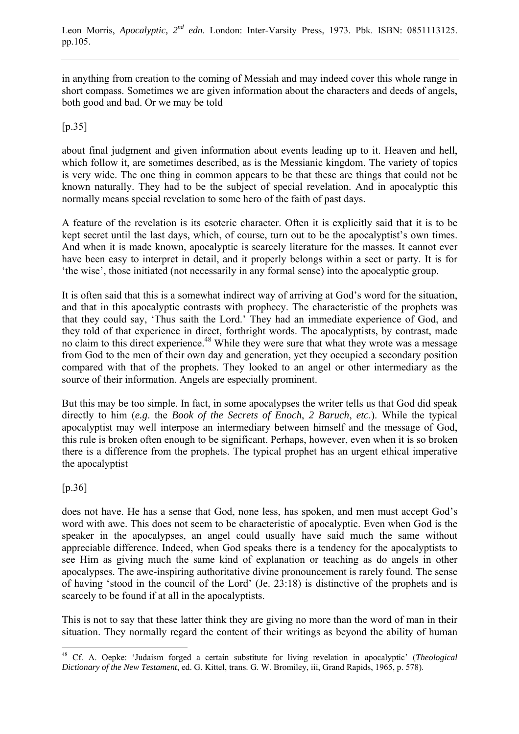in anything from creation to the coming of Messiah and may indeed cover this whole range in short compass. Sometimes we are given information about the characters and deeds of angels, both good and bad. Or we may be told

[p.35]

about final judgment and given information about events leading up to it. Heaven and hell, which follow it, are sometimes described, as is the Messianic kingdom. The variety of topics is very wide. The one thing in common appears to be that these are things that could not be known naturally. They had to be the subject of special revelation. And in apocalyptic this normally means special revelation to some hero of the faith of past days.

A feature of the revelation is its esoteric character. Often it is explicitly said that it is to be kept secret until the last days, which, of course, turn out to be the apocalyptist's own times. And when it is made known, apocalyptic is scarcely literature for the masses. It cannot ever have been easy to interpret in detail, and it properly belongs within a sect or party. It is for 'the wise', those initiated (not necessarily in any formal sense) into the apocalyptic group.

It is often said that this is a somewhat indirect way of arriving at God's word for the situation, and that in this apocalyptic contrasts with prophecy. The characteristic of the prophets was that they could say, 'Thus saith the Lord.' They had an immediate experience of God, and they told of that experience in direct, forthright words. The apocalyptists, by contrast, made no claim to this direct experience.[48] While they were sure that what they wrote was a message from God to the men of their own day and generation, yet they occupied a secondary position compared with that of the prophets. They looked to an angel or other intermediary as the source of their information. Angels are especially prominent.

But this may be too simple. In fact, in some apocalypses the writer tells us that God did speak directly to him (*e.g*. the *Book of the Secrets of Enoch*, *2 Baruch*, *etc*.). While the typical apocalyptist may well interpose an intermediary between himself and the message of God, this rule is broken often enough to be significant. Perhaps, however, even when it is so broken there is a difference from the prophets. The typical prophet has an urgent ethical imperative the apocalyptist

[p.36]

does not have. He has a sense that God, none less, has spoken, and men must accept God's word with awe. This does not seem to be characteristic of apocalyptic. Even when God is the speaker in the apocalypses, an angel could usually have said much the same without appreciable difference. Indeed, when God speaks there is a tendency for the apocalyptists to see Him as giving much the same kind of explanation or teaching as do angels in other apocalypses. The awe-inspiring authoritative divine pronouncement is rarely found. The sense of having 'stood in the council of the Lord' (Je. 23:18) is distinctive of the prophets and is scarcely to be found if at all in the apocalyptists.

This is not to say that these latter think they are giving no more than the word of man in their situation. They normally regard the content of their writings as beyond the ability of human

---

[48] Cf. A. Oepke: 'Judaism forged a certain substitute for living revelation in apocalyptic' (*Theological Dictionary of the New Testament*, ed. G. Kittel, trans. G. W. Bromiley, iii, Grand Rapids, 1965, p. 578).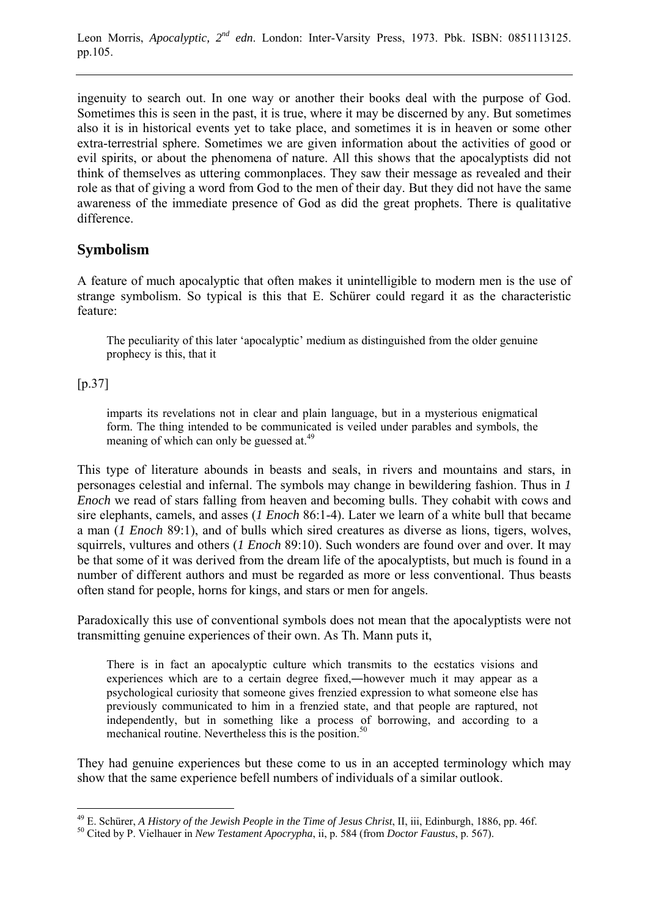ingenuity to search out. In one way or another their books deal with the purpose of God. Sometimes this is seen in the past, it is true, where it may be discerned by any. But sometimes also it is in historical events yet to take place, and sometimes it is in heaven or some other extra-terrestrial sphere. Sometimes we are given information about the activities of good or evil spirits, or about the phenomena of nature. All this shows that the apocalyptists did not think of themselves as uttering commonplaces. They saw their message as revealed and their role as that of giving a word from God to the men of their day. But they did not have the same awareness of the immediate presence of God as did the great prophets. There is qualitative difference.

## Symbolism

A feature of much apocalyptic that often makes it unintelligible to modern men is the use of strange symbolism. So typical is this that E. Schürer could regard it as the characteristic feature:

> The peculiarity of this later 'apocalyptic' medium as distinguished from the older genuine prophecy is this, that it
>
> [p.37]
>
> imparts its revelations not in clear and plain language, but in a mysterious enigmatical form. The thing intended to be communicated is veiled under parables and symbols, the meaning of which can only be guessed at.[49]

This type of literature abounds in beasts and seals, in rivers and mountains and stars, in personages celestial and infernal. The symbols may change in bewildering fashion. Thus in *1 Enoch* we read of stars falling from heaven and becoming bulls. They cohabit with cows and sire elephants, camels, and asses (*1 Enoch* 86:1-4). Later we learn of a white bull that became a man (*1 Enoch* 89:1), and of bulls which sired creatures as diverse as lions, tigers, wolves, squirrels, vultures and others (*1 Enoch* 89:10). Such wonders are found over and over. It may be that some of it was derived from the dream life of the apocalyptists, but much is found in a number of different authors and must be regarded as more or less conventional. Thus beasts often stand for people, horns for kings, and stars or men for angels.

Paradoxically this use of conventional symbols does not mean that the apocalyptists were not transmitting genuine experiences of their own. As Th. Mann puts it,

> There is in fact an apocalyptic culture which transmits to the ecstatics visions and experiences which are to a certain degree fixed,—however much it may appear as a psychological curiosity that someone gives frenzied expression to what someone else has previously communicated to him in a frenzied state, and that people are raptured, not independently, but in something like a process of borrowing, and according to a mechanical routine. Nevertheless this is the position.[50]

They had genuine experiences but these come to us in an accepted terminology which may show that the same experience befell numbers of individuals of a similar outlook.

---

[49] E. Schürer, *A History of the Jewish People in the Time of Jesus Christ*, II, iii, Edinburgh, 1886, pp. 46f.

[50] Cited by P. Vielhauer in *New Testament Apocrypha*, ii, p. 584 (from *Doctor Faustus*, p. 567).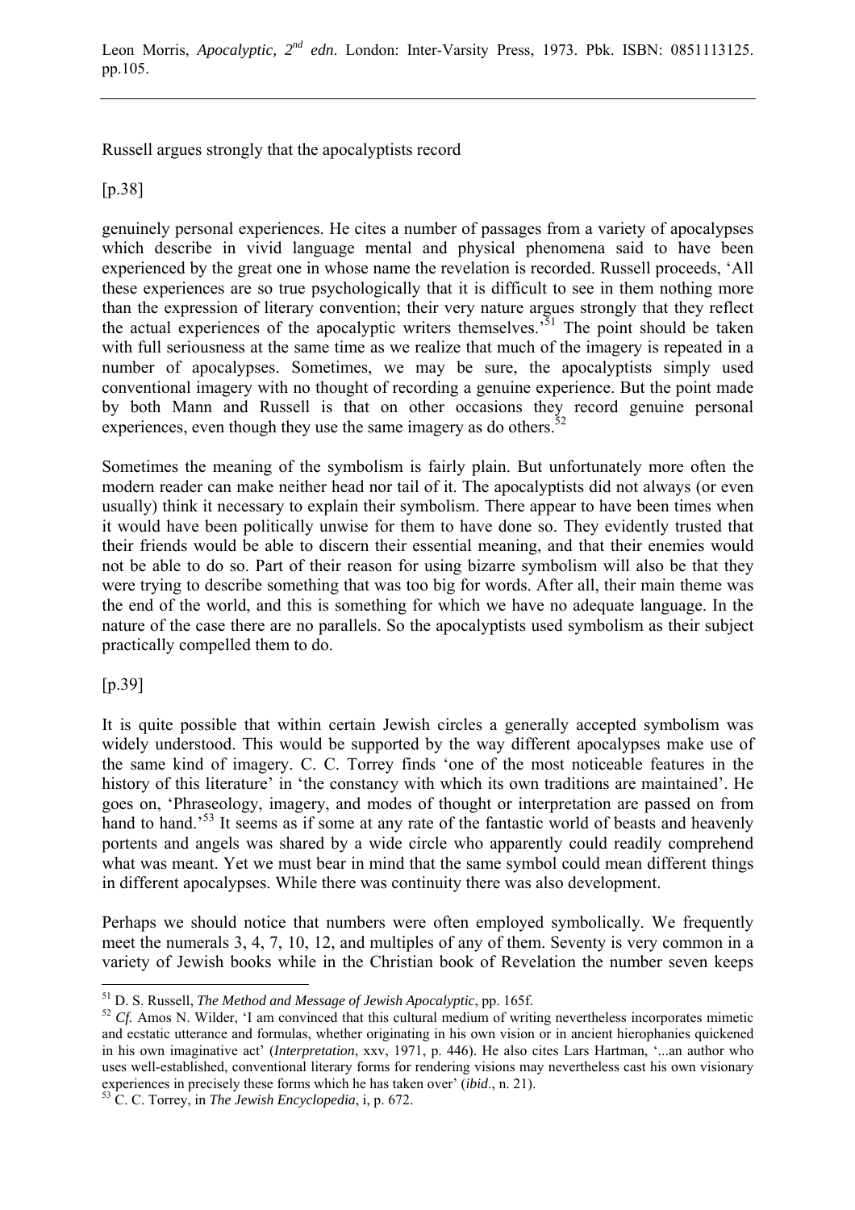Russell argues strongly that the apocalyptists record

[p.38]

genuinely personal experiences. He cites a number of passages from a variety of apocalypses which describe in vivid language mental and physical phenomena said to have been experienced by the great one in whose name the revelation is recorded. Russell proceeds, 'All these experiences are so true psychologically that it is difficult to see in them nothing more than the expression of literary convention; their very nature argues strongly that they reflect the actual experiences of the apocalyptic writers themselves.'[51] The point should be taken with full seriousness at the same time as we realize that much of the imagery is repeated in a number of apocalypses. Sometimes, we may be sure, the apocalyptists simply used conventional imagery with no thought of recording a genuine experience. But the point made by both Mann and Russell is that on other occasions they record genuine personal experiences, even though they use the same imagery as do others.[52]

Sometimes the meaning of the symbolism is fairly plain. But unfortunately more often the modern reader can make neither head nor tail of it. The apocalyptists did not always (or even usually) think it necessary to explain their symbolism. There appear to have been times when it would have been politically unwise for them to have done so. They evidently trusted that their friends would be able to discern their essential meaning, and that their enemies would not be able to do so. Part of their reason for using bizarre symbolism will also be that they were trying to describe something that was too big for words. After all, their main theme was the end of the world, and this is something for which we have no adequate language. In the nature of the case there are no parallels. So the apocalyptists used symbolism as their subject practically compelled them to do.

[p.39]

It is quite possible that within certain Jewish circles a generally accepted symbolism was widely understood. This would be supported by the way different apocalypses make use of the same kind of imagery. C. C. Torrey finds 'one of the most noticeable features in the history of this literature' in 'the constancy with which its own traditions are maintained'. He goes on, 'Phraseology, imagery, and modes of thought or interpretation are passed on from hand to hand.'[53] It seems as if some at any rate of the fantastic world of beasts and heavenly portents and angels was shared by a wide circle who apparently could readily comprehend what was meant. Yet we must bear in mind that the same symbol could mean different things in different apocalypses. While there was continuity there was also development.

Perhaps we should notice that numbers were often employed symbolically. We frequently meet the numerals 3, 4, 7, 10, 12, and multiples of any of them. Seventy is very common in a variety of Jewish books while in the Christian book of Revelation the number seven keeps

---

[51] D. S. Russell, *The Method and Message of Jewish Apocalyptic*, pp. 165f.

[52] *Cf.* Amos N. Wilder, 'I am convinced that this cultural medium of writing nevertheless incorporates mimetic and ecstatic utterance and formulas, whether originating in his own vision or in ancient hierophanies quickened in his own imaginative act' (*Interpretation*, xxv, 1971, p. 446). He also cites Lars Hartman, '...an author who uses well-established, conventional literary forms for rendering visions may nevertheless cast his own visionary experiences in precisely these forms which he has taken over' (*ibid*., n. 21).

[53] C. C. Torrey, in *The Jewish Encyclopedia*, i, p. 672.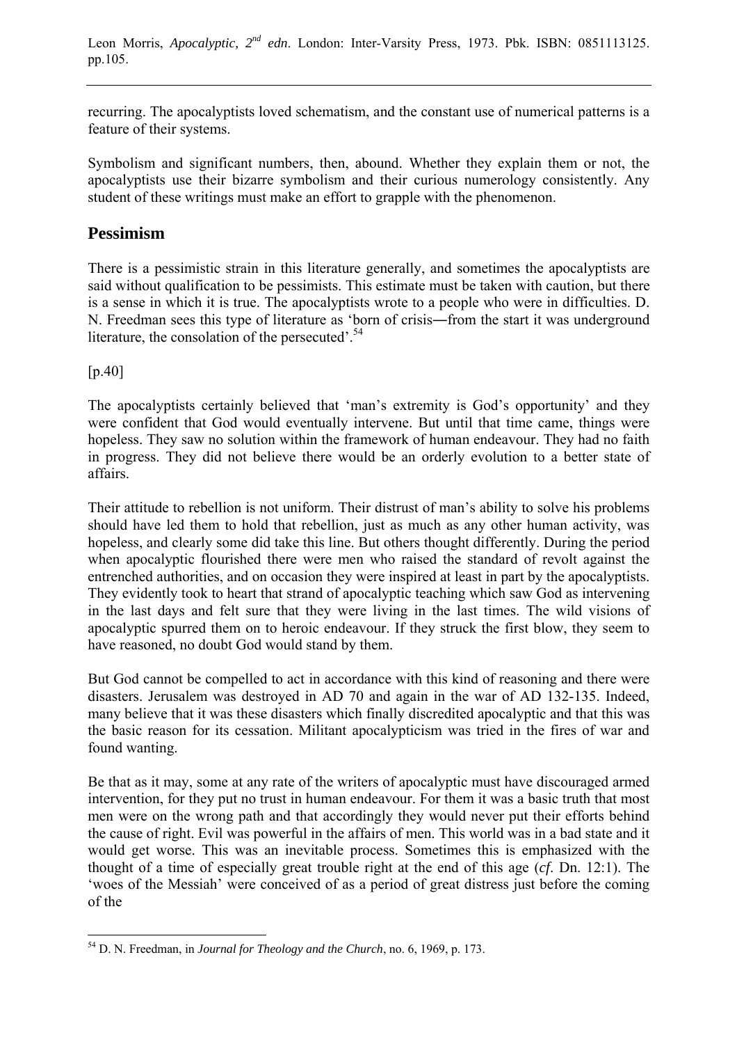recurring. The apocalyptists loved schematism, and the constant use of numerical patterns is a feature of their systems.

Symbolism and significant numbers, then, abound. Whether they explain them or not, the apocalyptists use their bizarre symbolism and their curious numerology consistently. Any student of these writings must make an effort to grapple with the phenomenon.

## Pessimism

There is a pessimistic strain in this literature generally, and sometimes the apocalyptists are said without qualification to be pessimists. This estimate must be taken with caution, but there is a sense in which it is true. The apocalyptists wrote to a people who were in difficulties. D. N. Freedman sees this type of literature as 'born of crisis―from the start it was underground literature, the consolation of the persecuted'.[54]

[p.40]

The apocalyptists certainly believed that 'man's extremity is God's opportunity' and they were confident that God would eventually intervene. But until that time came, things were hopeless. They saw no solution within the framework of human endeavour. They had no faith in progress. They did not believe there would be an orderly evolution to a better state of affairs.

Their attitude to rebellion is not uniform. Their distrust of man's ability to solve his problems should have led them to hold that rebellion, just as much as any other human activity, was hopeless, and clearly some did take this line. But others thought differently. During the period when apocalyptic flourished there were men who raised the standard of revolt against the entrenched authorities, and on occasion they were inspired at least in part by the apocalyptists. They evidently took to heart that strand of apocalyptic teaching which saw God as intervening in the last days and felt sure that they were living in the last times. The wild visions of apocalyptic spurred them on to heroic endeavour. If they struck the first blow, they seem to have reasoned, no doubt God would stand by them.

But God cannot be compelled to act in accordance with this kind of reasoning and there were disasters. Jerusalem was destroyed in AD 70 and again in the war of AD 132-135. Indeed, many believe that it was these disasters which finally discredited apocalyptic and that this was the basic reason for its cessation. Militant apocalypticism was tried in the fires of war and found wanting.

Be that as it may, some at any rate of the writers of apocalyptic must have discouraged armed intervention, for they put no trust in human endeavour. For them it was a basic truth that most men were on the wrong path and that accordingly they would never put their efforts behind the cause of right. Evil was powerful in the affairs of men. This world was in a bad state and it would get worse. This was an inevitable process. Sometimes this is emphasized with the thought of a time of especially great trouble right at the end of this age (*cf*. Dn. 12:1). The 'woes of the Messiah' were conceived of as a period of great distress just before the coming of the

---

[54] D. N. Freedman, in *Journal for Theology and the Church*, no. 6, 1969, p. 173.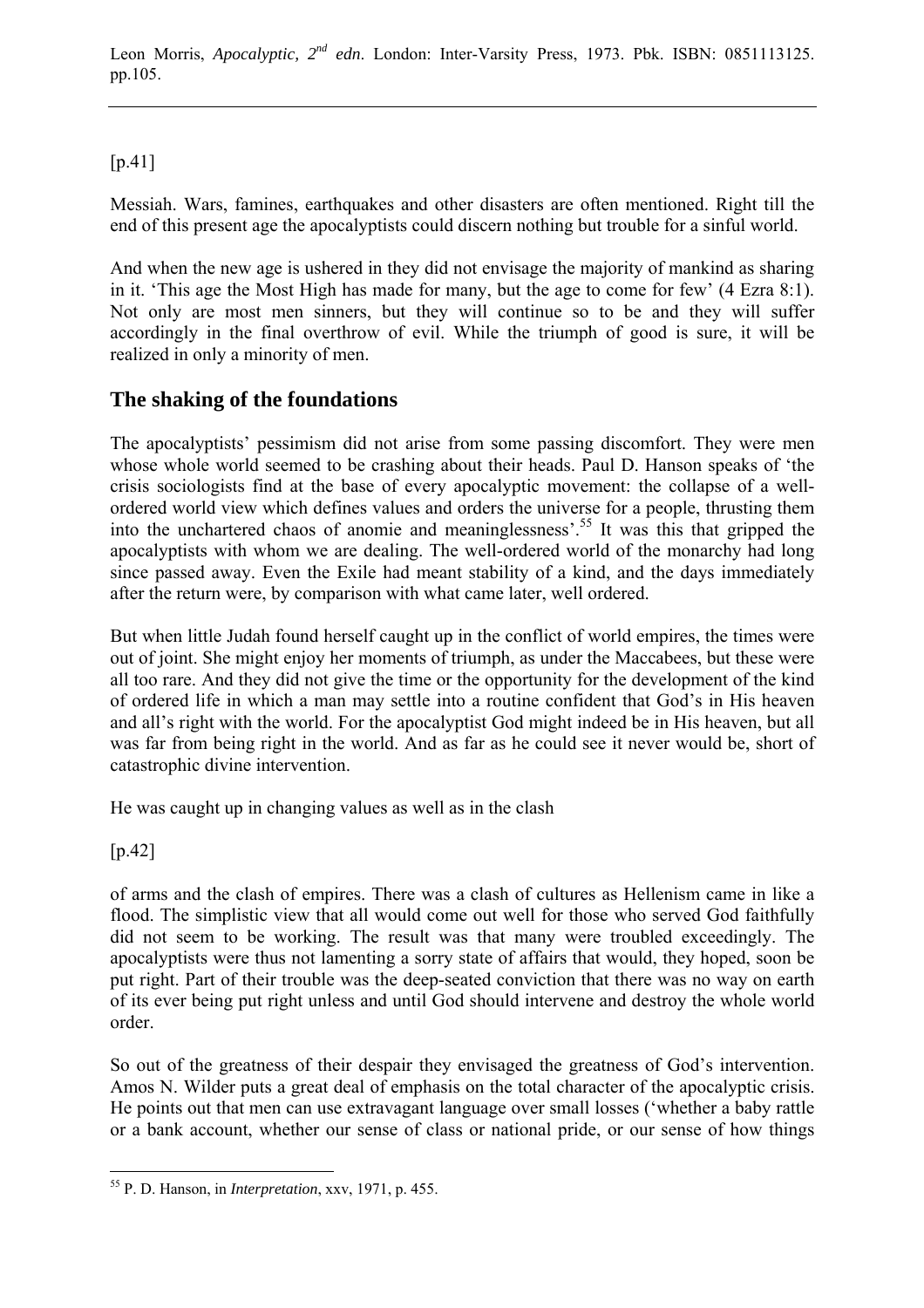[p.41]

Messiah. Wars, famines, earthquakes and other disasters are often mentioned. Right till the end of this present age the apocalyptists could discern nothing but trouble for a sinful world.

And when the new age is ushered in they did not envisage the majority of mankind as sharing in it. 'This age the Most High has made for many, but the age to come for few' (4 Ezra 8:1). Not only are most men sinners, but they will continue so to be and they will suffer accordingly in the final overthrow of evil. While the triumph of good is sure, it will be realized in only a minority of men.

## The shaking of the foundations

The apocalyptists' pessimism did not arise from some passing discomfort. They were men whose whole world seemed to be crashing about their heads. Paul D. Hanson speaks of 'the crisis sociologists find at the base of every apocalyptic movement: the collapse of a well-ordered world view which defines values and orders the universe for a people, thrusting them into the unchartered chaos of anomie and meaninglessness'.[55] It was this that gripped the apocalyptists with whom we are dealing. The well-ordered world of the monarchy had long since passed away. Even the Exile had meant stability of a kind, and the days immediately after the return were, by comparison with what came later, well ordered.

But when little Judah found herself caught up in the conflict of world empires, the times were out of joint. She might enjoy her moments of triumph, as under the Maccabees, but these were all too rare. And they did not give the time or the opportunity for the development of the kind of ordered life in which a man may settle into a routine confident that God's in His heaven and all's right with the world. For the apocalyptist God might indeed be in His heaven, but all was far from being right in the world. And as far as he could see it never would be, short of catastrophic divine intervention.

He was caught up in changing values as well as in the clash

[p.42]

of arms and the clash of empires. There was a clash of cultures as Hellenism came in like a flood. The simplistic view that all would come out well for those who served God faithfully did not seem to be working. The result was that many were troubled exceedingly. The apocalyptists were thus not lamenting a sorry state of affairs that would, they hoped, soon be put right. Part of their trouble was the deep-seated conviction that there was no way on earth of its ever being put right unless and until God should intervene and destroy the whole world order.

So out of the greatness of their despair they envisaged the greatness of God's intervention. Amos N. Wilder puts a great deal of emphasis on the total character of the apocalyptic crisis. He points out that men can use extravagant language over small losses ('whether a baby rattle or a bank account, whether our sense of class or national pride, or our sense of how things

---

[55] P. D. Hanson, in *Interpretation*, xxv, 1971, p. 455.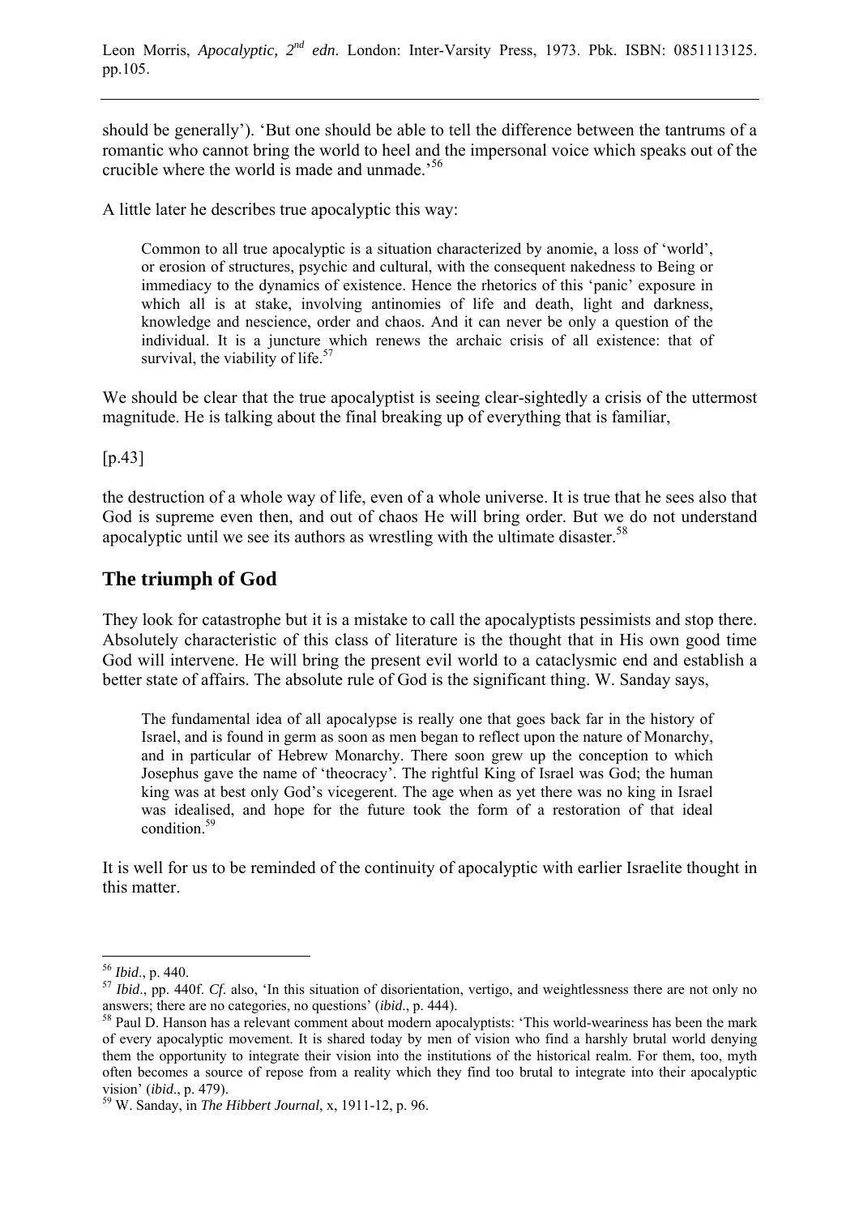should be generally'). 'But one should be able to tell the difference between the tantrums of a romantic who cannot bring the world to heel and the impersonal voice which speaks out of the crucible where the world is made and unmade.'[56]

A little later he describes true apocalyptic this way:

> Common to all true apocalyptic is a situation characterized by anomie, a loss of 'world', or erosion of structures, psychic and cultural, with the consequent nakedness to Being or immediacy to the dynamics of existence. Hence the rhetorics of this 'panic' exposure in which all is at stake, involving antinomies of life and death, light and darkness, knowledge and nescience, order and chaos. And it can never be only a question of the individual. It is a juncture which renews the archaic crisis of all existence: that of survival, the viability of life.[57]

We should be clear that the true apocalyptist is seeing clear-sightedly a crisis of the uttermost magnitude. He is talking about the final breaking up of everything that is familiar,

[p.43]

the destruction of a whole way of life, even of a whole universe. It is true that he sees also that God is supreme even then, and out of chaos He will bring order. But we do not understand apocalyptic until we see its authors as wrestling with the ultimate disaster.[58]

## The triumph of God

They look for catastrophe but it is a mistake to call the apocalyptists pessimists and stop there. Absolutely characteristic of this class of literature is the thought that in His own good time God will intervene. He will bring the present evil world to a cataclysmic end and establish a better state of affairs. The absolute rule of God is the significant thing. W. Sanday says,

> The fundamental idea of all apocalypse is really one that goes back far in the history of Israel, and is found in germ as soon as men began to reflect upon the nature of Monarchy, and in particular of Hebrew Monarchy. There soon grew up the conception to which Josephus gave the name of 'theocracy'. The rightful King of Israel was God; the human king was at best only God's vicegerent. The age when as yet there was no king in Israel was idealised, and hope for the future took the form of a restoration of that ideal condition.[59]

It is well for us to be reminded of the continuity of apocalyptic with earlier Israelite thought in this matter.

---

[56] *Ibid*., p. 440.

[57] *Ibid*., pp. 440f. *Cf*. also, 'In this situation of disorientation, vertigo, and weightlessness there are not only no answers; there are no categories, no questions' (*ibid*., p. 444).

[58] Paul D. Hanson has a relevant comment about modern apocalyptists: 'This world-weariness has been the mark of every apocalyptic movement. It is shared today by men of vision who find a harshly brutal world denying them the opportunity to integrate their vision into the institutions of the historical realm. For them, too, myth often becomes a source of repose from a reality which they find too brutal to integrate into their apocalyptic vision' (*ibid*., p. 479).

[59] W. Sanday, in *The Hibbert Journal*, x, 1911-12, p. 96.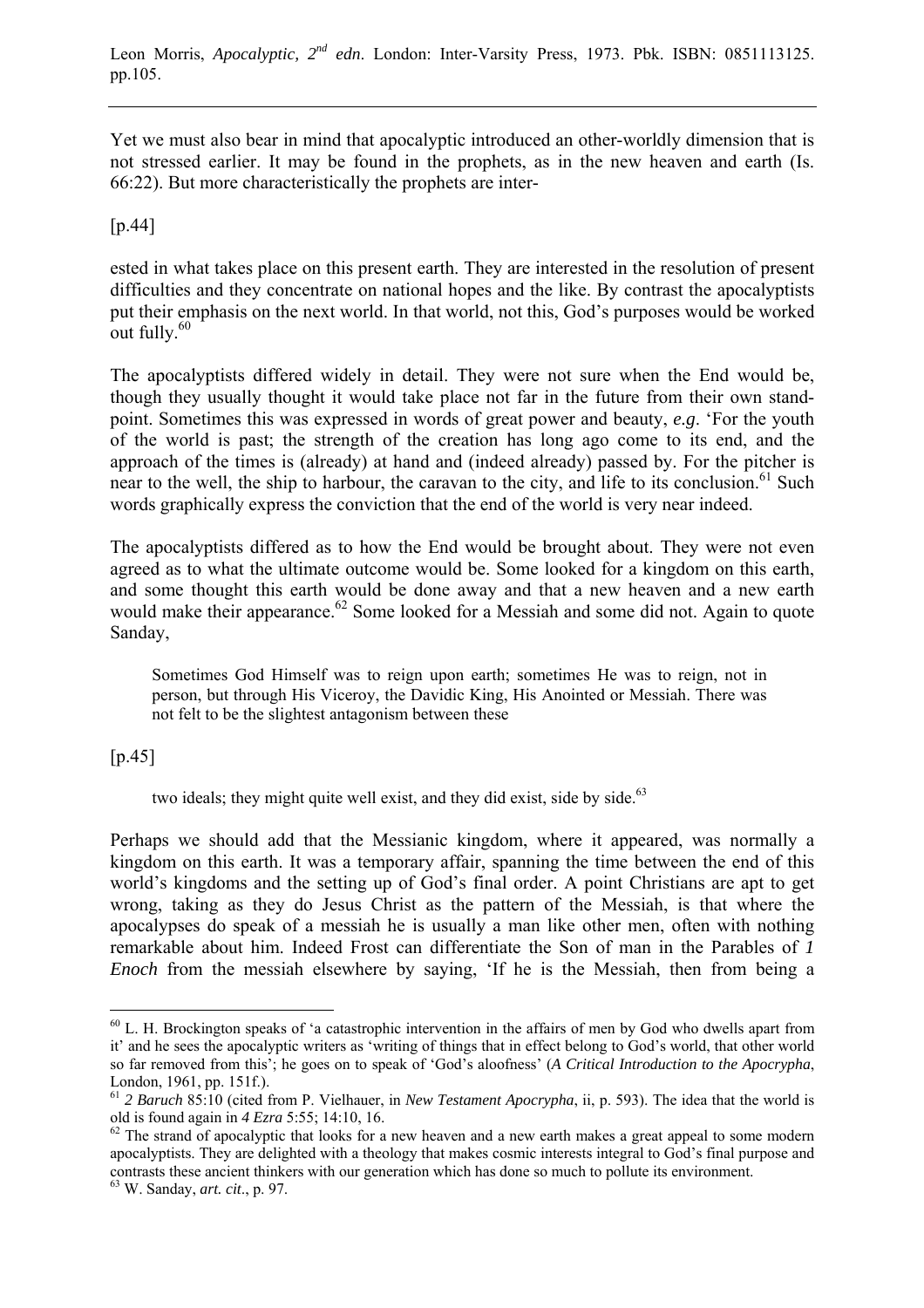Yet we must also bear in mind that apocalyptic introduced an other-worldly dimension that is not stressed earlier. It may be found in the prophets, as in the new heaven and earth (Is. 66:22). But more characteristically the prophets are inter-

[p.44]

ested in what takes place on this present earth. They are interested in the resolution of present difficulties and they concentrate on national hopes and the like. By contrast the apocalyptists put their emphasis on the next world. In that world, not this, God's purposes would be worked out fully.[60]

The apocalyptists differed widely in detail. They were not sure when the End would be, though they usually thought it would take place not far in the future from their own standpoint. Sometimes this was expressed in words of great power and beauty, *e.g.* 'For the youth of the world is past; the strength of the creation has long ago come to its end, and the approach of the times is (already) at hand and (indeed already) passed by. For the pitcher is near to the well, the ship to harbour, the caravan to the city, and life to its conclusion.[61] Such words graphically express the conviction that the end of the world is very near indeed.

The apocalyptists differed as to how the End would be brought about. They were not even agreed as to what the ultimate outcome would be. Some looked for a kingdom on this earth, and some thought this earth would be done away and that a new heaven and a new earth would make their appearance.[62] Some looked for a Messiah and some did not. Again to quote Sanday,

> Sometimes God Himself was to reign upon earth; sometimes He was to reign, not in person, but through His Viceroy, the Davidic King, His Anointed or Messiah. There was not felt to be the slightest antagonism between these
>
> [p.45]
>
> two ideals; they might quite well exist, and they did exist, side by side.[63]

Perhaps we should add that the Messianic kingdom, where it appeared, was normally a kingdom on this earth. It was a temporary affair, spanning the time between the end of this world's kingdoms and the setting up of God's final order. A point Christians are apt to get wrong, taking as they do Jesus Christ as the pattern of the Messiah, is that where the apocalypses do speak of a messiah he is usually a man like other men, often with nothing remarkable about him. Indeed Frost can differentiate the Son of man in the Parables of *1 Enoch* from the messiah elsewhere by saying, 'If he is the Messiah, then from being a

---

[60] L. H. Brockington speaks of 'a catastrophic intervention in the affairs of men by God who dwells apart from it' and he sees the apocalyptic writers as 'writing of things that in effect belong to God's world, that other world so far removed from this'; he goes on to speak of 'God's aloofness' (*A Critical Introduction to the Apocrypha*, London, 1961, pp. 151f.).

[61] *2 Baruch* 85:10 (cited from P. Vielhauer, in *New Testament Apocrypha*, ii, p. 593). The idea that the world is old is found again in *4 Ezra* 5:55; 14:10, 16.

[62] The strand of apocalyptic that looks for a new heaven and a new earth makes a great appeal to some modern apocalyptists. They are delighted with a theology that makes cosmic interests integral to God's final purpose and contrasts these ancient thinkers with our generation which has done so much to pollute its environment.

[63] W. Sanday, *art. cit*., p. 97.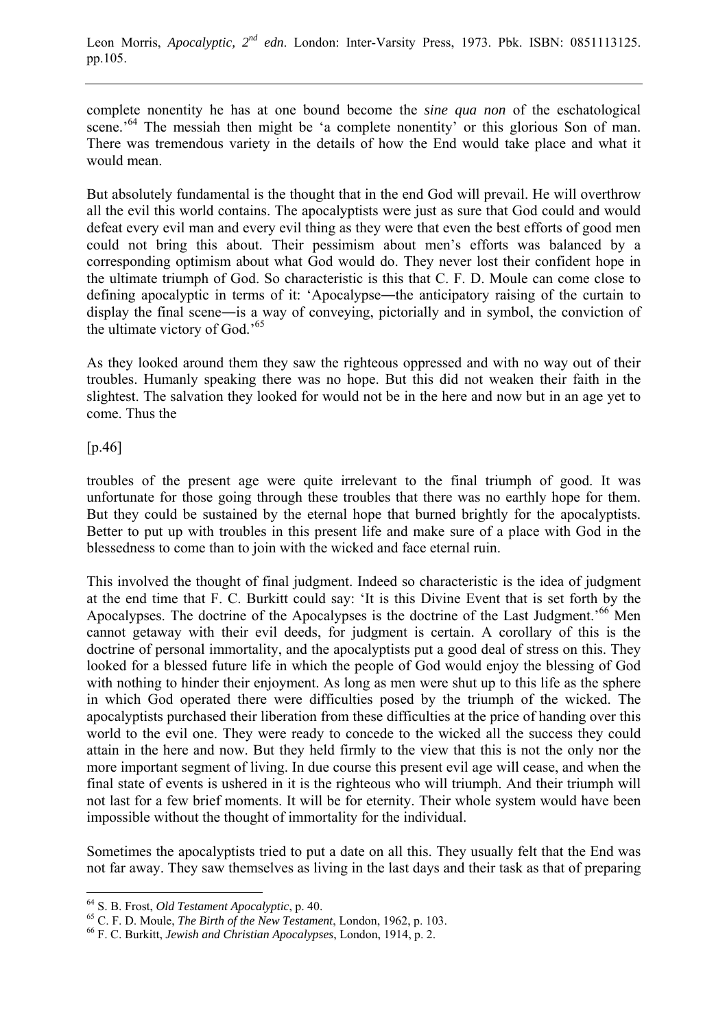complete nonentity he has at one bound become the *sine qua non* of the eschatological scene.'[64] The messiah then might be 'a complete nonentity' or this glorious Son of man. There was tremendous variety in the details of how the End would take place and what it would mean.

But absolutely fundamental is the thought that in the end God will prevail. He will overthrow all the evil this world contains. The apocalyptists were just as sure that God could and would defeat every evil man and every evil thing as they were that even the best efforts of good men could not bring this about. Their pessimism about men's efforts was balanced by a corresponding optimism about what God would do. They never lost their confident hope in the ultimate triumph of God. So characteristic is this that C. F. D. Moule can come close to defining apocalyptic in terms of it: 'Apocalypse―the anticipatory raising of the curtain to display the final scene―is a way of conveying, pictorially and in symbol, the conviction of the ultimate victory of God.'[65]

As they looked around them they saw the righteous oppressed and with no way out of their troubles. Humanly speaking there was no hope. But this did not weaken their faith in the slightest. The salvation they looked for would not be in the here and now but in an age yet to come. Thus the

[p.46]

troubles of the present age were quite irrelevant to the final triumph of good. It was unfortunate for those going through these troubles that there was no earthly hope for them. But they could be sustained by the eternal hope that burned brightly for the apocalyptists. Better to put up with troubles in this present life and make sure of a place with God in the blessedness to come than to join with the wicked and face eternal ruin.

This involved the thought of final judgment. Indeed so characteristic is the idea of judgment at the end time that F. C. Burkitt could say: 'It is this Divine Event that is set forth by the Apocalypses. The doctrine of the Apocalypses is the doctrine of the Last Judgment.'[66] Men cannot getaway with their evil deeds, for judgment is certain. A corollary of this is the doctrine of personal immortality, and the apocalyptists put a good deal of stress on this. They looked for a blessed future life in which the people of God would enjoy the blessing of God with nothing to hinder their enjoyment. As long as men were shut up to this life as the sphere in which God operated there were difficulties posed by the triumph of the wicked. The apocalyptists purchased their liberation from these difficulties at the price of handing over this world to the evil one. They were ready to concede to the wicked all the success they could attain in the here and now. But they held firmly to the view that this is not the only nor the more important segment of living. In due course this present evil age will cease, and when the final state of events is ushered in it is the righteous who will triumph. And their triumph will not last for a few brief moments. It will be for eternity. Their whole system would have been impossible without the thought of immortality for the individual.

Sometimes the apocalyptists tried to put a date on all this. They usually felt that the End was not far away. They saw themselves as living in the last days and their task as that of preparing

---

[64] S. B. Frost, *Old Testament Apocalyptic*, p. 40.

[65] C. F. D. Moule, *The Birth of the New Testament*, London, 1962, p. 103.

[66] F. C. Burkitt, *Jewish and Christian Apocalypses*, London, 1914, p. 2.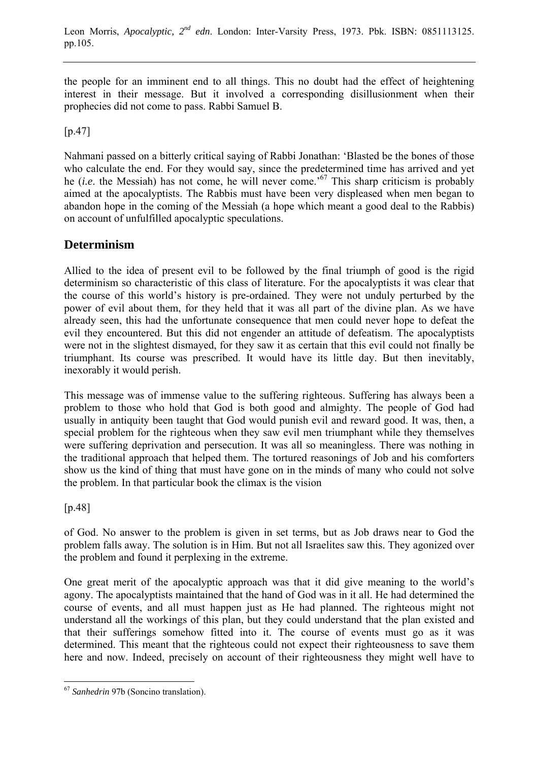the people for an imminent end to all things. This no doubt had the effect of heightening interest in their message. But it involved a corresponding disillusionment when their prophecies did not come to pass. Rabbi Samuel B.

[p.47]

Nahmani passed on a bitterly critical saying of Rabbi Jonathan: 'Blasted be the bones of those who calculate the end. For they would say, since the predetermined time has arrived and yet he (*i.e*. the Messiah) has not come, he will never come.'[67] This sharp criticism is probably aimed at the apocalyptists. The Rabbis must have been very displeased when men began to abandon hope in the coming of the Messiah (a hope which meant a good deal to the Rabbis) on account of unfulfilled apocalyptic speculations.

## Determinism

Allied to the idea of present evil to be followed by the final triumph of good is the rigid determinism so characteristic of this class of literature. For the apocalyptists it was clear that the course of this world's history is pre-ordained. They were not unduly perturbed by the power of evil about them, for they held that it was all part of the divine plan. As we have already seen, this had the unfortunate consequence that men could never hope to defeat the evil they encountered. But this did not engender an attitude of defeatism. The apocalyptists were not in the slightest dismayed, for they saw it as certain that this evil could not finally be triumphant. Its course was prescribed. It would have its little day. But then inevitably, inexorably it would perish.

This message was of immense value to the suffering righteous. Suffering has always been a problem to those who hold that God is both good and almighty. The people of God had usually in antiquity been taught that God would punish evil and reward good. It was, then, a special problem for the righteous when they saw evil men triumphant while they themselves were suffering deprivation and persecution. It was all so meaningless. There was nothing in the traditional approach that helped them. The tortured reasonings of Job and his comforters show us the kind of thing that must have gone on in the minds of many who could not solve the problem. In that particular book the climax is the vision

[p.48]

of God. No answer to the problem is given in set terms, but as Job draws near to God the problem falls away. The solution is in Him. But not all Israelites saw this. They agonized over the problem and found it perplexing in the extreme.

One great merit of the apocalyptic approach was that it did give meaning to the world's agony. The apocalyptists maintained that the hand of God was in it all. He had determined the course of events, and all must happen just as He had planned. The righteous might not understand all the workings of this plan, but they could understand that the plan existed and that their sufferings somehow fitted into it. The course of events must go as it was determined. This meant that the righteous could not expect their righteousness to save them here and now. Indeed, precisely on account of their righteousness they might well have to

[67] *Sanhedrin* 97b (Soncino translation).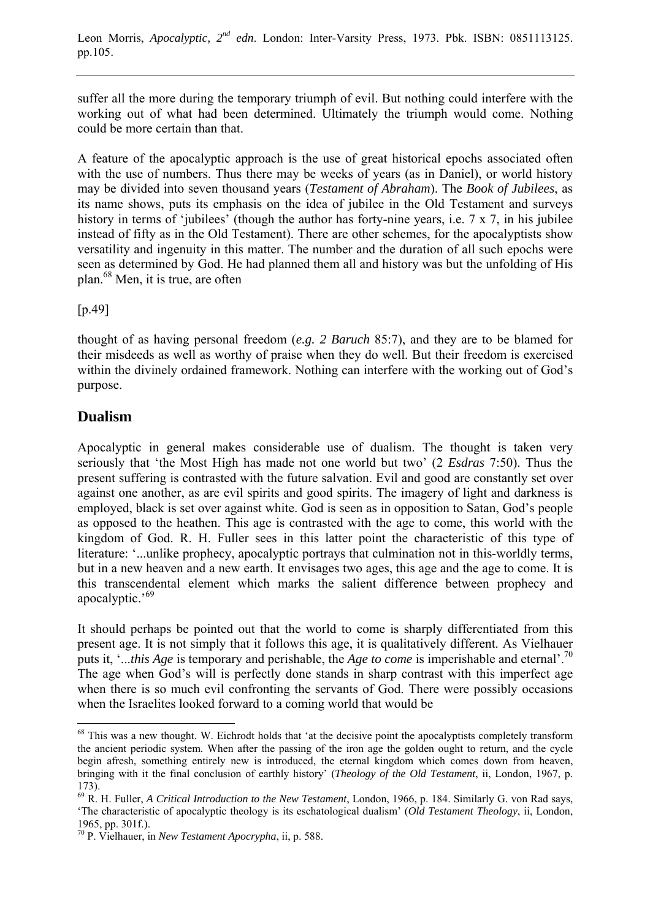suffer all the more during the temporary triumph of evil. But nothing could interfere with the working out of what had been determined. Ultimately the triumph would come. Nothing could be more certain than that.

A feature of the apocalyptic approach is the use of great historical epochs associated often with the use of numbers. Thus there may be weeks of years (as in Daniel), or world history may be divided into seven thousand years (*Testament of Abraham*). The *Book of Jubilees*, as its name shows, puts its emphasis on the idea of jubilee in the Old Testament and surveys history in terms of 'jubilees' (though the author has forty-nine years, i.e. 7 x 7, in his jubilee instead of fifty as in the Old Testament). There are other schemes, for the apocalyptists show versatility and ingenuity in this matter. The number and the duration of all such epochs were seen as determined by God. He had planned them all and history was but the unfolding of His plan.[68] Men, it is true, are often

[p.49]

thought of as having personal freedom (*e.g. 2 Baruch* 85:7), and they are to be blamed for their misdeeds as well as worthy of praise when they do well. But their freedom is exercised within the divinely ordained framework. Nothing can interfere with the working out of God's purpose.

## Dualism

Apocalyptic in general makes considerable use of dualism. The thought is taken very seriously that 'the Most High has made not one world but two' (2 *Esdras* 7:50). Thus the present suffering is contrasted with the future salvation. Evil and good are constantly set over against one another, as are evil spirits and good spirits. The imagery of light and darkness is employed, black is set over against white. God is seen as in opposition to Satan, God's people as opposed to the heathen. This age is contrasted with the age to come, this world with the kingdom of God. R. H. Fuller sees in this latter point the characteristic of this type of literature: '...unlike prophecy, apocalyptic portrays that culmination not in this-worldly terms, but in a new heaven and a new earth. It envisages two ages, this age and the age to come. It is this transcendental element which marks the salient difference between prophecy and apocalyptic.'[69]

It should perhaps be pointed out that the world to come is sharply differentiated from this present age. It is not simply that it follows this age, it is qualitatively different. As Vielhauer puts it, '...*this Age* is temporary and perishable, the *Age to come* is imperishable and eternal'.[70] The age when God's will is perfectly done stands in sharp contrast with this imperfect age when there is so much evil confronting the servants of God. There were possibly occasions when the Israelites looked forward to a coming world that would be

---

[68] This was a new thought. W. Eichrodt holds that 'at the decisive point the apocalyptists completely transform the ancient periodic system. When after the passing of the iron age the golden ought to return, and the cycle begin afresh, something entirely new is introduced, the eternal kingdom which comes down from heaven, bringing with it the final conclusion of earthly history' (*Theology of the Old Testament*, ii, London, 1967, p. 173).

[69] R. H. Fuller, *A Critical Introduction to the New Testament*, London, 1966, p. 184. Similarly G. von Rad says, 'The characteristic of apocalyptic theology is its eschatological dualism' (*Old Testament Theology*, ii, London, 1965, pp. 301f.).

[70] P. Vielhauer, in *New Testament Apocrypha*, ii, p. 588.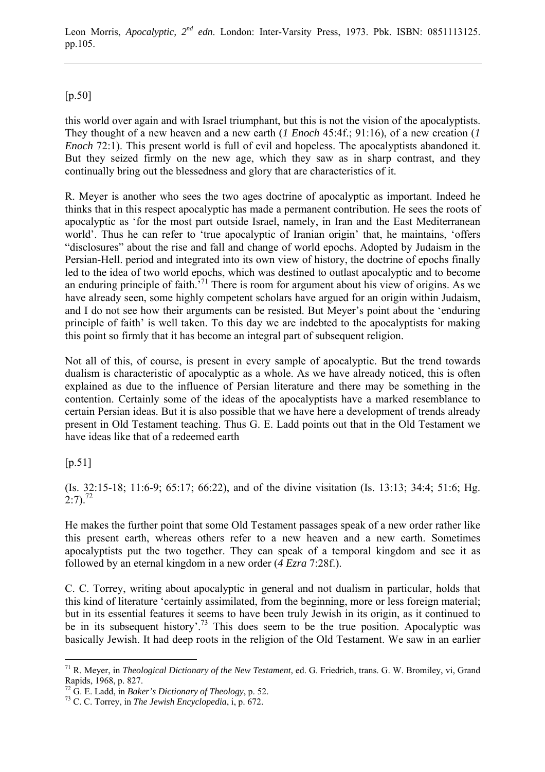[p.50]

this world over again and with Israel triumphant, but this is not the vision of the apocalyptists. They thought of a new heaven and a new earth (*1 Enoch* 45:4f.; 91:16), of a new creation (*1 Enoch* 72:1). This present world is full of evil and hopeless. The apocalyptists abandoned it. But they seized firmly on the new age, which they saw as in sharp contrast, and they continually bring out the blessedness and glory that are characteristics of it.

R. Meyer is another who sees the two ages doctrine of apocalyptic as important. Indeed he thinks that in this respect apocalyptic has made a permanent contribution. He sees the roots of apocalyptic as 'for the most part outside Israel, namely, in Iran and the East Mediterranean world'. Thus he can refer to 'true apocalyptic of Iranian origin' that, he maintains, 'offers "disclosures" about the rise and fall and change of world epochs. Adopted by Judaism in the Persian-Hell. period and integrated into its own view of history, the doctrine of epochs finally led to the idea of two world epochs, which was destined to outlast apocalyptic and to become an enduring principle of faith.'[71] There is room for argument about his view of origins. As we have already seen, some highly competent scholars have argued for an origin within Judaism, and I do not see how their arguments can be resisted. But Meyer's point about the 'enduring principle of faith' is well taken. To this day we are indebted to the apocalyptists for making this point so firmly that it has become an integral part of subsequent religion.

Not all of this, of course, is present in every sample of apocalyptic. But the trend towards dualism is characteristic of apocalyptic as a whole. As we have already noticed, this is often explained as due to the influence of Persian literature and there may be something in the contention. Certainly some of the ideas of the apocalyptists have a marked resemblance to certain Persian ideas. But it is also possible that we have here a development of trends already present in Old Testament teaching. Thus G. E. Ladd points out that in the Old Testament we have ideas like that of a redeemed earth

[p.51]

(Is. 32:15-18; 11:6-9; 65:17; 66:22), and of the divine visitation (Is. 13:13; 34:4; 51:6; Hg. 2:7).[72]

He makes the further point that some Old Testament passages speak of a new order rather like this present earth, whereas others refer to a new heaven and a new earth. Sometimes apocalyptists put the two together. They can speak of a temporal kingdom and see it as followed by an eternal kingdom in a new order (*4 Ezra* 7:28f.).

C. C. Torrey, writing about apocalyptic in general and not dualism in particular, holds that this kind of literature 'certainly assimilated, from the beginning, more or less foreign material; but in its essential features it seems to have been truly Jewish in its origin, as it continued to be in its subsequent history'.[73] This does seem to be the true position. Apocalyptic was basically Jewish. It had deep roots in the religion of the Old Testament. We saw in an earlier

---

[71] R. Meyer, in *Theological Dictionary of the New Testament*, ed. G. Friedrich, trans. G. W. Bromiley, vi, Grand Rapids, 1968, p. 827.

[72] G. E. Ladd, in *Baker's Dictionary of Theology*, p. 52.

[73] C. C. Torrey, in *The Jewish Encyclopedia*, i, p. 672.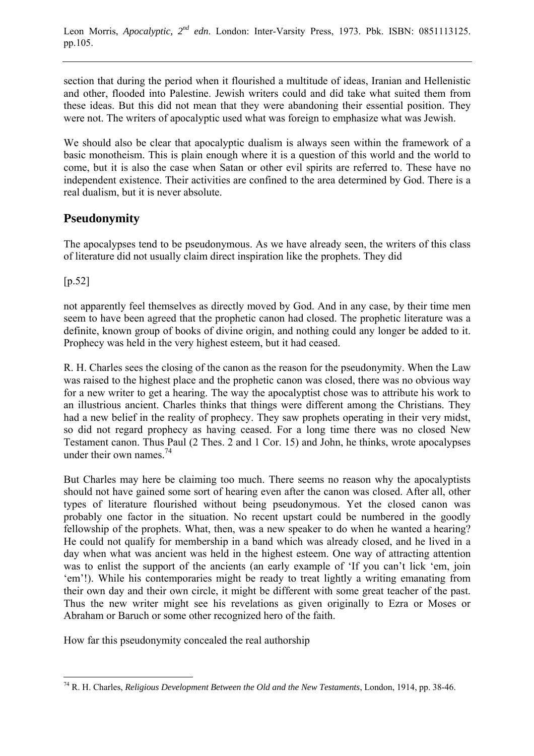section that during the period when it flourished a multitude of ideas, Iranian and Hellenistic and other, flooded into Palestine. Jewish writers could and did take what suited them from these ideas. But this did not mean that they were abandoning their essential position. They were not. The writers of apocalyptic used what was foreign to emphasize what was Jewish.

We should also be clear that apocalyptic dualism is always seen within the framework of a basic monotheism. This is plain enough where it is a question of this world and the world to come, but it is also the case when Satan or other evil spirits are referred to. These have no independent existence. Their activities are confined to the area determined by God. There is a real dualism, but it is never absolute.

## Pseudonymity

The apocalypses tend to be pseudonymous. As we have already seen, the writers of this class of literature did not usually claim direct inspiration like the prophets. They did

[p.52]

not apparently feel themselves as directly moved by God. And in any case, by their time men seem to have been agreed that the prophetic canon had closed. The prophetic literature was a definite, known group of books of divine origin, and nothing could any longer be added to it. Prophecy was held in the very highest esteem, but it had ceased.

R. H. Charles sees the closing of the canon as the reason for the pseudonymity. When the Law was raised to the highest place and the prophetic canon was closed, there was no obvious way for a new writer to get a hearing. The way the apocalyptist chose was to attribute his work to an illustrious ancient. Charles thinks that things were different among the Christians. They had a new belief in the reality of prophecy. They saw prophets operating in their very midst, so did not regard prophecy as having ceased. For a long time there was no closed New Testament canon. Thus Paul (2 Thes. 2 and 1 Cor. 15) and John, he thinks, wrote apocalypses under their own names.[74]

But Charles may here be claiming too much. There seems no reason why the apocalyptists should not have gained some sort of hearing even after the canon was closed. After all, other types of literature flourished without being pseudonymous. Yet the closed canon was probably one factor in the situation. No recent upstart could be numbered in the goodly fellowship of the prophets. What, then, was a new speaker to do when he wanted a hearing? He could not qualify for membership in a band which was already closed, and he lived in a day when what was ancient was held in the highest esteem. One way of attracting attention was to enlist the support of the ancients (an early example of 'If you can't lick 'em, join 'em'!). While his contemporaries might be ready to treat lightly a writing emanating from their own day and their own circle, it might be different with some great teacher of the past. Thus the new writer might see his revelations as given originally to Ezra or Moses or Abraham or Baruch or some other recognized hero of the faith.

How far this pseudonymity concealed the real authorship

---

[74] R. H. Charles, *Religious Development Between the Old and the New Testaments*, London, 1914, pp. 38-46.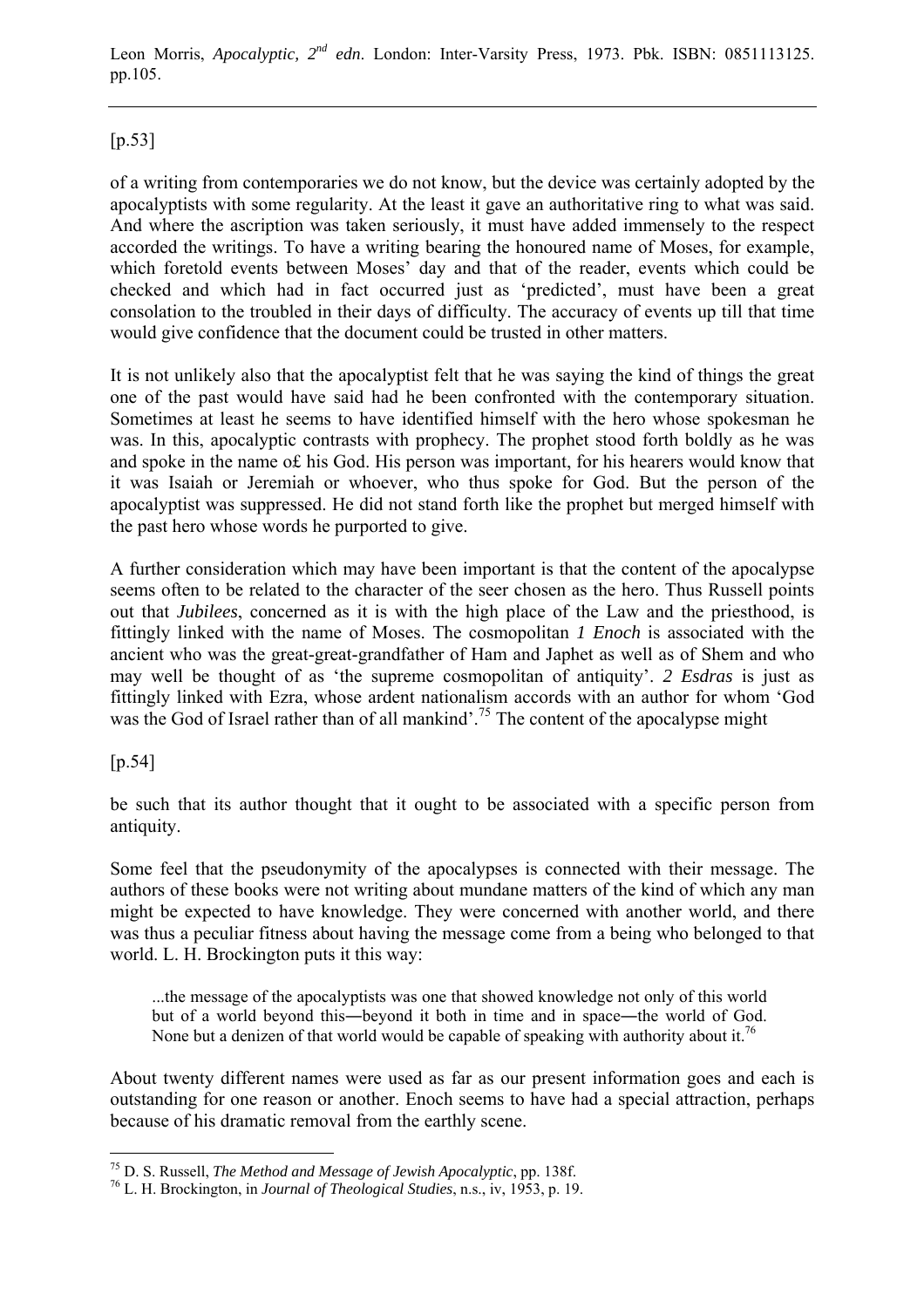[p.53]

of a writing from contemporaries we do not know, but the device was certainly adopted by the apocalyptists with some regularity. At the least it gave an authoritative ring to what was said. And where the ascription was taken seriously, it must have added immensely to the respect accorded the writings. To have a writing bearing the honoured name of Moses, for example, which foretold events between Moses' day and that of the reader, events which could be checked and which had in fact occurred just as 'predicted', must have been a great consolation to the troubled in their days of difficulty. The accuracy of events up till that time would give confidence that the document could be trusted in other matters.

It is not unlikely also that the apocalyptist felt that he was saying the kind of things the great one of the past would have said had he been confronted with the contemporary situation. Sometimes at least he seems to have identified himself with the hero whose spokesman he was. In this, apocalyptic contrasts with prophecy. The prophet stood forth boldly as he was and spoke in the name o£ his God. His person was important, for his hearers would know that it was Isaiah or Jeremiah or whoever, who thus spoke for God. But the person of the apocalyptist was suppressed. He did not stand forth like the prophet but merged himself with the past hero whose words he purported to give.

A further consideration which may have been important is that the content of the apocalypse seems often to be related to the character of the seer chosen as the hero. Thus Russell points out that *Jubilees*, concerned as it is with the high place of the Law and the priesthood, is fittingly linked with the name of Moses. The cosmopolitan *1 Enoch* is associated with the ancient who was the great-great-grandfather of Ham and Japhet as well as of Shem and who may well be thought of as 'the supreme cosmopolitan of antiquity'. *2 Esdras* is just as fittingly linked with Ezra, whose ardent nationalism accords with an author for whom 'God was the God of Israel rather than of all mankind'.[75] The content of the apocalypse might

[p.54]

be such that its author thought that it ought to be associated with a specific person from antiquity.

Some feel that the pseudonymity of the apocalypses is connected with their message. The authors of these books were not writing about mundane matters of the kind of which any man might be expected to have knowledge. They were concerned with another world, and there was thus a peculiar fitness about having the message come from a being who belonged to that world. L. H. Brockington puts it this way:

> ...the message of the apocalyptists was one that showed knowledge not only of this world but of a world beyond this―beyond it both in time and in space―the world of God. None but a denizen of that world would be capable of speaking with authority about it.[76]

About twenty different names were used as far as our present information goes and each is outstanding for one reason or another. Enoch seems to have had a special attraction, perhaps because of his dramatic removal from the earthly scene.

---

[75] D. S. Russell, *The Method and Message of Jewish Apocalyptic*, pp. 138f.

[76] L. H. Brockington, in *Journal of Theological Studies*, n.s., iv, 1953, p. 19.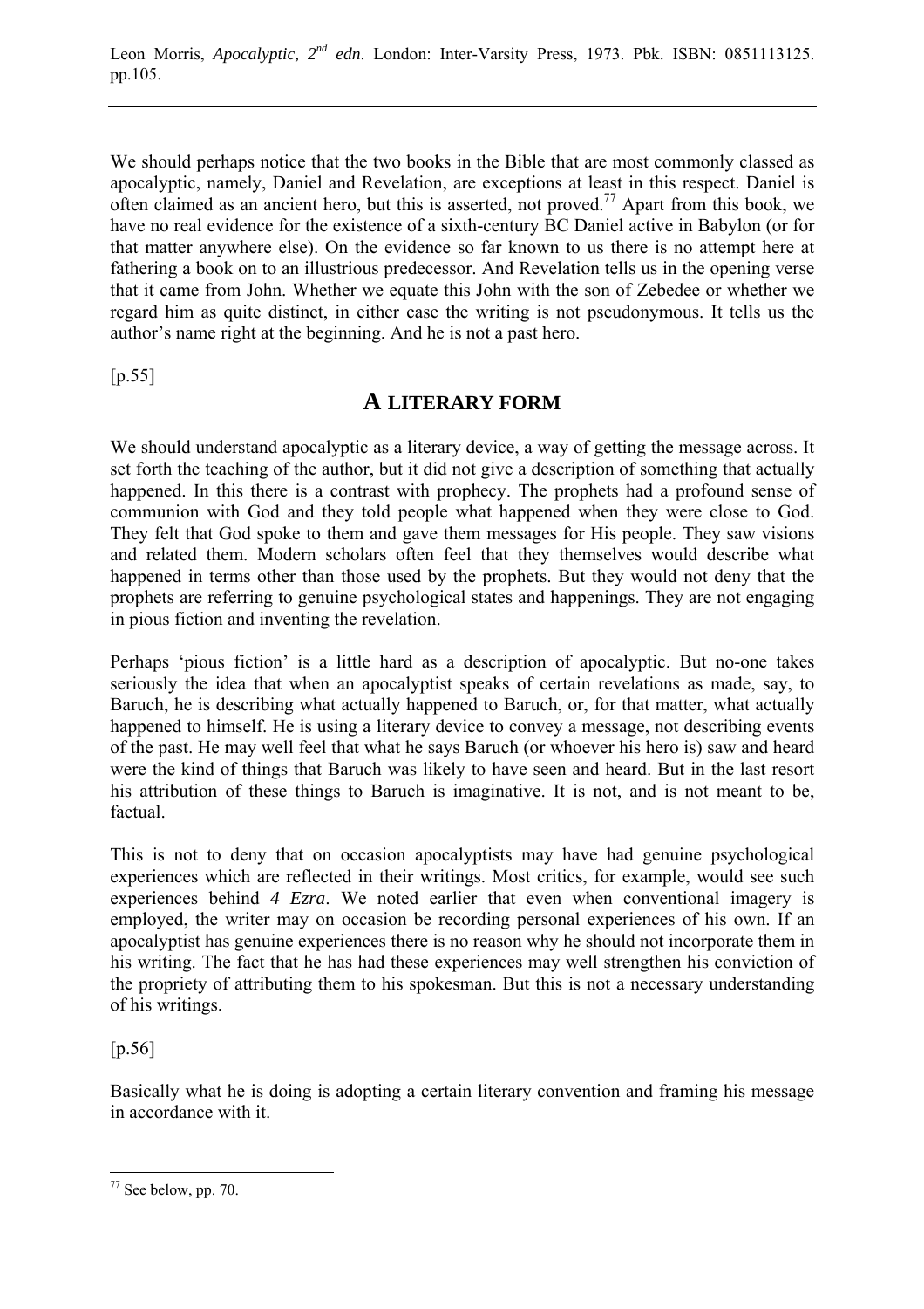We should perhaps notice that the two books in the Bible that are most commonly classed as apocalyptic, namely, Daniel and Revelation, are exceptions at least in this respect. Daniel is often claimed as an ancient hero, but this is asserted, not proved.[77] Apart from this book, we have no real evidence for the existence of a sixth-century BC Daniel active in Babylon (or for that matter anywhere else). On the evidence so far known to us there is no attempt here at fathering a book on to an illustrious predecessor. And Revelation tells us in the opening verse that it came from John. Whether we equate this John with the son of Zebedee or whether we regard him as quite distinct, in either case the writing is not pseudonymous. It tells us the author's name right at the beginning. And he is not a past hero.

[p.55]

## A LITERARY FORM

We should understand apocalyptic as a literary device, a way of getting the message across. It set forth the teaching of the author, but it did not give a description of something that actually happened. In this there is a contrast with prophecy. The prophets had a profound sense of communion with God and they told people what happened when they were close to God. They felt that God spoke to them and gave them messages for His people. They saw visions and related them. Modern scholars often feel that they themselves would describe what happened in terms other than those used by the prophets. But they would not deny that the prophets are referring to genuine psychological states and happenings. They are not engaging in pious fiction and inventing the revelation.

Perhaps 'pious fiction' is a little hard as a description of apocalyptic. But no-one takes seriously the idea that when an apocalyptist speaks of certain revelations as made, say, to Baruch, he is describing what actually happened to Baruch, or, for that matter, what actually happened to himself. He is using a literary device to convey a message, not describing events of the past. He may well feel that what he says Baruch (or whoever his hero is) saw and heard were the kind of things that Baruch was likely to have seen and heard. But in the last resort his attribution of these things to Baruch is imaginative. It is not, and is not meant to be, factual.

This is not to deny that on occasion apocalyptists may have had genuine psychological experiences which are reflected in their writings. Most critics, for example, would see such experiences behind *4 Ezra*. We noted earlier that even when conventional imagery is employed, the writer may on occasion be recording personal experiences of his own. If an apocalyptist has genuine experiences there is no reason why he should not incorporate them in his writing. The fact that he has had these experiences may well strengthen his conviction of the propriety of attributing them to his spokesman. But this is not a necessary understanding of his writings.

[p.56]

Basically what he is doing is adopting a certain literary convention and framing his message in accordance with it.

---

[77] See below, pp. 70.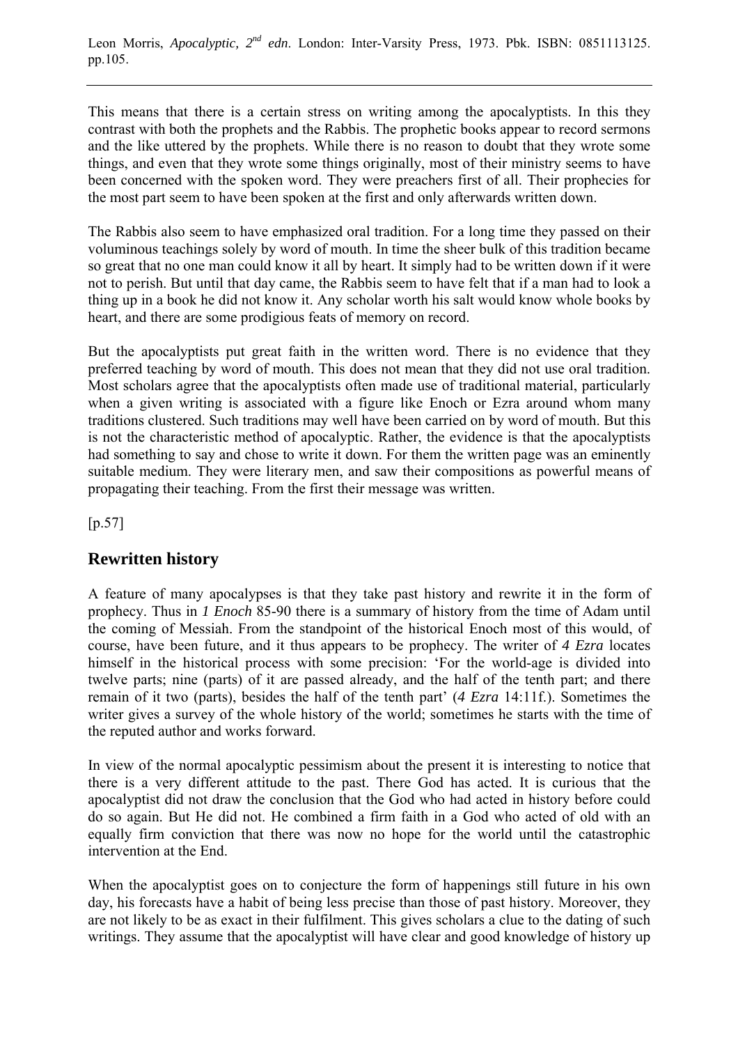This means that there is a certain stress on writing among the apocalyptists. In this they contrast with both the prophets and the Rabbis. The prophetic books appear to record sermons and the like uttered by the prophets. While there is no reason to doubt that they wrote some things, and even that they wrote some things originally, most of their ministry seems to have been concerned with the spoken word. They were preachers first of all. Their prophecies for the most part seem to have been spoken at the first and only afterwards written down.

The Rabbis also seem to have emphasized oral tradition. For a long time they passed on their voluminous teachings solely by word of mouth. In time the sheer bulk of this tradition became so great that no one man could know it all by heart. It simply had to be written down if it were not to perish. But until that day came, the Rabbis seem to have felt that if a man had to look a thing up in a book he did not know it. Any scholar worth his salt would know whole books by heart, and there are some prodigious feats of memory on record.

But the apocalyptists put great faith in the written word. There is no evidence that they preferred teaching by word of mouth. This does not mean that they did not use oral tradition. Most scholars agree that the apocalyptists often made use of traditional material, particularly when a given writing is associated with a figure like Enoch or Ezra around whom many traditions clustered. Such traditions may well have been carried on by word of mouth. But this is not the characteristic method of apocalyptic. Rather, the evidence is that the apocalyptists had something to say and chose to write it down. For them the written page was an eminently suitable medium. They were literary men, and saw their compositions as powerful means of propagating their teaching. From the first their message was written.

[p.57]

## Rewritten history

A feature of many apocalypses is that they take past history and rewrite it in the form of prophecy. Thus in *1 Enoch* 85-90 there is a summary of history from the time of Adam until the coming of Messiah. From the standpoint of the historical Enoch most of this would, of course, have been future, and it thus appears to be prophecy. The writer of *4 Ezra* locates himself in the historical process with some precision: 'For the world-age is divided into twelve parts; nine (parts) of it are passed already, and the half of the tenth part; and there remain of it two (parts), besides the half of the tenth part' (*4 Ezra* 14:11f.). Sometimes the writer gives a survey of the whole history of the world; sometimes he starts with the time of the reputed author and works forward.

In view of the normal apocalyptic pessimism about the present it is interesting to notice that there is a very different attitude to the past. There God has acted. It is curious that the apocalyptist did not draw the conclusion that the God who had acted in history before could do so again. But He did not. He combined a firm faith in a God who acted of old with an equally firm conviction that there was now no hope for the world until the catastrophic intervention at the End.

When the apocalyptist goes on to conjecture the form of happenings still future in his own day, his forecasts have a habit of being less precise than those of past history. Moreover, they are not likely to be as exact in their fulfilment. This gives scholars a clue to the dating of such writings. They assume that the apocalyptist will have clear and good knowledge of history up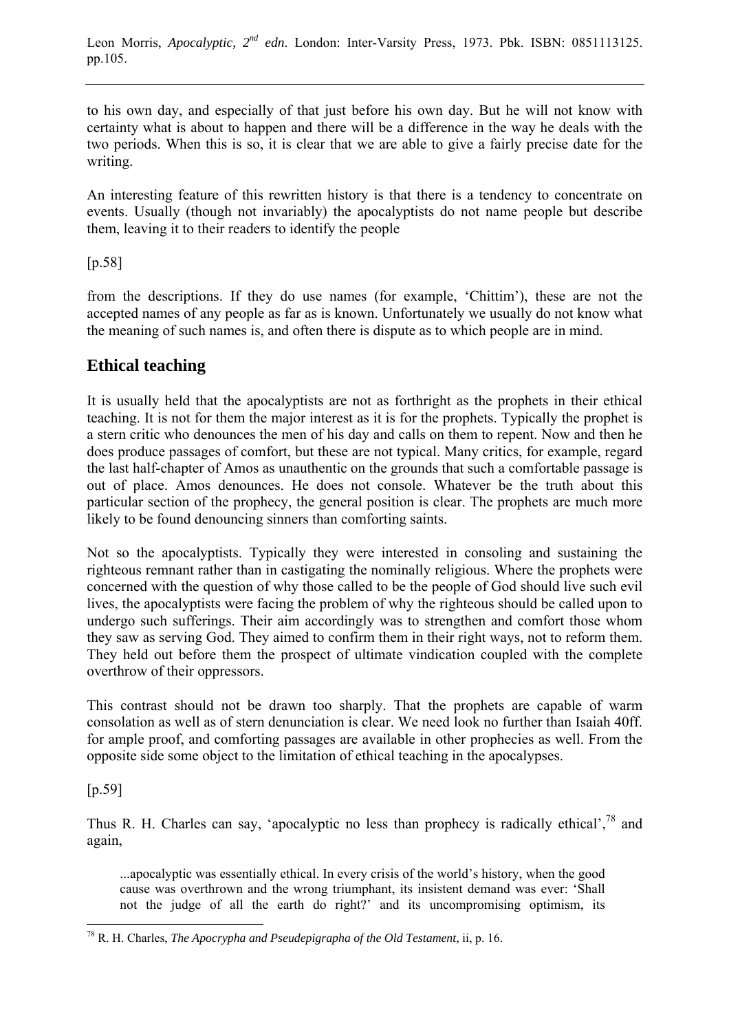to his own day, and especially of that just before his own day. But he will not know with certainty what is about to happen and there will be a difference in the way he deals with the two periods. When this is so, it is clear that we are able to give a fairly precise date for the writing.

An interesting feature of this rewritten history is that there is a tendency to concentrate on events. Usually (though not invariably) the apocalyptists do not name people but describe them, leaving it to their readers to identify the people

[p.58]

from the descriptions. If they do use names (for example, 'Chittim'), these are not the accepted names of any people as far as is known. Unfortunately we usually do not know what the meaning of such names is, and often there is dispute as to which people are in mind.

## Ethical teaching

It is usually held that the apocalyptists are not as forthright as the prophets in their ethical teaching. It is not for them the major interest as it is for the prophets. Typically the prophet is a stern critic who denounces the men of his day and calls on them to repent. Now and then he does produce passages of comfort, but these are not typical. Many critics, for example, regard the last half-chapter of Amos as unauthentic on the grounds that such a comfortable passage is out of place. Amos denounces. He does not console. Whatever be the truth about this particular section of the prophecy, the general position is clear. The prophets are much more likely to be found denouncing sinners than comforting saints.

Not so the apocalyptists. Typically they were interested in consoling and sustaining the righteous remnant rather than in castigating the nominally religious. Where the prophets were concerned with the question of why those called to be the people of God should live such evil lives, the apocalyptists were facing the problem of why the righteous should be called upon to undergo such sufferings. Their aim accordingly was to strengthen and comfort those whom they saw as serving God. They aimed to confirm them in their right ways, not to reform them. They held out before them the prospect of ultimate vindication coupled with the complete overthrow of their oppressors.

This contrast should not be drawn too sharply. That the prophets are capable of warm consolation as well as of stern denunciation is clear. We need look no further than Isaiah 40ff. for ample proof, and comforting passages are available in other prophecies as well. From the opposite side some object to the limitation of ethical teaching in the apocalypses.

[p.59]

Thus R. H. Charles can say, 'apocalyptic no less than prophecy is radically ethical',[78] and again,

> ...apocalyptic was essentially ethical. In every crisis of the world's history, when the good cause was overthrown and the wrong triumphant, its insistent demand was ever: 'Shall not the judge of all the earth do right?' and its uncompromising optimism, its

[78] R. H. Charles, *The Apocrypha and Pseudepigrapha of the Old Testament*, ii, p. 16.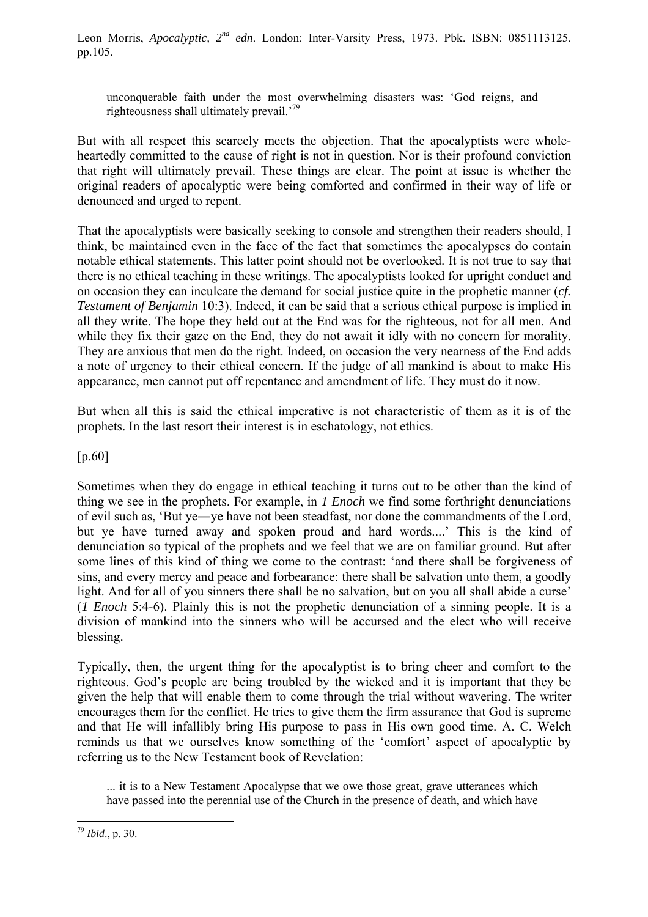> unconquerable faith under the most overwhelming disasters was: 'God reigns, and righteousness shall ultimately prevail.'[79]

But with all respect this scarcely meets the objection. That the apocalyptists were whole-heartedly committed to the cause of right is not in question. Nor is their profound conviction that right will ultimately prevail. These things are clear. The point at issue is whether the original readers of apocalyptic were being comforted and confirmed in their way of life or denounced and urged to repent.

That the apocalyptists were basically seeking to console and strengthen their readers should, I think, be maintained even in the face of the fact that sometimes the apocalypses do contain notable ethical statements. This latter point should not be overlooked. It is not true to say that there is no ethical teaching in these writings. The apocalyptists looked for upright conduct and on occasion they can inculcate the demand for social justice quite in the prophetic manner (*cf. Testament of Benjamin* 10:3). Indeed, it can be said that a serious ethical purpose is implied in all they write. The hope they held out at the End was for the righteous, not for all men. And while they fix their gaze on the End, they do not await it idly with no concern for morality. They are anxious that men do the right. Indeed, on occasion the very nearness of the End adds a note of urgency to their ethical concern. If the judge of all mankind is about to make His appearance, men cannot put off repentance and amendment of life. They must do it now.

But when all this is said the ethical imperative is not characteristic of them as it is of the prophets. In the last resort their interest is in eschatology, not ethics.

[p.60]

Sometimes when they do engage in ethical teaching it turns out to be other than the kind of thing we see in the prophets. For example, in *1 Enoch* we find some forthright denunciations of evil such as, 'But ye―ye have not been steadfast, nor done the commandments of the Lord, but ye have turned away and spoken proud and hard words....' This is the kind of denunciation so typical of the prophets and we feel that we are on familiar ground. But after some lines of this kind of thing we come to the contrast: 'and there shall be forgiveness of sins, and every mercy and peace and forbearance: there shall be salvation unto them, a goodly light. And for all of you sinners there shall be no salvation, but on you all shall abide a curse' (*1 Enoch* 5:4-6). Plainly this is not the prophetic denunciation of a sinning people. It is a division of mankind into the sinners who will be accursed and the elect who will receive blessing.

Typically, then, the urgent thing for the apocalyptist is to bring cheer and comfort to the righteous. God's people are being troubled by the wicked and it is important that they be given the help that will enable them to come through the trial without wavering. The writer encourages them for the conflict. He tries to give them the firm assurance that God is supreme and that He will infallibly bring His purpose to pass in His own good time. A. C. Welch reminds us that we ourselves know something of the 'comfort' aspect of apocalyptic by referring us to the New Testament book of Revelation:

> ... it is to a New Testament Apocalypse that we owe those great, grave utterances which have passed into the perennial use of the Church in the presence of death, and which have

[79] *Ibid*., p. 30.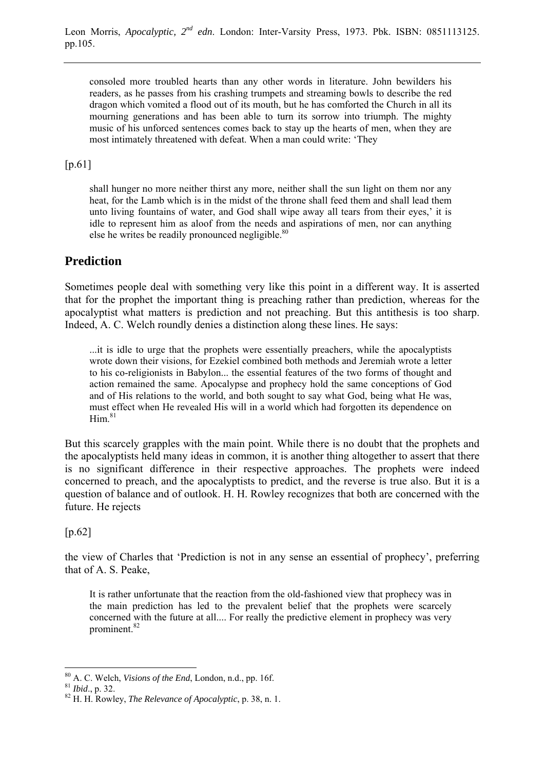consoled more troubled hearts than any other words in literature. John bewilders his readers, as he passes from his crashing trumpets and streaming bowls to describe the red dragon which vomited a flood out of its mouth, but he has comforted the Church in all its mourning generations and has been able to turn its sorrow into triumph. The mighty music of his unforced sentences comes back to stay up the hearts of men, when they are most intimately threatened with defeat. When a man could write: 'They

[p.61]

> shall hunger no more neither thirst any more, neither shall the sun light on them nor any heat, for the Lamb which is in the midst of the throne shall feed them and shall lead them unto living fountains of water, and God shall wipe away all tears from their eyes,' it is idle to represent him as aloof from the needs and aspirations of men, nor can anything else he writes be readily pronounced negligible.[80]

## Prediction

Sometimes people deal with something very like this point in a different way. It is asserted that for the prophet the important thing is preaching rather than prediction, whereas for the apocalyptist what matters is prediction and not preaching. But this antithesis is too sharp. Indeed, A. C. Welch roundly denies a distinction along these lines. He says:

> ...it is idle to urge that the prophets were essentially preachers, while the apocalyptists wrote down their visions, for Ezekiel combined both methods and Jeremiah wrote a letter to his co-religionists in Babylon... the essential features of the two forms of thought and action remained the same. Apocalypse and prophecy hold the same conceptions of God and of His relations to the world, and both sought to say what God, being what He was, must effect when He revealed His will in a world which had forgotten its dependence on Him.[81]

But this scarcely grapples with the main point. While there is no doubt that the prophets and the apocalyptists held many ideas in common, it is another thing altogether to assert that there is no significant difference in their respective approaches. The prophets were indeed concerned to preach, and the apocalyptists to predict, and the reverse is true also. But it is a question of balance and of outlook. H. H. Rowley recognizes that both are concerned with the future. He rejects

[p.62]

the view of Charles that 'Prediction is not in any sense an essential of prophecy', preferring that of A. S. Peake,

> It is rather unfortunate that the reaction from the old-fashioned view that prophecy was in the main prediction has led to the prevalent belief that the prophets were scarcely concerned with the future at all.... For really the predictive element in prophecy was very prominent.[82]

---

[80] A. C. Welch, *Visions of the End*, London, n.d., pp. 16f.

[81] *Ibid*., p. 32.

[82] H. H. Rowley, *The Relevance of Apocalyptic*, p. 38, n. 1.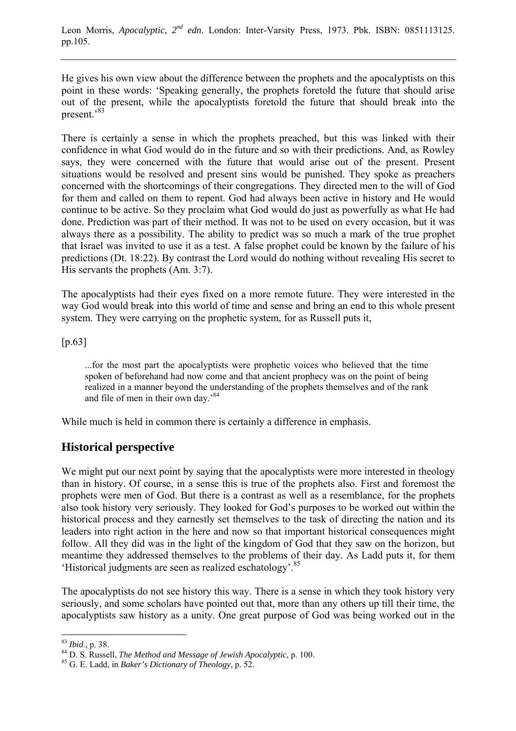He gives his own view about the difference between the prophets and the apocalyptists on this point in these words: 'Speaking generally, the prophets foretold the future that should arise out of the present, while the apocalyptists foretold the future that should break into the present.'[83]

There is certainly a sense in which the prophets preached, but this was linked with their confidence in what God would do in the future and so with their predictions. And, as Rowley says, they were concerned with the future that would arise out of the present. Present situations would be resolved and present sins would be punished. They spoke as preachers concerned with the shortcomings of their congregations. They directed men to the will of God for them and called on them to repent. God had always been active in history and He would continue to be active. So they proclaim what God would do just as powerfully as what He had done. Prediction was part of their method. It was not to be used on every occasion, but it was always there as a possibility. The ability to predict was so much a mark of the true prophet that Israel was invited to use it as a test. A false prophet could be known by the failure of his predictions (Dt. 18:22). By contrast the Lord would do nothing without revealing His secret to His servants the prophets (Am. 3:7).

The apocalyptists had their eyes fixed on a more remote future. They were interested in the way God would break into this world of time and sense and bring an end to this whole present system. They were carrying on the prophetic system, for as Russell puts it,

[p.63]

> ...for the most part the apocalyptists were prophetic voices who believed that the time spoken of beforehand had now come and that ancient prophecy was on the point of being realized in a manner beyond the understanding of the prophets themselves and of the rank and file of men in their own day.'[84]

While much is held in common there is certainly a difference in emphasis.

## Historical perspective

We might put our next point by saying that the apocalyptists were more interested in theology than in history. Of course, in a sense this is true of the prophets also. First and foremost the prophets were men of God. But there is a contrast as well as a resemblance, for the prophets also took history very seriously. They looked for God's purposes to be worked out within the historical process and they earnestly set themselves to the task of directing the nation and its leaders into right action in the here and now so that important historical consequences might follow. All they did was in the light of the kingdom of God that they saw on the horizon, but meantime they addressed themselves to the problems of their day. As Ladd puts it, for them 'Historical judgments are seen as realized eschatology'.[85]

The apocalyptists do not see history this way. There is a sense in which they took history very seriously, and some scholars have pointed out that, more than any others up till their time, the apocalyptists saw history as a unity. One great purpose of God was being worked out in the

---

[83] *Ibid*., p. 38.

[84] D. S. Russell, *The Method and Message of Jewish Apocalyptic*, p. 100.

[85] G. E. Ladd, in *Baker's Dictionary of Theology*, p. 52.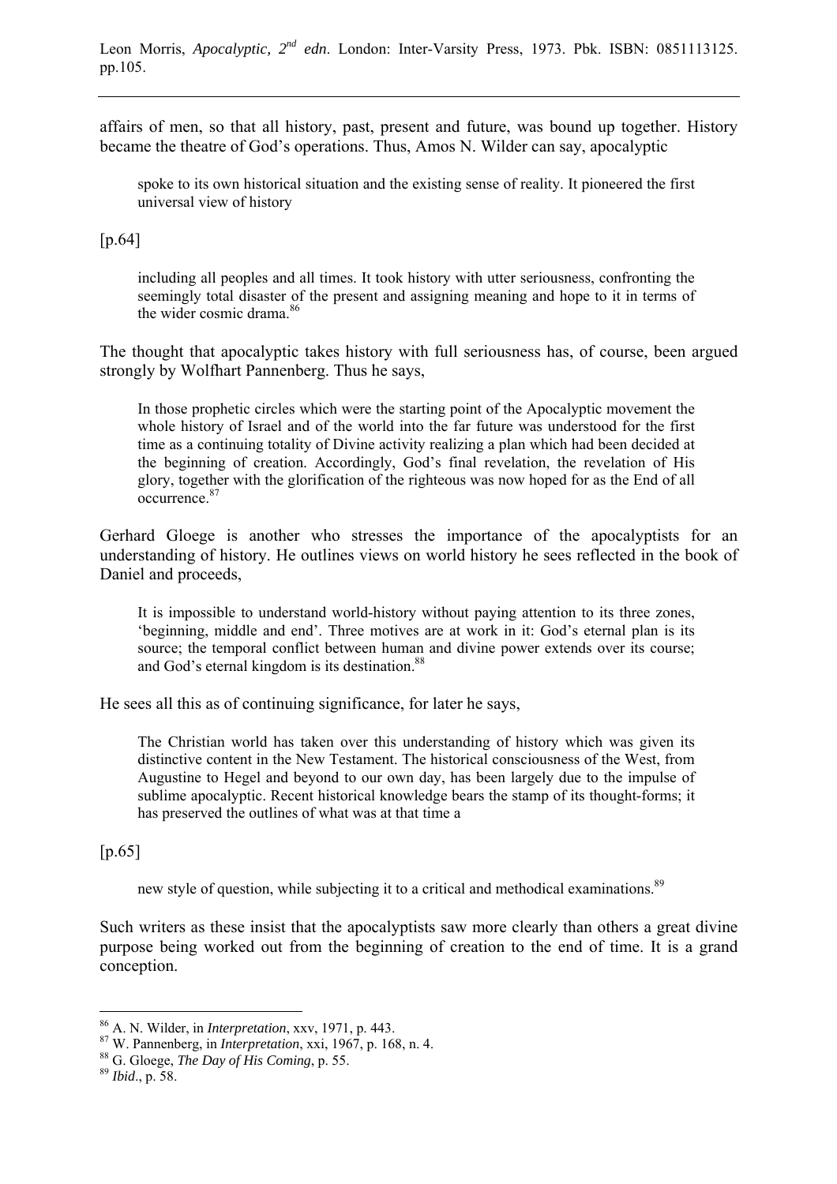affairs of men, so that all history, past, present and future, was bound up together. History became the theatre of God's operations. Thus, Amos N. Wilder can say, apocalyptic

> spoke to its own historical situation and the existing sense of reality. It pioneered the first universal view of history

[p.64]

> including all peoples and all times. It took history with utter seriousness, confronting the seemingly total disaster of the present and assigning meaning and hope to it in terms of the wider cosmic drama.[86]

The thought that apocalyptic takes history with full seriousness has, of course, been argued strongly by Wolfhart Pannenberg. Thus he says,

> In those prophetic circles which were the starting point of the Apocalyptic movement the whole history of Israel and of the world into the far future was understood for the first time as a continuing totality of Divine activity realizing a plan which had been decided at the beginning of creation. Accordingly, God's final revelation, the revelation of His glory, together with the glorification of the righteous was now hoped for as the End of all occurrence.[87]

Gerhard Gloege is another who stresses the importance of the apocalyptists for an understanding of history. He outlines views on world history he sees reflected in the book of Daniel and proceeds,

> It is impossible to understand world-history without paying attention to its three zones, 'beginning, middle and end'. Three motives are at work in it: God's eternal plan is its source; the temporal conflict between human and divine power extends over its course; and God's eternal kingdom is its destination.[88]

He sees all this as of continuing significance, for later he says,

> The Christian world has taken over this understanding of history which was given its distinctive content in the New Testament. The historical consciousness of the West, from Augustine to Hegel and beyond to our own day, has been largely due to the impulse of sublime apocalyptic. Recent historical knowledge bears the stamp of its thought-forms; it has preserved the outlines of what was at that time a

[p.65]

> new style of question, while subjecting it to a critical and methodical examinations.[89]

Such writers as these insist that the apocalyptists saw more clearly than others a great divine purpose being worked out from the beginning of creation to the end of time. It is a grand conception.

---

[86] A. N. Wilder, in *Interpretation*, xxv, 1971, p. 443.

[87] W. Pannenberg, in *Interpretation*, xxi, 1967, p. 168, n. 4.

[88] G. Gloege, *The Day of His Coming*, p. 55.

[89] *Ibid*., p. 58.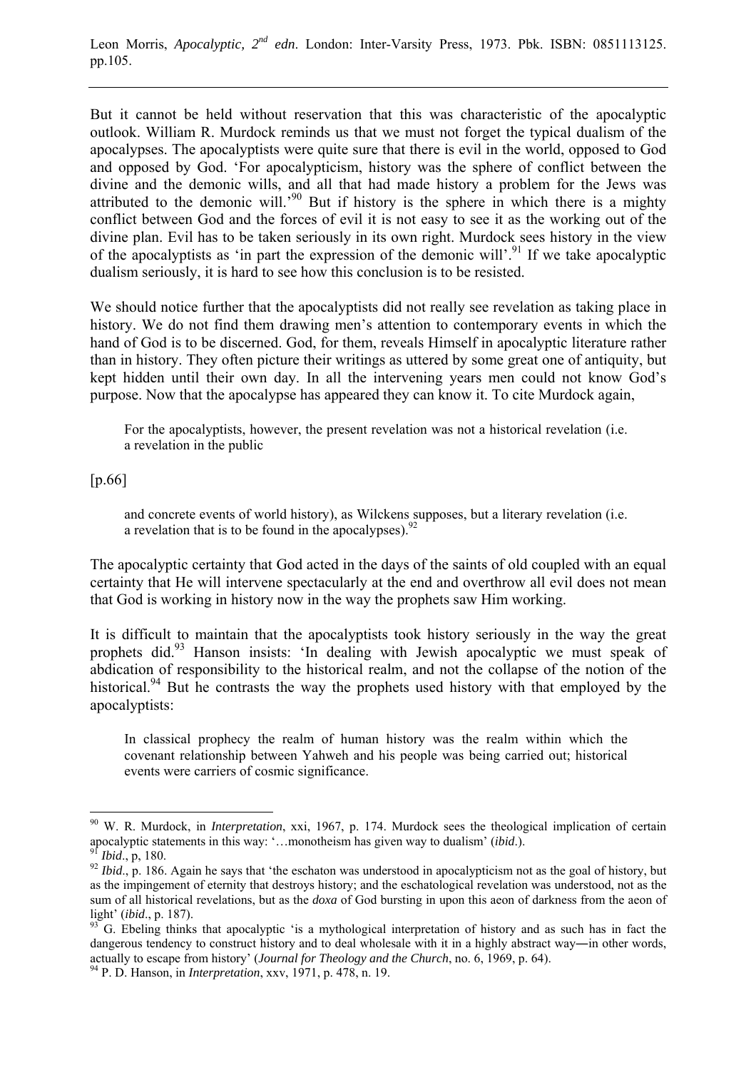But it cannot be held without reservation that this was characteristic of the apocalyptic outlook. William R. Murdock reminds us that we must not forget the typical dualism of the apocalypses. The apocalyptists were quite sure that there is evil in the world, opposed to God and opposed by God. 'For apocalypticism, history was the sphere of conflict between the divine and the demonic wills, and all that had made history a problem for the Jews was attributed to the demonic will.'[90] But if history is the sphere in which there is a mighty conflict between God and the forces of evil it is not easy to see it as the working out of the divine plan. Evil has to be taken seriously in its own right. Murdock sees history in the view of the apocalyptists as 'in part the expression of the demonic will'.[91] If we take apocalyptic dualism seriously, it is hard to see how this conclusion is to be resisted.

We should notice further that the apocalyptists did not really see revelation as taking place in history. We do not find them drawing men's attention to contemporary events in which the hand of God is to be discerned. God, for them, reveals Himself in apocalyptic literature rather than in history. They often picture their writings as uttered by some great one of antiquity, but kept hidden until their own day. In all the intervening years men could not know God's purpose. Now that the apocalypse has appeared they can know it. To cite Murdock again,

> For the apocalyptists, however, the present revelation was not a historical revelation (i.e. a revelation in the public

[p.66]

> and concrete events of world history), as Wilckens supposes, but a literary revelation (i.e. a revelation that is to be found in the apocalypses).[92]

The apocalyptic certainty that God acted in the days of the saints of old coupled with an equal certainty that He will intervene spectacularly at the end and overthrow all evil does not mean that God is working in history now in the way the prophets saw Him working.

It is difficult to maintain that the apocalyptists took history seriously in the way the great prophets did.[93] Hanson insists: 'In dealing with Jewish apocalyptic we must speak of abdication of responsibility to the historical realm, and not the collapse of the notion of the historical.[94] But he contrasts the way the prophets used history with that employed by the apocalyptists:

> In classical prophecy the realm of human history was the realm within which the covenant relationship between Yahweh and his people was being carried out; historical events were carriers of cosmic significance.

---

[90] W. R. Murdock, in *Interpretation*, xxi, 1967, p. 174. Murdock sees the theological implication of certain apocalyptic statements in this way: '…monotheism has given way to dualism' (*ibid*.).

[91] *Ibid*., p, 180.

[92] *Ibid*., p. 186. Again he says that 'the eschaton was understood in apocalypticism not as the goal of history, but as the impingement of eternity that destroys history; and the eschatological revelation was understood, not as the sum of all historical revelations, but as the *doxa* of God bursting in upon this aeon of darkness from the aeon of light' (*ibid*., p. 187).

[93] G. Ebeling thinks that apocalyptic 'is a mythological interpretation of history and as such has in fact the dangerous tendency to construct history and to deal wholesale with it in a highly abstract way―in other words, actually to escape from history' (*Journal for Theology and the Church*, no. 6, 1969, p. 64).

[94] P. D. Hanson, in *Interpretation*, xxv, 1971, p. 478, n. 19.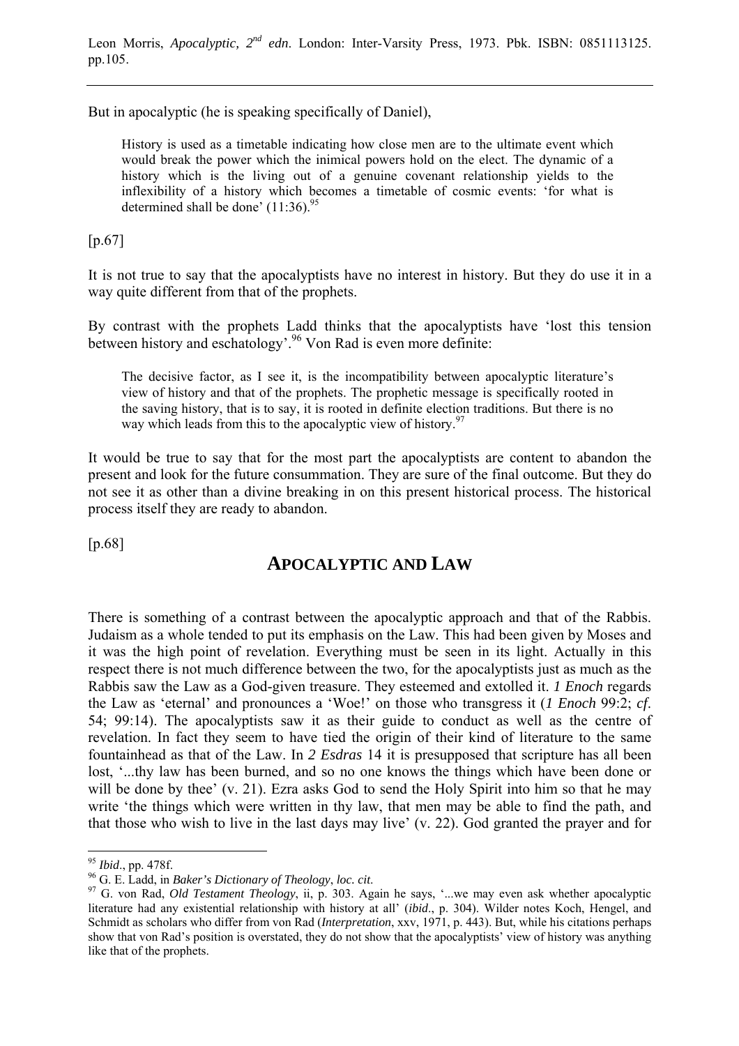But in apocalyptic (he is speaking specifically of Daniel),

> History is used as a timetable indicating how close men are to the ultimate event which would break the power which the inimical powers hold on the elect. The dynamic of a history which is the living out of a genuine covenant relationship yields to the inflexibility of a history which becomes a timetable of cosmic events: 'for what is determined shall be done' (11:36).[95]

[p.67]

It is not true to say that the apocalyptists have no interest in history. But they do use it in a way quite different from that of the prophets.

By contrast with the prophets Ladd thinks that the apocalyptists have 'lost this tension between history and eschatology'.[96] Von Rad is even more definite:

> The decisive factor, as I see it, is the incompatibility between apocalyptic literature's view of history and that of the prophets. The prophetic message is specifically rooted in the saving history, that is to say, it is rooted in definite election traditions. But there is no way which leads from this to the apocalyptic view of history.[97]

It would be true to say that for the most part the apocalyptists are content to abandon the present and look for the future consummation. They are sure of the final outcome. But they do not see it as other than a divine breaking in on this present historical process. The historical process itself they are ready to abandon.

[p.68]

## APOCALYPTIC AND LAW

There is something of a contrast between the apocalyptic approach and that of the Rabbis. Judaism as a whole tended to put its emphasis on the Law. This had been given by Moses and it was the high point of revelation. Everything must be seen in its light. Actually in this respect there is not much difference between the two, for the apocalyptists just as much as the Rabbis saw the Law as a God-given treasure. They esteemed and extolled it. *1 Enoch* regards the Law as 'eternal' and pronounces a 'Woe!' on those who transgress it (*1 Enoch* 99:2; *cf*. 54; 99:14). The apocalyptists saw it as their guide to conduct as well as the centre of revelation. In fact they seem to have tied the origin of their kind of literature to the same fountainhead as that of the Law. In *2 Esdras* 14 it is presupposed that scripture has all been lost, '...thy law has been burned, and so no one knows the things which have been done or will be done by thee' (v. 21). Ezra asks God to send the Holy Spirit into him so that he may write 'the things which were written in thy law, that men may be able to find the path, and that those who wish to live in the last days may live' (v. 22). God granted the prayer and for

---

[95] *Ibid*., pp. 478f.

[96] G. E. Ladd, in *Baker's Dictionary of Theology*, *loc. cit*.

[97] G. von Rad, *Old Testament Theology*, ii, p. 303. Again he says, '...we may even ask whether apocalyptic literature had any existential relationship with history at all' (*ibid*., p. 304). Wilder notes Koch, Hengel, and Schmidt as scholars who differ from von Rad (*Interpretation*, xxv, 1971, p. 443). But, while his citations perhaps show that von Rad's position is overstated, they do not show that the apocalyptists' view of history was anything like that of the prophets.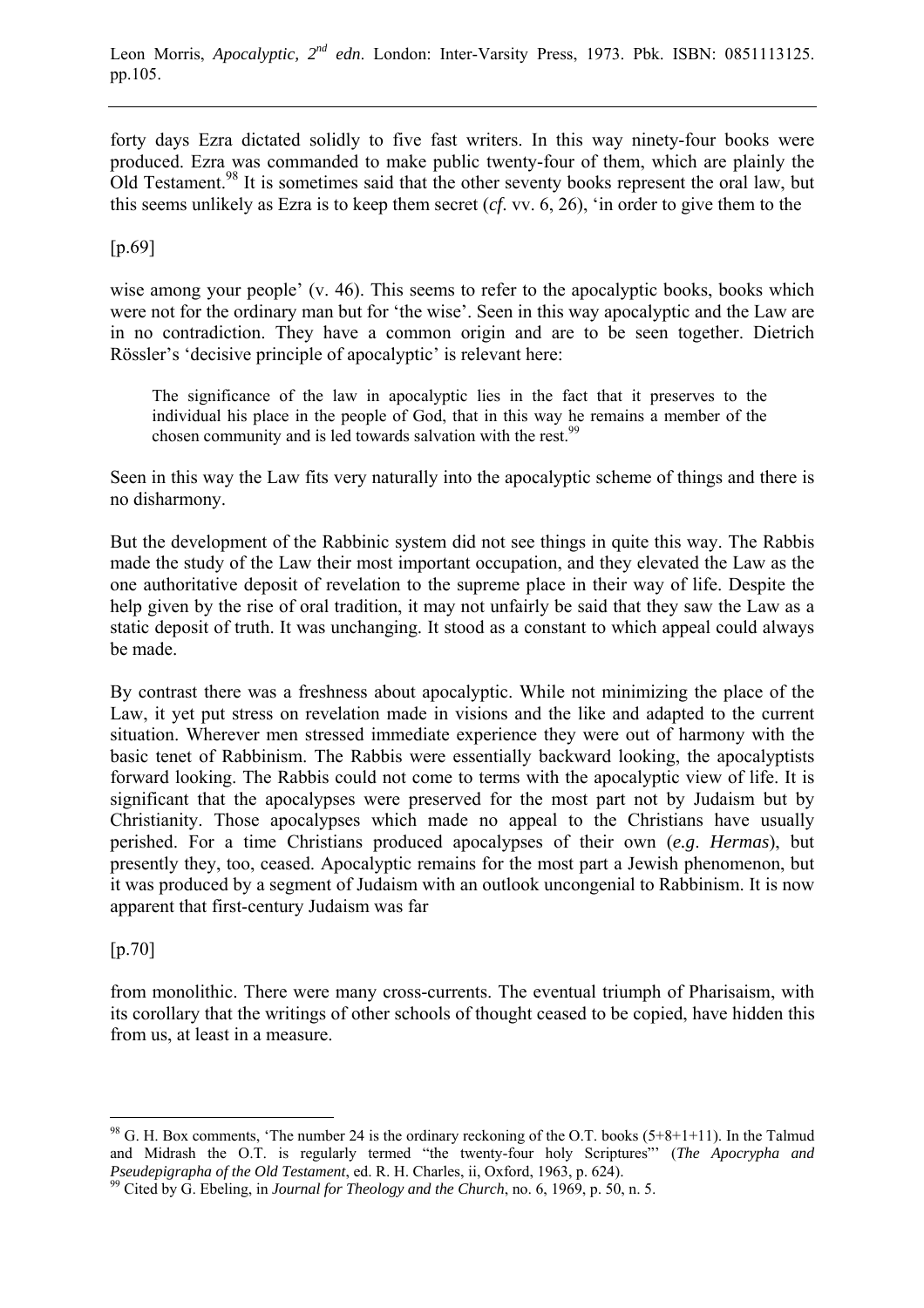forty days Ezra dictated solidly to five fast writers. In this way ninety-four books were produced. Ezra was commanded to make public twenty-four of them, which are plainly the Old Testament.[98] It is sometimes said that the other seventy books represent the oral law, but this seems unlikely as Ezra is to keep them secret (*cf*. vv. 6, 26), 'in order to give them to the

[p.69]

wise among your people' (v. 46). This seems to refer to the apocalyptic books, books which were not for the ordinary man but for 'the wise'. Seen in this way apocalyptic and the Law are in no contradiction. They have a common origin and are to be seen together. Dietrich Rössler's 'decisive principle of apocalyptic' is relevant here:

> The significance of the law in apocalyptic lies in the fact that it preserves to the individual his place in the people of God, that in this way he remains a member of the chosen community and is led towards salvation with the rest.[99]

Seen in this way the Law fits very naturally into the apocalyptic scheme of things and there is no disharmony.

But the development of the Rabbinic system did not see things in quite this way. The Rabbis made the study of the Law their most important occupation, and they elevated the Law as the one authoritative deposit of revelation to the supreme place in their way of life. Despite the help given by the rise of oral tradition, it may not unfairly be said that they saw the Law as a static deposit of truth. It was unchanging. It stood as a constant to which appeal could always be made.

By contrast there was a freshness about apocalyptic. While not minimizing the place of the Law, it yet put stress on revelation made in visions and the like and adapted to the current situation. Wherever men stressed immediate experience they were out of harmony with the basic tenet of Rabbinism. The Rabbis were essentially backward looking, the apocalyptists forward looking. The Rabbis could not come to terms with the apocalyptic view of life. It is significant that the apocalypses were preserved for the most part not by Judaism but by Christianity. Those apocalypses which made no appeal to the Christians have usually perished. For a time Christians produced apocalypses of their own (*e.g*. *Hermas*), but presently they, too, ceased. Apocalyptic remains for the most part a Jewish phenomenon, but it was produced by a segment of Judaism with an outlook uncongenial to Rabbinism. It is now apparent that first-century Judaism was far

[p.70]

from monolithic. There were many cross-currents. The eventual triumph of Pharisaism, with its corollary that the writings of other schools of thought ceased to be copied, have hidden this from us, at least in a measure.

---

[98] G. H. Box comments, 'The number 24 is the ordinary reckoning of the O.T. books (5+8+1+11). In the Talmud and Midrash the O.T. is regularly termed "the twenty-four holy Scriptures"' (*The Apocrypha and Pseudepigrapha of the Old Testament*, ed. R. H. Charles, ii, Oxford, 1963, p. 624).

[99] Cited by G. Ebeling, in *Journal for Theology and the Church*, no. 6, 1969, p. 50, n. 5.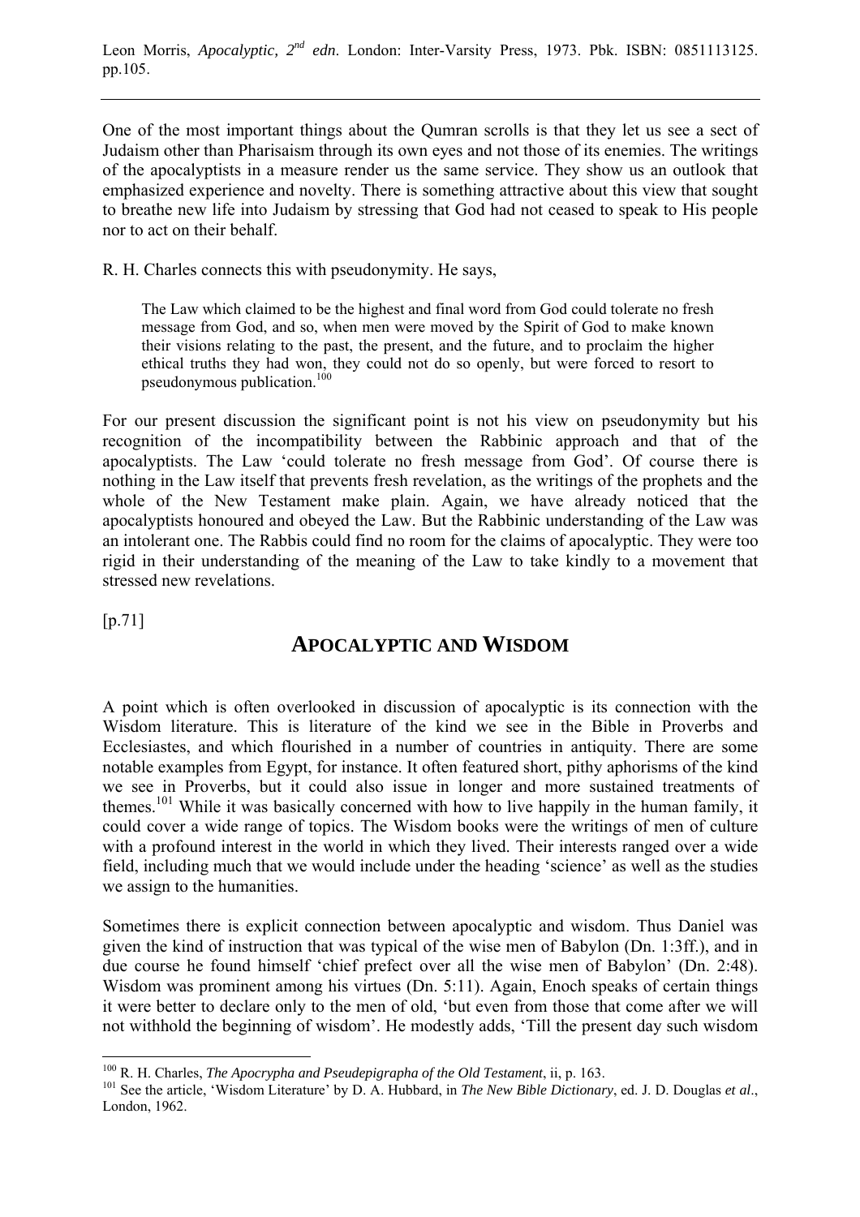One of the most important things about the Qumran scrolls is that they let us see a sect of Judaism other than Pharisaism through its own eyes and not those of its enemies. The writings of the apocalyptists in a measure render us the same service. They show us an outlook that emphasized experience and novelty. There is something attractive about this view that sought to breathe new life into Judaism by stressing that God had not ceased to speak to His people nor to act on their behalf.

R. H. Charles connects this with pseudonymity. He says,

> The Law which claimed to be the highest and final word from God could tolerate no fresh message from God, and so, when men were moved by the Spirit of God to make known their visions relating to the past, the present, and the future, and to proclaim the higher ethical truths they had won, they could not do so openly, but were forced to resort to pseudonymous publication.[100]

For our present discussion the significant point is not his view on pseudonymity but his recognition of the incompatibility between the Rabbinic approach and that of the apocalyptists. The Law 'could tolerate no fresh message from God'. Of course there is nothing in the Law itself that prevents fresh revelation, as the writings of the prophets and the whole of the New Testament make plain. Again, we have already noticed that the apocalyptists honoured and obeyed the Law. But the Rabbinic understanding of the Law was an intolerant one. The Rabbis could find no room for the claims of apocalyptic. They were too rigid in their understanding of the meaning of the Law to take kindly to a movement that stressed new revelations.

[p.71]

## APOCALYPTIC AND WISDOM

A point which is often overlooked in discussion of apocalyptic is its connection with the Wisdom literature. This is literature of the kind we see in the Bible in Proverbs and Ecclesiastes, and which flourished in a number of countries in antiquity. There are some notable examples from Egypt, for instance. It often featured short, pithy aphorisms of the kind we see in Proverbs, but it could also issue in longer and more sustained treatments of themes.[101] While it was basically concerned with how to live happily in the human family, it could cover a wide range of topics. The Wisdom books were the writings of men of culture with a profound interest in the world in which they lived. Their interests ranged over a wide field, including much that we would include under the heading 'science' as well as the studies we assign to the humanities.

Sometimes there is explicit connection between apocalyptic and wisdom. Thus Daniel was given the kind of instruction that was typical of the wise men of Babylon (Dn. 1:3ff.), and in due course he found himself 'chief prefect over all the wise men of Babylon' (Dn. 2:48). Wisdom was prominent among his virtues (Dn. 5:11). Again, Enoch speaks of certain things it were better to declare only to the men of old, 'but even from those that come after we will not withhold the beginning of wisdom'. He modestly adds, 'Till the present day such wisdom

---

[100] R. H. Charles, *The Apocrypha and Pseudepigrapha of the Old Testament*, ii, p. 163.

[101] See the article, 'Wisdom Literature' by D. A. Hubbard, in *The New Bible Dictionary*, ed. J. D. Douglas *et al*., London, 1962.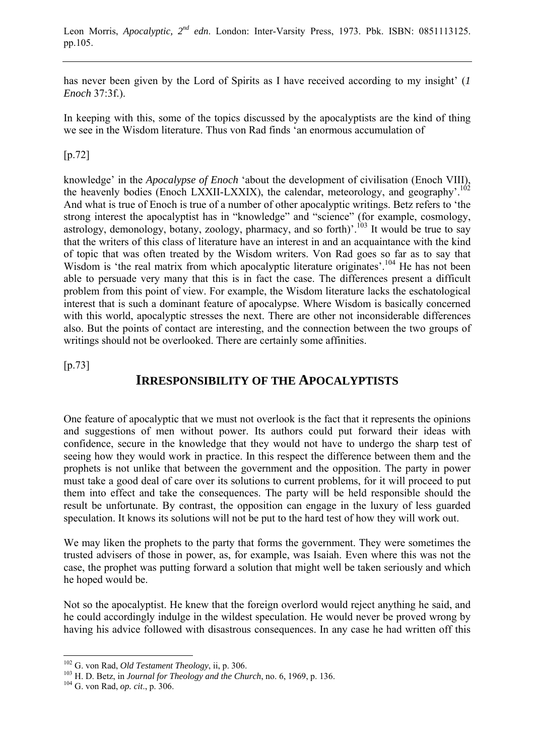has never been given by the Lord of Spirits as I have received according to my insight' (*1 Enoch* 37:3f.).

In keeping with this, some of the topics discussed by the apocalyptists are the kind of thing we see in the Wisdom literature. Thus von Rad finds 'an enormous accumulation of

[p.72]

knowledge' in the *Apocalypse of Enoch* 'about the development of civilisation (Enoch VIII), the heavenly bodies (Enoch LXXII-LXXIX), the calendar, meteorology, and geography'.[102] And what is true of Enoch is true of a number of other apocalyptic writings. Betz refers to 'the strong interest the apocalyptist has in "knowledge" and "science" (for example, cosmology, astrology, demonology, botany, zoology, pharmacy, and so forth)'.[103] It would be true to say that the writers of this class of literature have an interest in and an acquaintance with the kind of topic that was often treated by the Wisdom writers. Von Rad goes so far as to say that Wisdom is 'the real matrix from which apocalyptic literature originates'.[104] He has not been able to persuade very many that this is in fact the case. The differences present a difficult problem from this point of view. For example, the Wisdom literature lacks the eschatological interest that is such a dominant feature of apocalypse. Where Wisdom is basically concerned with this world, apocalyptic stresses the next. There are other not inconsiderable differences also. But the points of contact are interesting, and the connection between the two groups of writings should not be overlooked. There are certainly some affinities.

[p.73]

## IRRESPONSIBILITY OF THE APOCALYPTISTS

One feature of apocalyptic that we must not overlook is the fact that it represents the opinions and suggestions of men without power. Its authors could put forward their ideas with confidence, secure in the knowledge that they would not have to undergo the sharp test of seeing how they would work in practice. In this respect the difference between them and the prophets is not unlike that between the government and the opposition. The party in power must take a good deal of care over its solutions to current problems, for it will proceed to put them into effect and take the consequences. The party will be held responsible should the result be unfortunate. By contrast, the opposition can engage in the luxury of less guarded speculation. It knows its solutions will not be put to the hard test of how they will work out.

We may liken the prophets to the party that forms the government. They were sometimes the trusted advisers of those in power, as, for example, was Isaiah. Even where this was not the case, the prophet was putting forward a solution that might well be taken seriously and which he hoped would be.

Not so the apocalyptist. He knew that the foreign overlord would reject anything he said, and he could accordingly indulge in the wildest speculation. He would never be proved wrong by having his advice followed with disastrous consequences. In any case he had written off this

---

[102] G. von Rad, *Old Testament Theology*, ii, p. 306.

[103] H. D. Betz, in *Journal for Theology and the Church*, no. 6, 1969, p. 136.

[104] G. von Rad, *op. cit.*, p. 306.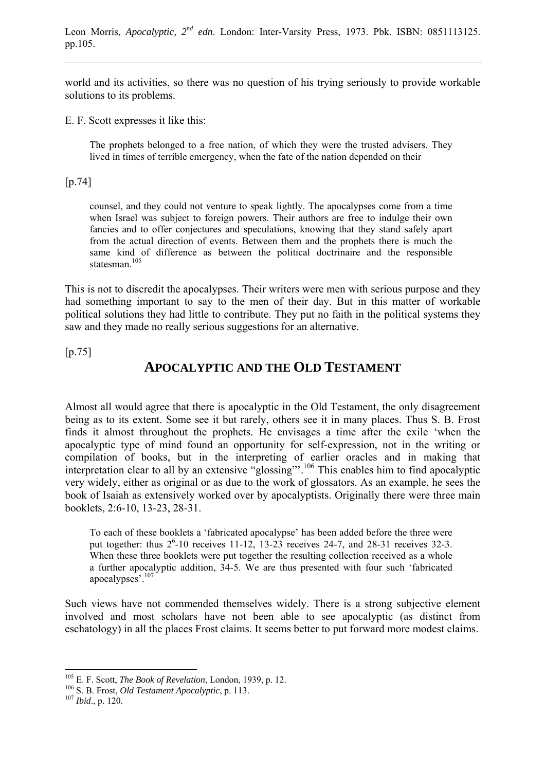world and its activities, so there was no question of his trying seriously to provide workable solutions to its problems.

E. F. Scott expresses it like this:

> The prophets belonged to a free nation, of which they were the trusted advisers. They lived in times of terrible emergency, when the fate of the nation depended on their

[p.74]

> counsel, and they could not venture to speak lightly. The apocalypses come from a time when Israel was subject to foreign powers. Their authors are free to indulge their own fancies and to offer conjectures and speculations, knowing that they stand safely apart from the actual direction of events. Between them and the prophets there is much the same kind of difference as between the political doctrinaire and the responsible statesman.[105]

This is not to discredit the apocalypses. Their writers were men with serious purpose and they had something important to say to the men of their day. But in this matter of workable political solutions they had little to contribute. They put no faith in the political systems they saw and they made no really serious suggestions for an alternative.

[p.75]

## APOCALYPTIC AND THE OLD TESTAMENT

Almost all would agree that there is apocalyptic in the Old Testament, the only disagreement being as to its extent. Some see it but rarely, others see it in many places. Thus S. B. Frost finds it almost throughout the prophets. He envisages a time after the exile 'when the apocalyptic type of mind found an opportunity for self-expression, not in the writing or compilation of books, but in the interpreting of earlier oracles and in making that interpretation clear to all by an extensive "glossing"'.[106] This enables him to find apocalyptic very widely, either as original or as due to the work of glossators. As an example, he sees the book of Isaiah as extensively worked over by apocalyptists. Originally there were three main booklets, 2:6-10, 13-23, 28-31.

> To each of these booklets a 'fabricated apocalypse' has been added before the three were put together: thus $2^6$-10 receives 11-12, 13-23 receives 24-7, and 28-31 receives 32-3. When these three booklets were put together the resulting collection received as a whole a further apocalyptic addition, 34-5. We are thus presented with four such 'fabricated apocalypses'.[107]

Such views have not commended themselves widely. There is a strong subjective element involved and most scholars have not been able to see apocalyptic (as distinct from eschatology) in all the places Frost claims. It seems better to put forward more modest claims.

---

[105] E. F. Scott, *The Book of Revelation*, London, 1939, p. 12.

[106] S. B. Frost, *Old Testament Apocalyptic*, p. 113.

[107] *Ibid*., p. 120.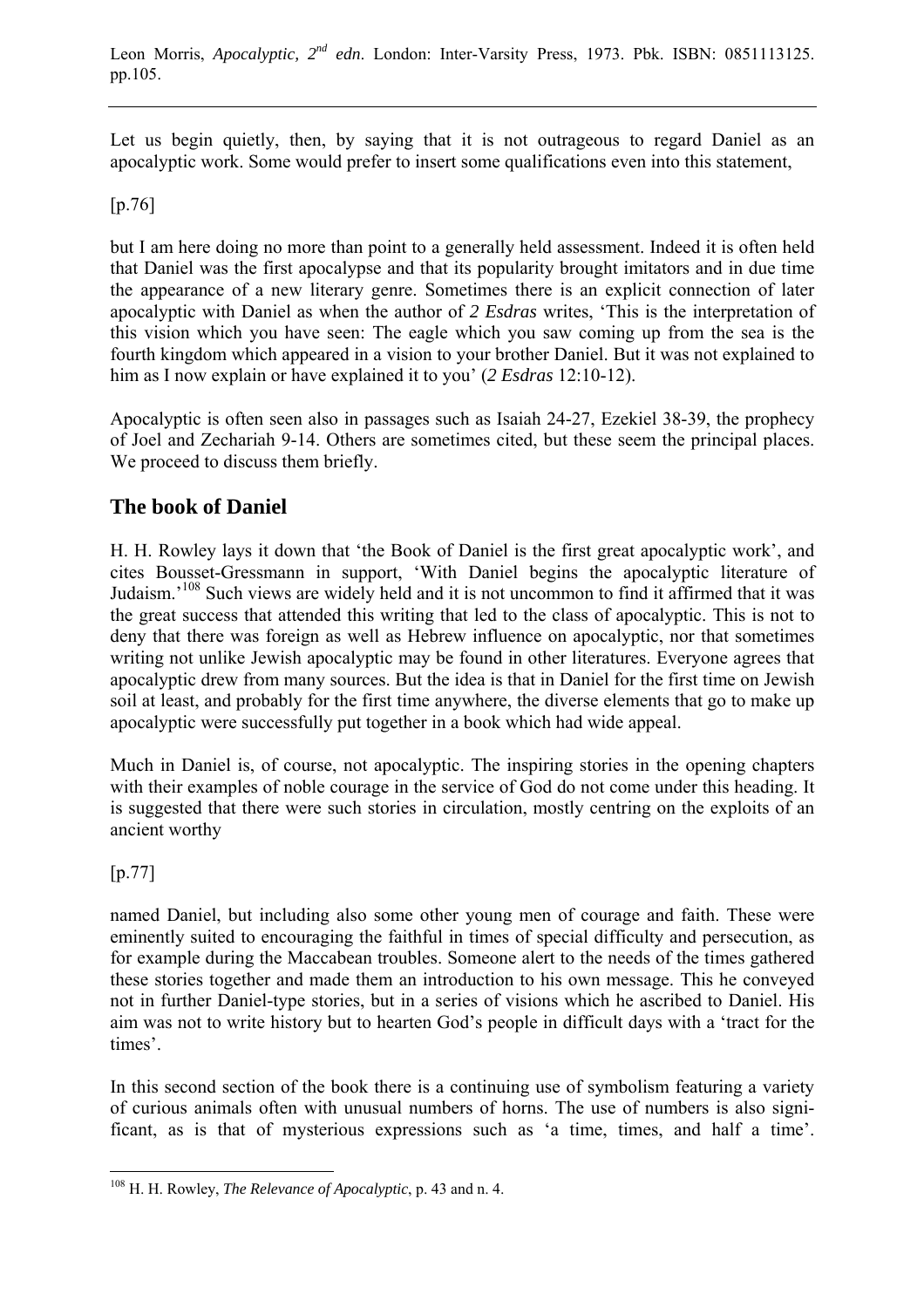Let us begin quietly, then, by saying that it is not outrageous to regard Daniel as an apocalyptic work. Some would prefer to insert some qualifications even into this statement,

[p.76]

but I am here doing no more than point to a generally held assessment. Indeed it is often held that Daniel was the first apocalypse and that its popularity brought imitators and in due time the appearance of a new literary genre. Sometimes there is an explicit connection of later apocalyptic with Daniel as when the author of *2 Esdras* writes, 'This is the interpretation of this vision which you have seen: The eagle which you saw coming up from the sea is the fourth kingdom which appeared in a vision to your brother Daniel. But it was not explained to him as I now explain or have explained it to you' (*2 Esdras* 12:10-12).

Apocalyptic is often seen also in passages such as Isaiah 24-27, Ezekiel 38-39, the prophecy of Joel and Zechariah 9-14. Others are sometimes cited, but these seem the principal places. We proceed to discuss them briefly.

## The book of Daniel

H. H. Rowley lays it down that 'the Book of Daniel is the first great apocalyptic work', and cites Bousset-Gressmann in support, 'With Daniel begins the apocalyptic literature of Judaism.'[108] Such views are widely held and it is not uncommon to find it affirmed that it was the great success that attended this writing that led to the class of apocalyptic. This is not to deny that there was foreign as well as Hebrew influence on apocalyptic, nor that sometimes writing not unlike Jewish apocalyptic may be found in other literatures. Everyone agrees that apocalyptic drew from many sources. But the idea is that in Daniel for the first time on Jewish soil at least, and probably for the first time anywhere, the diverse elements that go to make up apocalyptic were successfully put together in a book which had wide appeal.

Much in Daniel is, of course, not apocalyptic. The inspiring stories in the opening chapters with their examples of noble courage in the service of God do not come under this heading. It is suggested that there were such stories in circulation, mostly centring on the exploits of an ancient worthy

[p.77]

named Daniel, but including also some other young men of courage and faith. These were eminently suited to encouraging the faithful in times of special difficulty and persecution, as for example during the Maccabean troubles. Someone alert to the needs of the times gathered these stories together and made them an introduction to his own message. This he conveyed not in further Daniel-type stories, but in a series of visions which he ascribed to Daniel. His aim was not to write history but to hearten God's people in difficult days with a 'tract for the times'.

In this second section of the book there is a continuing use of symbolism featuring a variety of curious animals often with unusual numbers of horns. The use of numbers is also significant, as is that of mysterious expressions such as 'a time, times, and half a time'.

---

[108] H. H. Rowley, *The Relevance of Apocalyptic*, p. 43 and n. 4.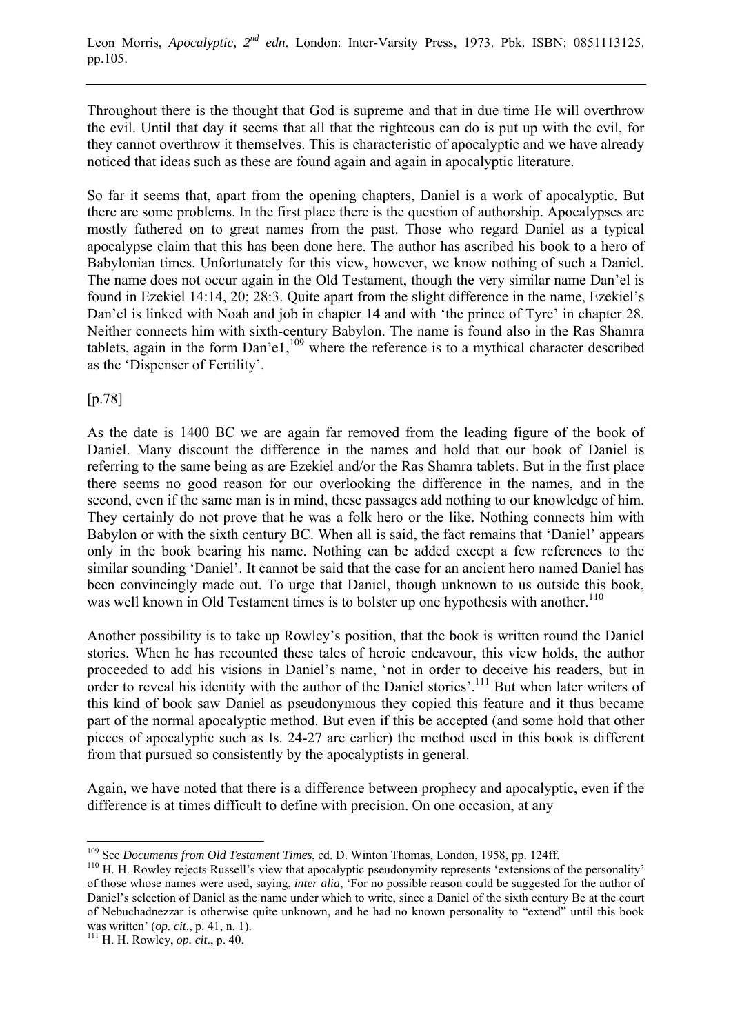Throughout there is the thought that God is supreme and that in due time He will overthrow the evil. Until that day it seems that all that the righteous can do is put up with the evil, for they cannot overthrow it themselves. This is characteristic of apocalyptic and we have already noticed that ideas such as these are found again and again in apocalyptic literature.

So far it seems that, apart from the opening chapters, Daniel is a work of apocalyptic. But there are some problems. In the first place there is the question of authorship. Apocalypses are mostly fathered on to great names from the past. Those who regard Daniel as a typical apocalypse claim that this has been done here. The author has ascribed his book to a hero of Babylonian times. Unfortunately for this view, however, we know nothing of such a Daniel. The name does not occur again in the Old Testament, though the very similar name Dan'el is found in Ezekiel 14:14, 20; 28:3. Quite apart from the slight difference in the name, Ezekiel's Dan'el is linked with Noah and job in chapter 14 and with 'the prince of Tyre' in chapter 28. Neither connects him with sixth-century Babylon. The name is found also in the Ras Shamra tablets, again in the form Dan'e1,[109] where the reference is to a mythical character described as the 'Dispenser of Fertility'.

[p.78]

As the date is 1400 BC we are again far removed from the leading figure of the book of Daniel. Many discount the difference in the names and hold that our book of Daniel is referring to the same being as are Ezekiel and/or the Ras Shamra tablets. But in the first place there seems no good reason for our overlooking the difference in the names, and in the second, even if the same man is in mind, these passages add nothing to our knowledge of him. They certainly do not prove that he was a folk hero or the like. Nothing connects him with Babylon or with the sixth century BC. When all is said, the fact remains that 'Daniel' appears only in the book bearing his name. Nothing can be added except a few references to the similar sounding 'Daniel'. It cannot be said that the case for an ancient hero named Daniel has been convincingly made out. To urge that Daniel, though unknown to us outside this book, was well known in Old Testament times is to bolster up one hypothesis with another.[110]

Another possibility is to take up Rowley's position, that the book is written round the Daniel stories. When he has recounted these tales of heroic endeavour, this view holds, the author proceeded to add his visions in Daniel's name, 'not in order to deceive his readers, but in order to reveal his identity with the author of the Daniel stories'.[111] But when later writers of this kind of book saw Daniel as pseudonymous they copied this feature and it thus became part of the normal apocalyptic method. But even if this be accepted (and some hold that other pieces of apocalyptic such as Is. 24-27 are earlier) the method used in this book is different from that pursued so consistently by the apocalyptists in general.

Again, we have noted that there is a difference between prophecy and apocalyptic, even if the difference is at times difficult to define with precision. On one occasion, at any

---

[109] See *Documents from Old Testament Times*, ed. D. Winton Thomas, London, 1958, pp. 124ff.

[110] H. H. Rowley rejects Russell's view that apocalyptic pseudonymity represents 'extensions of the personality' of those whose names were used, saying, *inter alia*, 'For no possible reason could be suggested for the author of Daniel's selection of Daniel as the name under which to write, since a Daniel of the sixth century Be at the court of Nebuchadnezzar is otherwise quite unknown, and he had no known personality to "extend" until this book was written' (*op. cit*., p. 41, n. 1).

[111] H. H. Rowley, *op. cit*., p. 40.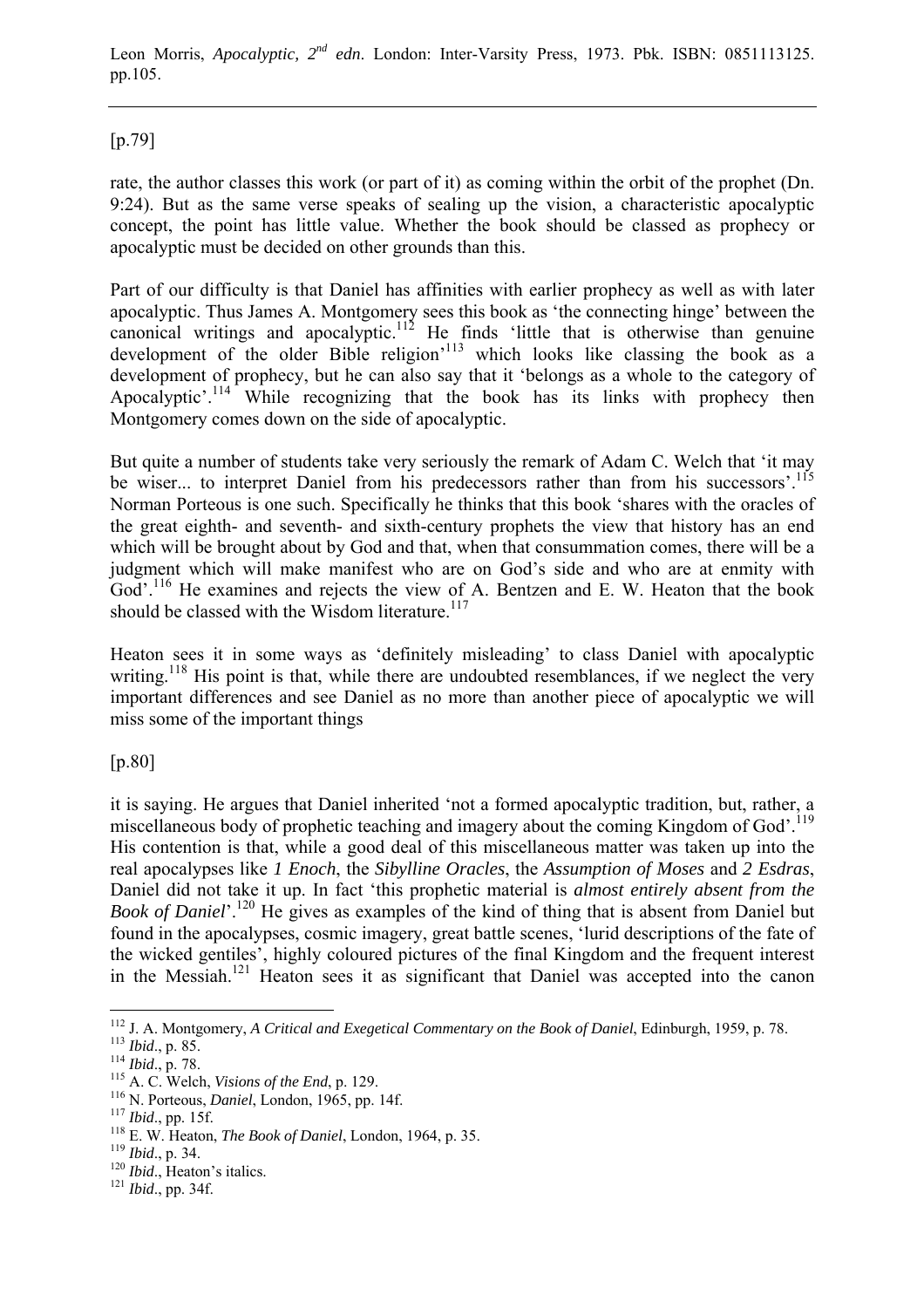[p.79]

rate, the author classes this work (or part of it) as coming within the orbit of the prophet (Dn. 9:24). But as the same verse speaks of sealing up the vision, a characteristic apocalyptic concept, the point has little value. Whether the book should be classed as prophecy or apocalyptic must be decided on other grounds than this.

Part of our difficulty is that Daniel has affinities with earlier prophecy as well as with later apocalyptic. Thus James A. Montgomery sees this book as 'the connecting hinge' between the canonical writings and apocalyptic.[112] He finds 'little that is otherwise than genuine development of the older Bible religion'[113] which looks like classing the book as a development of prophecy, but he can also say that it 'belongs as a whole to the category of Apocalyptic'.[114] While recognizing that the book has its links with prophecy then Montgomery comes down on the side of apocalyptic.

But quite a number of students take very seriously the remark of Adam C. Welch that 'it may be wiser... to interpret Daniel from his predecessors rather than from his successors'.[115] Norman Porteous is one such. Specifically he thinks that this book 'shares with the oracles of the great eighth- and seventh- and sixth-century prophets the view that history has an end which will be brought about by God and that, when that consummation comes, there will be a judgment which will make manifest who are on God's side and who are at enmity with God'.[116] He examines and rejects the view of A. Bentzen and E. W. Heaton that the book should be classed with the Wisdom literature.[117]

Heaton sees it in some ways as 'definitely misleading' to class Daniel with apocalyptic writing.[118] His point is that, while there are undoubted resemblances, if we neglect the very important differences and see Daniel as no more than another piece of apocalyptic we will miss some of the important things

[p.80]

it is saying. He argues that Daniel inherited 'not a formed apocalyptic tradition, but, rather, a miscellaneous body of prophetic teaching and imagery about the coming Kingdom of God'.[119] His contention is that, while a good deal of this miscellaneous matter was taken up into the real apocalypses like *1 Enoch*, the *Sibylline Oracles*, the *Assumption of Moses* and *2 Esdras*, Daniel did not take it up. In fact 'this prophetic material is *almost entirely absent from the Book of Daniel*'.[120] He gives as examples of the kind of thing that is absent from Daniel but found in the apocalypses, cosmic imagery, great battle scenes, 'lurid descriptions of the fate of the wicked gentiles', highly coloured pictures of the final Kingdom and the frequent interest in the Messiah.[121] Heaton sees it as significant that Daniel was accepted into the canon

---

[112] J. A. Montgomery, *A Critical and Exegetical Commentary on the Book of Daniel*, Edinburgh, 1959, p. 78.
[113] *Ibid*., p. 85.
[114] *Ibid*., p. 78.
[115] A. C. Welch, *Visions of the End*, p. 129.
[116] N. Porteous, *Daniel*, London, 1965, pp. 14f.
[117] *Ibid*., pp. 15f.
[118] E. W. Heaton, *The Book of Daniel*, London, 1964, p. 35.
[119] *Ibid*., p. 34.
[120] *Ibid*., Heaton's italics.
[121] *Ibid*., pp. 34f.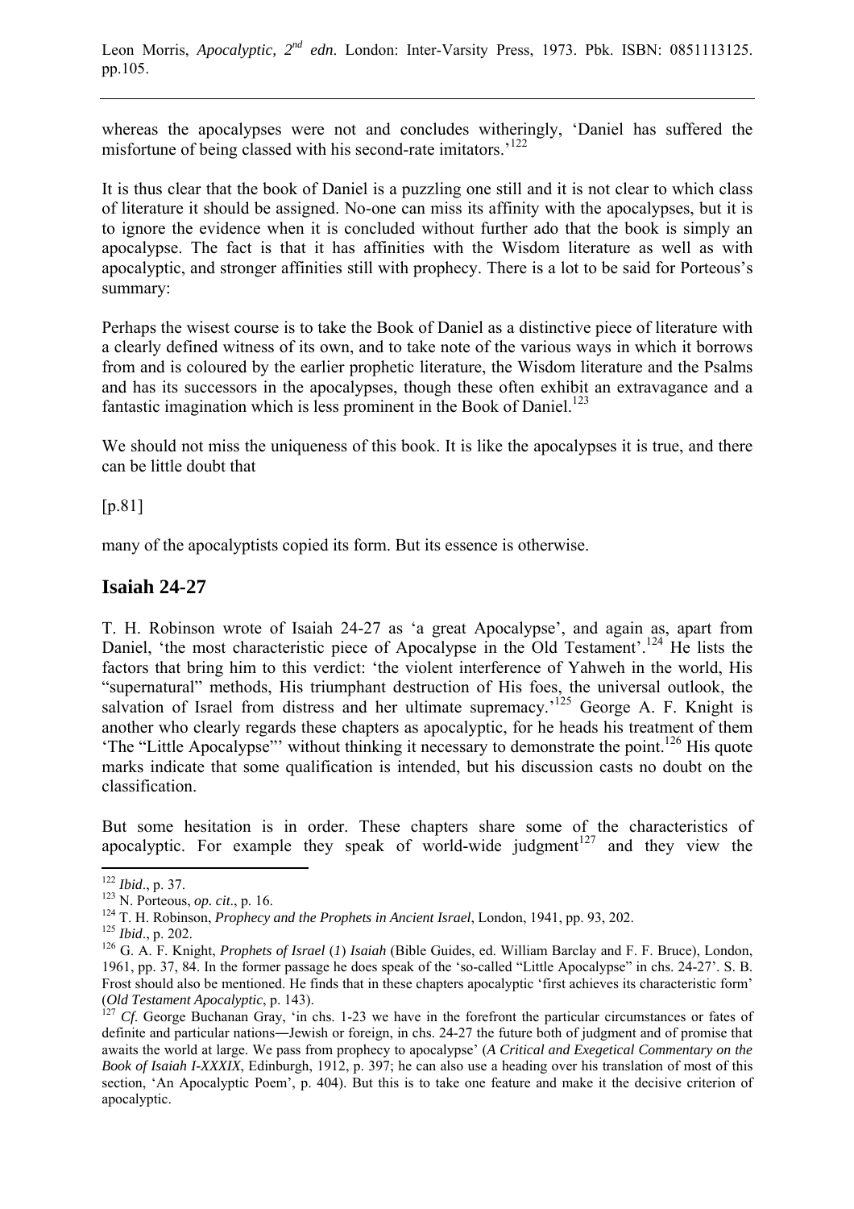whereas the apocalypses were not and concludes witheringly, 'Daniel has suffered the misfortune of being classed with his second-rate imitators.'[122]

It is thus clear that the book of Daniel is a puzzling one still and it is not clear to which class of literature it should be assigned. No-one can miss its affinity with the apocalypses, but it is to ignore the evidence when it is concluded without further ado that the book is simply an apocalypse. The fact is that it has affinities with the Wisdom literature as well as with apocalyptic, and stronger affinities still with prophecy. There is a lot to be said for Porteous's summary:

Perhaps the wisest course is to take the Book of Daniel as a distinctive piece of literature with a clearly defined witness of its own, and to take note of the various ways in which it borrows from and is coloured by the earlier prophetic literature, the Wisdom literature and the Psalms and has its successors in the apocalypses, though these often exhibit an extravagance and a fantastic imagination which is less prominent in the Book of Daniel.[123]

We should not miss the uniqueness of this book. It is like the apocalypses it is true, and there can be little doubt that

[p.81]

many of the apocalyptists copied its form. But its essence is otherwise.

## Isaiah 24-27

T. H. Robinson wrote of Isaiah 24-27 as 'a great Apocalypse', and again as, apart from Daniel, 'the most characteristic piece of Apocalypse in the Old Testament'.[124] He lists the factors that bring him to this verdict: 'the violent interference of Yahweh in the world, His "supernatural" methods, His triumphant destruction of His foes, the universal outlook, the salvation of Israel from distress and her ultimate supremacy.'[125] George A. F. Knight is another who clearly regards these chapters as apocalyptic, for he heads his treatment of them 'The "Little Apocalypse"' without thinking it necessary to demonstrate the point.[126] His quote marks indicate that some qualification is intended, but his discussion casts no doubt on the classification.

But some hesitation is in order. These chapters share some of the characteristics of apocalyptic. For example they speak of world-wide judgment[127] and they view the

---

[122] *Ibid*., p. 37.

[123] N. Porteous, *op. cit*., p. 16.

[124] T. H. Robinson, *Prophecy and the Prophets in Ancient Israel*, London, 1941, pp. 93, 202.

[125] *Ibid*., p. 202.

[126] G. A. F. Knight, *Prophets of Israel* (*1*) *Isaiah* (Bible Guides, ed. William Barclay and F. F. Bruce), London, 1961, pp. 37, 84. In the former passage he does speak of the 'so-called "Little Apocalypse" in chs. 24-27'. S. B. Frost should also be mentioned. He finds that in these chapters apocalyptic 'first achieves its characteristic form' (*Old Testament Apocalyptic*, p. 143).

[127] *Cf*. George Buchanan Gray, 'in chs. 1-23 we have in the forefront the particular circumstances or fates of definite and particular nations―Jewish or foreign, in chs. 24-27 the future both of judgment and of promise that awaits the world at large. We pass from prophecy to apocalypse' (*A Critical and Exegetical Commentary on the Book of Isaiah I-XXXIX*, Edinburgh, 1912, p. 397; he can also use a heading over his translation of most of this section, 'An Apocalyptic Poem', p. 404). But this is to take one feature and make it the decisive criterion of apocalyptic.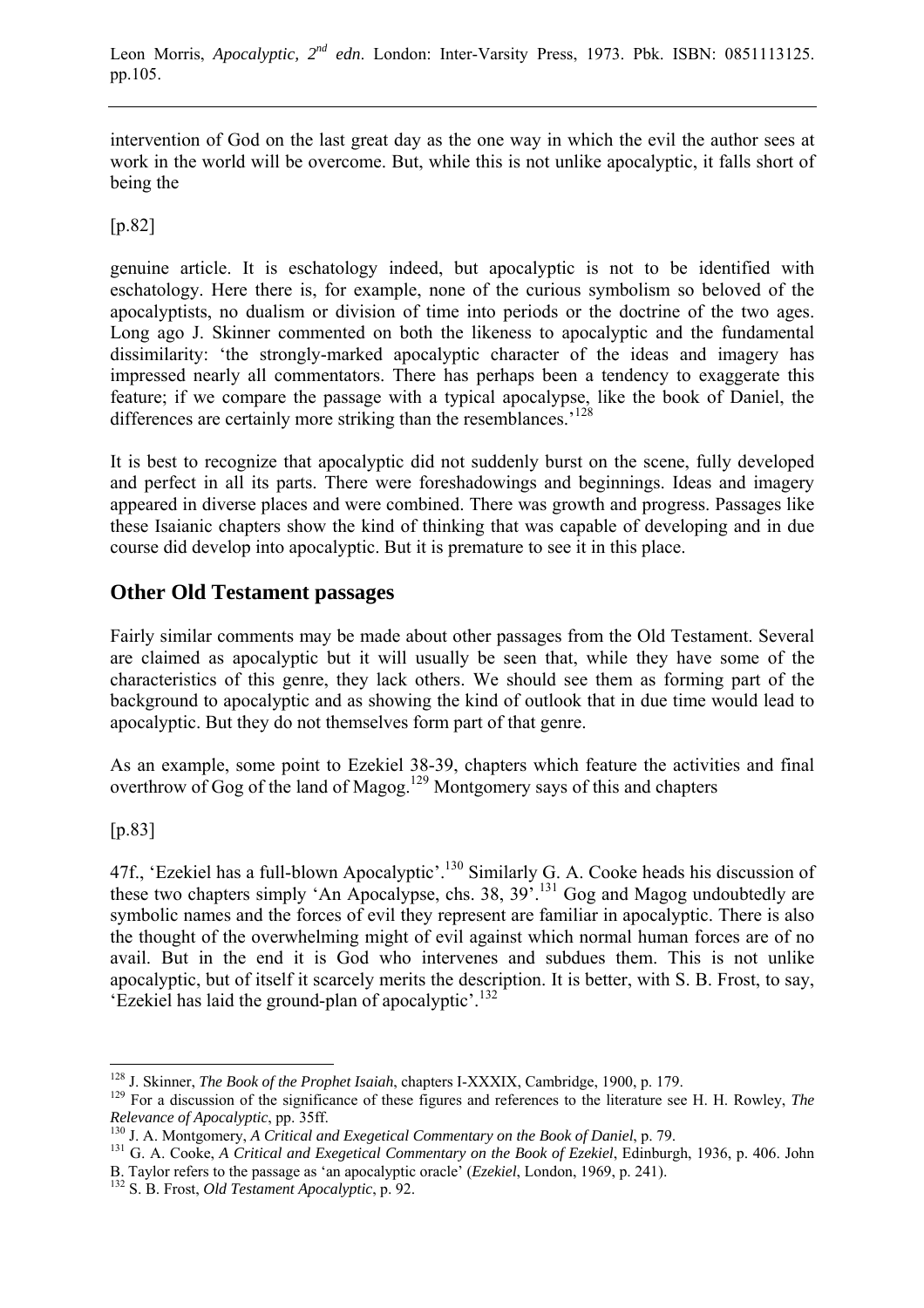intervention of God on the last great day as the one way in which the evil the author sees at work in the world will be overcome. But, while this is not unlike apocalyptic, it falls short of being the

[p.82]

genuine article. It is eschatology indeed, but apocalyptic is not to be identified with eschatology. Here there is, for example, none of the curious symbolism so beloved of the apocalyptists, no dualism or division of time into periods or the doctrine of the two ages. Long ago J. Skinner commented on both the likeness to apocalyptic and the fundamental dissimilarity: 'the strongly-marked apocalyptic character of the ideas and imagery has impressed nearly all commentators. There has perhaps been a tendency to exaggerate this feature; if we compare the passage with a typical apocalypse, like the book of Daniel, the differences are certainly more striking than the resemblances.'[128]

It is best to recognize that apocalyptic did not suddenly burst on the scene, fully developed and perfect in all its parts. There were foreshadowings and beginnings. Ideas and imagery appeared in diverse places and were combined. There was growth and progress. Passages like these Isaianic chapters show the kind of thinking that was capable of developing and in due course did develop into apocalyptic. But it is premature to see it in this place.

## Other Old Testament passages

Fairly similar comments may be made about other passages from the Old Testament. Several are claimed as apocalyptic but it will usually be seen that, while they have some of the characteristics of this genre, they lack others. We should see them as forming part of the background to apocalyptic and as showing the kind of outlook that in due time would lead to apocalyptic. But they do not themselves form part of that genre.

As an example, some point to Ezekiel 38-39, chapters which feature the activities and final overthrow of Gog of the land of Magog.[129] Montgomery says of this and chapters

[p.83]

47f., 'Ezekiel has a full-blown Apocalyptic'.[130] Similarly G. A. Cooke heads his discussion of these two chapters simply 'An Apocalypse, chs. 38, 39'.[131] Gog and Magog undoubtedly are symbolic names and the forces of evil they represent are familiar in apocalyptic. There is also the thought of the overwhelming might of evil against which normal human forces are of no avail. But in the end it is God who intervenes and subdues them. This is not unlike apocalyptic, but of itself it scarcely merits the description. It is better, with S. B. Frost, to say, 'Ezekiel has laid the ground-plan of apocalyptic'.[132]

---

[128] J. Skinner, *The Book of the Prophet Isaiah*, chapters I-XXXIX, Cambridge, 1900, p. 179.

[129] For a discussion of the significance of these figures and references to the literature see H. H. Rowley, *The Relevance of Apocalyptic*, pp. 35ff.

[130] J. A. Montgomery, *A Critical and Exegetical Commentary on the Book of Daniel*, p. 79.

[131] G. A. Cooke, *A Critical and Exegetical Commentary on the Book of Ezekiel*, Edinburgh, 1936, p. 406. John B. Taylor refers to the passage as 'an apocalyptic oracle' (*Ezekiel*, London, 1969, p. 241).

[132] S. B. Frost, *Old Testament Apocalyptic*, p. 92.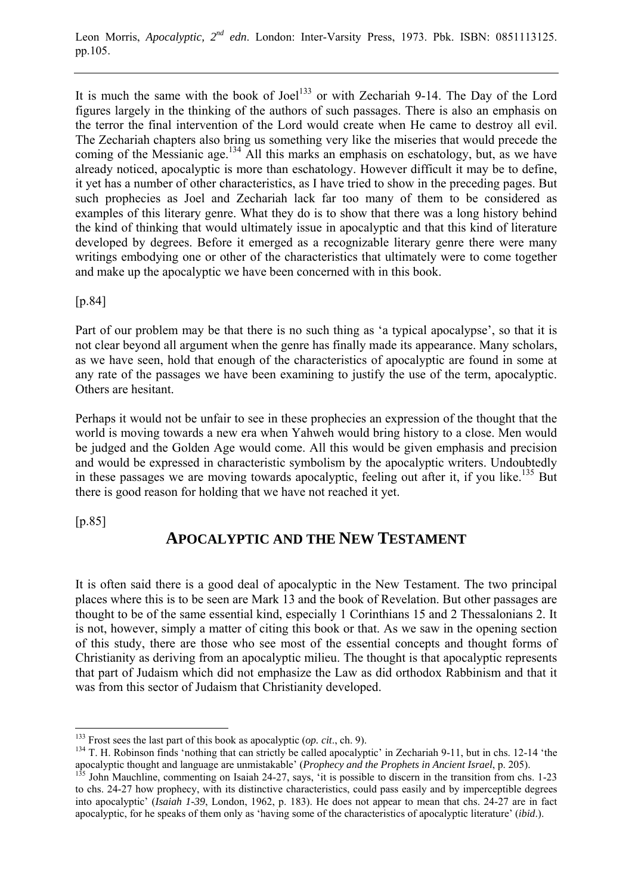It is much the same with the book of Joel[133] or with Zechariah 9-14. The Day of the Lord figures largely in the thinking of the authors of such passages. There is also an emphasis on the terror the final intervention of the Lord would create when He came to destroy all evil. The Zechariah chapters also bring us something very like the miseries that would precede the coming of the Messianic age.[134] All this marks an emphasis on eschatology, but, as we have already noticed, apocalyptic is more than eschatology. However difficult it may be to define, it yet has a number of other characteristics, as I have tried to show in the preceding pages. But such prophecies as Joel and Zechariah lack far too many of them to be considered as examples of this literary genre. What they do is to show that there was a long history behind the kind of thinking that would ultimately issue in apocalyptic and that this kind of literature developed by degrees. Before it emerged as a recognizable literary genre there were many writings embodying one or other of the characteristics that ultimately were to come together and make up the apocalyptic we have been concerned with in this book.

[p.84]

Part of our problem may be that there is no such thing as 'a typical apocalypse', so that it is not clear beyond all argument when the genre has finally made its appearance. Many scholars, as we have seen, hold that enough of the characteristics of apocalyptic are found in some at any rate of the passages we have been examining to justify the use of the term, apocalyptic. Others are hesitant.

Perhaps it would not be unfair to see in these prophecies an expression of the thought that the world is moving towards a new era when Yahweh would bring history to a close. Men would be judged and the Golden Age would come. All this would be given emphasis and precision and would be expressed in characteristic symbolism by the apocalyptic writers. Undoubtedly in these passages we are moving towards apocalyptic, feeling out after it, if you like.[135] But there is good reason for holding that we have not reached it yet.

[p.85]

## APOCALYPTIC AND THE NEW TESTAMENT

It is often said there is a good deal of apocalyptic in the New Testament. The two principal places where this is to be seen are Mark 13 and the book of Revelation. But other passages are thought to be of the same essential kind, especially 1 Corinthians 15 and 2 Thessalonians 2. It is not, however, simply a matter of citing this book or that. As we saw in the opening section of this study, there are those who see most of the essential concepts and thought forms of Christianity as deriving from an apocalyptic milieu. The thought is that apocalyptic represents that part of Judaism which did not emphasize the Law as did orthodox Rabbinism and that it was from this sector of Judaism that Christianity developed.

---

[133] Frost sees the last part of this book as apocalyptic (*op. cit*., ch. 9).

[134] T. H. Robinson finds 'nothing that can strictly be called apocalyptic' in Zechariah 9-11, but in chs. 12-14 'the apocalyptic thought and language are unmistakable' (*Prophecy and the Prophets in Ancient Israel*, p. 205).

[135] John Mauchline, commenting on Isaiah 24-27, says, 'it is possible to discern in the transition from chs. 1-23 to chs. 24-27 how prophecy, with its distinctive characteristics, could pass easily and by imperceptible degrees into apocalyptic' (*Isaiah 1-39*, London, 1962, p. 183). He does not appear to mean that chs. 24-27 are in fact apocalyptic, for he speaks of them only as 'having some of the characteristics of apocalyptic literature' (*ibid*.).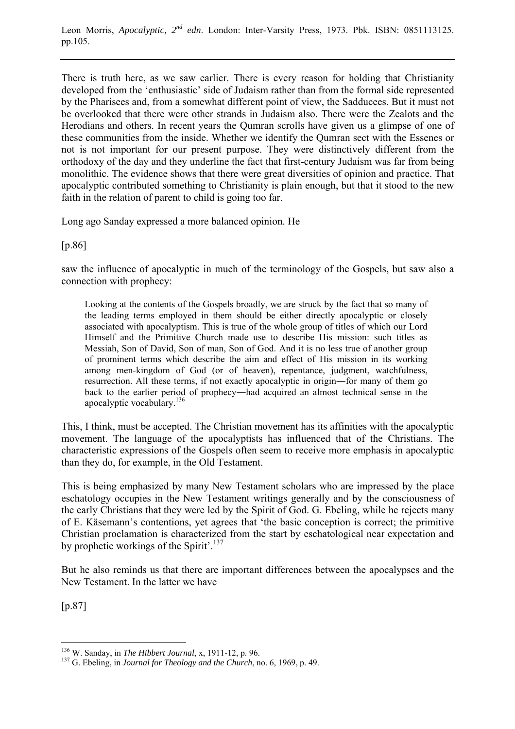There is truth here, as we saw earlier. There is every reason for holding that Christianity developed from the 'enthusiastic' side of Judaism rather than from the formal side represented by the Pharisees and, from a somewhat different point of view, the Sadducees. But it must not be overlooked that there were other strands in Judaism also. There were the Zealots and the Herodians and others. In recent years the Qumran scrolls have given us a glimpse of one of these communities from the inside. Whether we identify the Qumran sect with the Essenes or not is not important for our present purpose. They were distinctively different from the orthodoxy of the day and they underline the fact that first-century Judaism was far from being monolithic. The evidence shows that there were great diversities of opinion and practice. That apocalyptic contributed something to Christianity is plain enough, but that it stood to the new faith in the relation of parent to child is going too far.

Long ago Sanday expressed a more balanced opinion. He

[p.86]

saw the influence of apocalyptic in much of the terminology of the Gospels, but saw also a connection with prophecy:

> Looking at the contents of the Gospels broadly, we are struck by the fact that so many of the leading terms employed in them should be either directly apocalyptic or closely associated with apocalyptism. This is true of the whole group of titles of which our Lord Himself and the Primitive Church made use to describe His mission: such titles as Messiah, Son of David, Son of man, Son of God. And it is no less true of another group of prominent terms which describe the aim and effect of His mission in its working among men-kingdom of God (or of heaven), repentance, judgment, watchfulness, resurrection. All these terms, if not exactly apocalyptic in origin―for many of them go back to the earlier period of prophecy―had acquired an almost technical sense in the apocalyptic vocabulary.[136]

This, I think, must be accepted. The Christian movement has its affinities with the apocalyptic movement. The language of the apocalyptists has influenced that of the Christians. The characteristic expressions of the Gospels often seem to receive more emphasis in apocalyptic than they do, for example, in the Old Testament.

This is being emphasized by many New Testament scholars who are impressed by the place eschatology occupies in the New Testament writings generally and by the consciousness of the early Christians that they were led by the Spirit of God. G. Ebeling, while he rejects many of E. Käsemann's contentions, yet agrees that 'the basic conception is correct; the primitive Christian proclamation is characterized from the start by eschatological near expectation and by prophetic workings of the Spirit'.[137]

But he also reminds us that there are important differences between the apocalypses and the New Testament. In the latter we have

[p.87]

---

[136] W. Sanday, in *The Hibbert Journal*, x, 1911-12, p. 96.

[137] G. Ebeling, in *Journal for Theology and the Church*, no. 6, 1969, p. 49.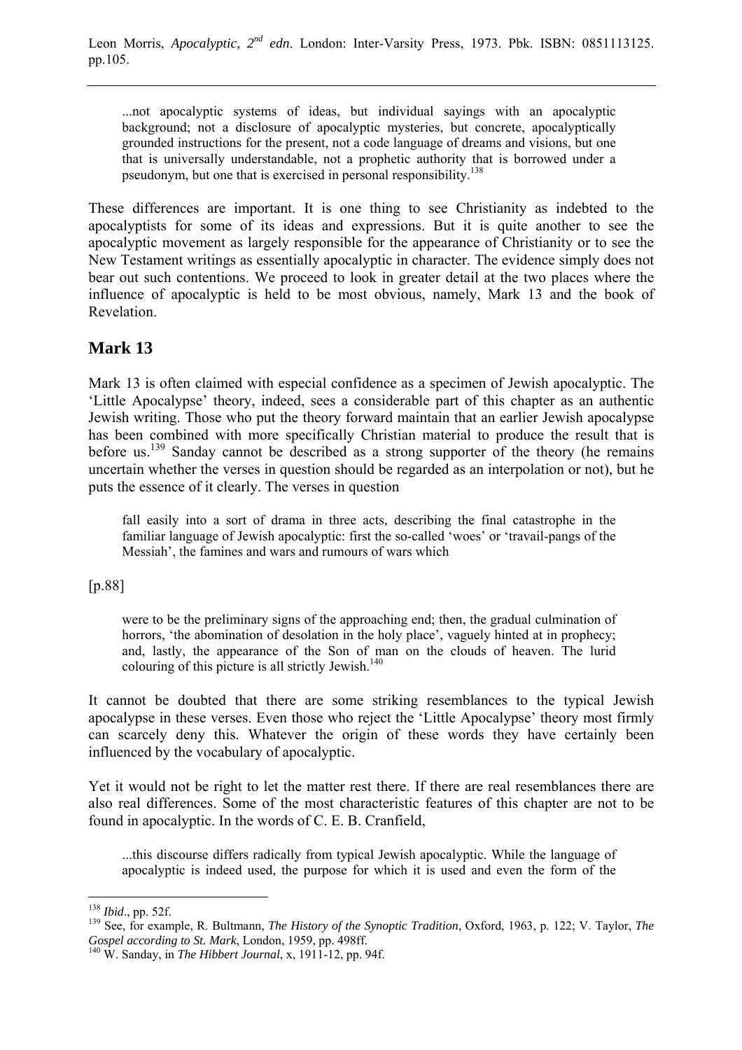> ...not apocalyptic systems of ideas, but individual sayings with an apocalyptic background; not a disclosure of apocalyptic mysteries, but concrete, apocalyptically grounded instructions for the present, not a code language of dreams and visions, but one that is universally understandable, not a prophetic authority that is borrowed under a pseudonym, but one that is exercised in personal responsibility.[138]

These differences are important. It is one thing to see Christianity as indebted to the apocalyptists for some of its ideas and expressions. But it is quite another to see the apocalyptic movement as largely responsible for the appearance of Christianity or to see the New Testament writings as essentially apocalyptic in character. The evidence simply does not bear out such contentions. We proceed to look in greater detail at the two places where the influence of apocalyptic is held to be most obvious, namely, Mark 13 and the book of Revelation.

## Mark 13

Mark 13 is often claimed with especial confidence as a specimen of Jewish apocalyptic. The 'Little Apocalypse' theory, indeed, sees a considerable part of this chapter as an authentic Jewish writing. Those who put the theory forward maintain that an earlier Jewish apocalypse has been combined with more specifically Christian material to produce the result that is before us.[139] Sanday cannot be described as a strong supporter of the theory (he remains uncertain whether the verses in question should be regarded as an interpolation or not), but he puts the essence of it clearly. The verses in question

> fall easily into a sort of drama in three acts, describing the final catastrophe in the familiar language of Jewish apocalyptic: first the so-called 'woes' or 'travail-pangs of the Messiah', the famines and wars and rumours of wars which

[p.88]

> were to be the preliminary signs of the approaching end; then, the gradual culmination of horrors, 'the abomination of desolation in the holy place', vaguely hinted at in prophecy; and, lastly, the appearance of the Son of man on the clouds of heaven. The lurid colouring of this picture is all strictly Jewish.[140]

It cannot be doubted that there are some striking resemblances to the typical Jewish apocalypse in these verses. Even those who reject the 'Little Apocalypse' theory most firmly can scarcely deny this. Whatever the origin of these words they have certainly been influenced by the vocabulary of apocalyptic.

Yet it would not be right to let the matter rest there. If there are real resemblances there are also real differences. Some of the most characteristic features of this chapter are not to be found in apocalyptic. In the words of C. E. B. Cranfield,

> ...this discourse differs radically from typical Jewish apocalyptic. While the language of apocalyptic is indeed used, the purpose for which it is used and even the form of the

---

[138] *Ibid*., pp. 52f.

[139] See, for example, R. Bultmann, *The History of the Synoptic Tradition*, Oxford, 1963, p. 122; V. Taylor, *The Gospel according to St. Mark*, London, 1959, pp. 498ff.

[140] W. Sanday, in *The Hibbert Journal*, x, 1911-12, pp. 94f.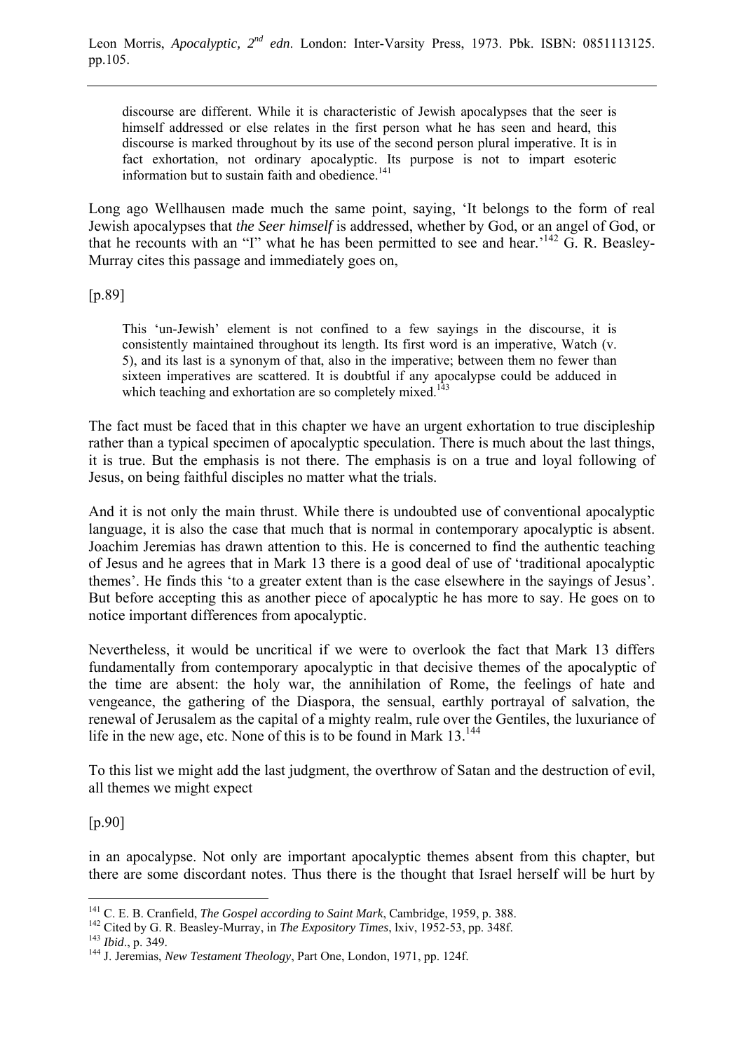> discourse are different. While it is characteristic of Jewish apocalypses that the seer is himself addressed or else relates in the first person what he has seen and heard, this discourse is marked throughout by its use of the second person plural imperative. It is in fact exhortation, not ordinary apocalyptic. Its purpose is not to impart esoteric information but to sustain faith and obedience.[141]

Long ago Wellhausen made much the same point, saying, 'It belongs to the form of real Jewish apocalypses that *the Seer himself* is addressed, whether by God, or an angel of God, or that he recounts with an "I" what he has been permitted to see and hear.'[142] G. R. Beasley-Murray cites this passage and immediately goes on,

[p.89]

> This 'un-Jewish' element is not confined to a few sayings in the discourse, it is consistently maintained throughout its length. Its first word is an imperative, Watch (v. 5), and its last is a synonym of that, also in the imperative; between them no fewer than sixteen imperatives are scattered. It is doubtful if any apocalypse could be adduced in which teaching and exhortation are so completely mixed.[143]

The fact must be faced that in this chapter we have an urgent exhortation to true discipleship rather than a typical specimen of apocalyptic speculation. There is much about the last things, it is true. But the emphasis is not there. The emphasis is on a true and loyal following of Jesus, on being faithful disciples no matter what the trials.

And it is not only the main thrust. While there is undoubted use of conventional apocalyptic language, it is also the case that much that is normal in contemporary apocalyptic is absent. Joachim Jeremias has drawn attention to this. He is concerned to find the authentic teaching of Jesus and he agrees that in Mark 13 there is a good deal of use of 'traditional apocalyptic themes'. He finds this 'to a greater extent than is the case elsewhere in the sayings of Jesus'. But before accepting this as another piece of apocalyptic he has more to say. He goes on to notice important differences from apocalyptic.

> Nevertheless, it would be uncritical if we were to overlook the fact that Mark 13 differs fundamentally from contemporary apocalyptic in that decisive themes of the apocalyptic of the time are absent: the holy war, the annihilation of Rome, the feelings of hate and vengeance, the gathering of the Diaspora, the sensual, earthly portrayal of salvation, the renewal of Jerusalem as the capital of a mighty realm, rule over the Gentiles, the luxuriance of life in the new age, etc. None of this is to be found in Mark 13.[144]

To this list we might add the last judgment, the overthrow of Satan and the destruction of evil, all themes we might expect

[p.90]

in an apocalypse. Not only are important apocalyptic themes absent from this chapter, but there are some discordant notes. Thus there is the thought that Israel herself will be hurt by

---

[141] C. E. B. Cranfield, *The Gospel according to Saint Mark*, Cambridge, 1959, p. 388.

[142] Cited by G. R. Beasley-Murray, in *The Expository Times*, lxiv, 1952-53, pp. 348f.

[143] *Ibid*., p. 349.

[144] J. Jeremias, *New Testament Theology*, Part One, London, 1971, pp. 124f.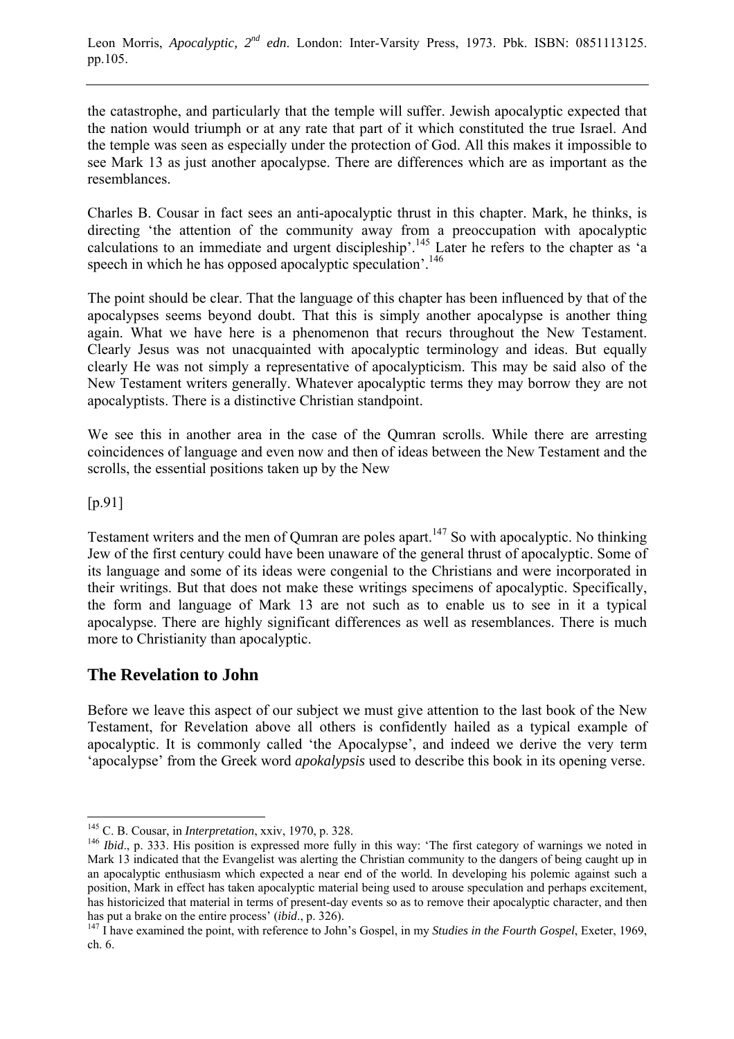the catastrophe, and particularly that the temple will suffer. Jewish apocalyptic expected that the nation would triumph or at any rate that part of it which constituted the true Israel. And the temple was seen as especially under the protection of God. All this makes it impossible to see Mark 13 as just another apocalypse. There are differences which are as important as the resemblances.

Charles B. Cousar in fact sees an anti-apocalyptic thrust in this chapter. Mark, he thinks, is directing 'the attention of the community away from a preoccupation with apocalyptic calculations to an immediate and urgent discipleship'.[145] Later he refers to the chapter as 'a speech in which he has opposed apocalyptic speculation'.[146]

The point should be clear. That the language of this chapter has been influenced by that of the apocalypses seems beyond doubt. That this is simply another apocalypse is another thing again. What we have here is a phenomenon that recurs throughout the New Testament. Clearly Jesus was not unacquainted with apocalyptic terminology and ideas. But equally clearly He was not simply a representative of apocalypticism. This may be said also of the New Testament writers generally. Whatever apocalyptic terms they may borrow they are not apocalyptists. There is a distinctive Christian standpoint.

We see this in another area in the case of the Qumran scrolls. While there are arresting coincidences of language and even now and then of ideas between the New Testament and the scrolls, the essential positions taken up by the New

[p.91]

Testament writers and the men of Qumran are poles apart.[147] So with apocalyptic. No thinking Jew of the first century could have been unaware of the general thrust of apocalyptic. Some of its language and some of its ideas were congenial to the Christians and were incorporated in their writings. But that does not make these writings specimens of apocalyptic. Specifically, the form and language of Mark 13 are not such as to enable us to see in it a typical apocalypse. There are highly significant differences as well as resemblances. There is much more to Christianity than apocalyptic.

## The Revelation to John

Before we leave this aspect of our subject we must give attention to the last book of the New Testament, for Revelation above all others is confidently hailed as a typical example of apocalyptic. It is commonly called 'the Apocalypse', and indeed we derive the very term 'apocalypse' from the Greek word *apokalypsis* used to describe this book in its opening verse.

---

[145] C. B. Cousar, in *Interpretation*, xxiv, 1970, p. 328.

[146] *Ibid*., p. 333. His position is expressed more fully in this way: 'The first category of warnings we noted in Mark 13 indicated that the Evangelist was alerting the Christian community to the dangers of being caught up in an apocalyptic enthusiasm which expected a near end of the world. In developing his polemic against such a position, Mark in effect has taken apocalyptic material being used to arouse speculation and perhaps excitement, has historicized that material in terms of present-day events so as to remove their apocalyptic character, and then has put a brake on the entire process' (*ibid*., p. 326).

[147] I have examined the point, with reference to John's Gospel, in my *Studies in the Fourth Gospel*, Exeter, 1969, ch. 6.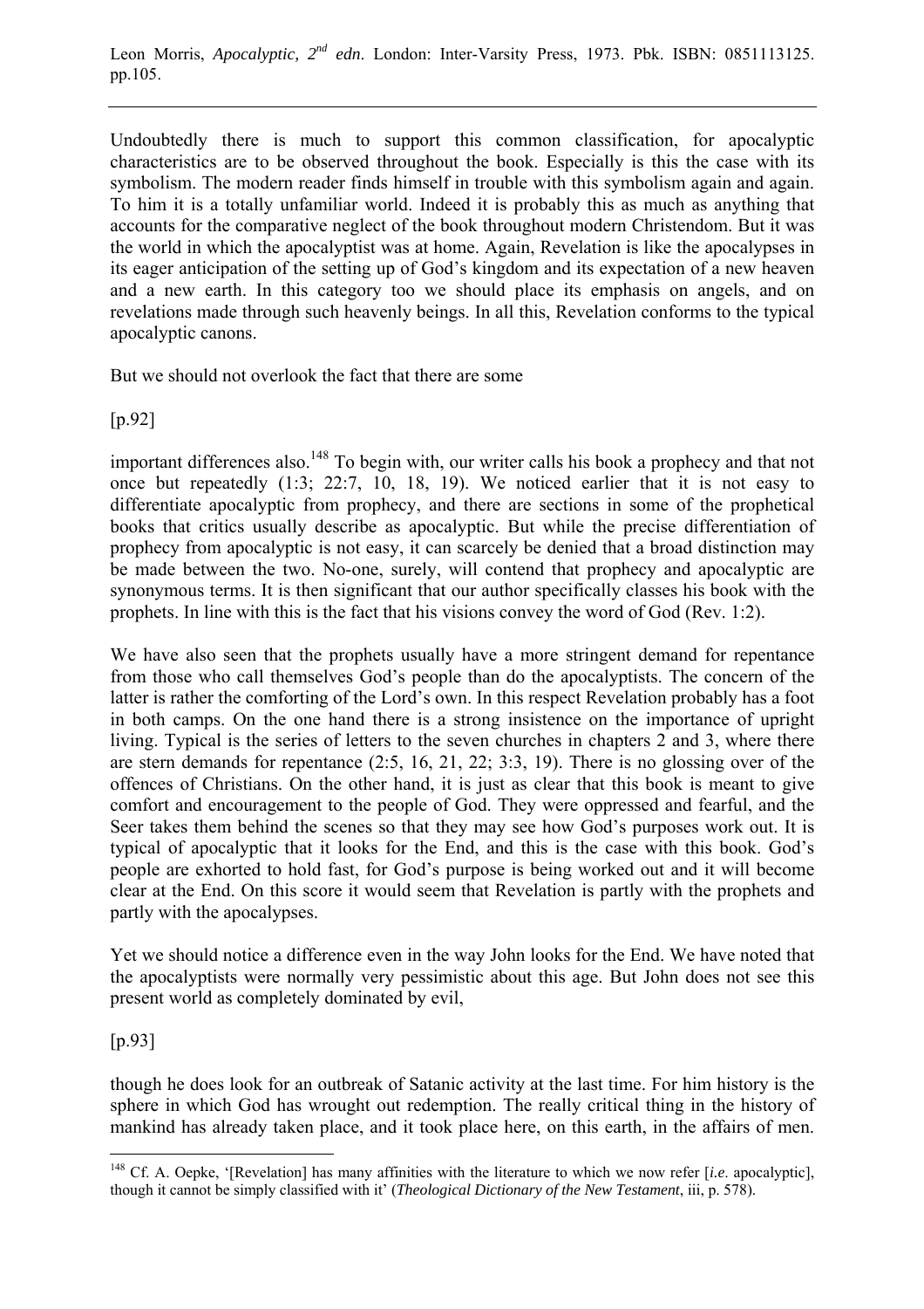Undoubtedly there is much to support this common classification, for apocalyptic characteristics are to be observed throughout the book. Especially is this the case with its symbolism. The modern reader finds himself in trouble with this symbolism again and again. To him it is a totally unfamiliar world. Indeed it is probably this as much as anything that accounts for the comparative neglect of the book throughout modern Christendom. But it was the world in which the apocalyptist was at home. Again, Revelation is like the apocalypses in its eager anticipation of the setting up of God's kingdom and its expectation of a new heaven and a new earth. In this category too we should place its emphasis on angels, and on revelations made through such heavenly beings. In all this, Revelation conforms to the typical apocalyptic canons.

But we should not overlook the fact that there are some

[p.92]

important differences also.[148] To begin with, our writer calls his book a prophecy and that not once but repeatedly (1:3; 22:7, 10, 18, 19). We noticed earlier that it is not easy to differentiate apocalyptic from prophecy, and there are sections in some of the prophetical books that critics usually describe as apocalyptic. But while the precise differentiation of prophecy from apocalyptic is not easy, it can scarcely be denied that a broad distinction may be made between the two. No-one, surely, will contend that prophecy and apocalyptic are synonymous terms. It is then significant that our author specifically classes his book with the prophets. In line with this is the fact that his visions convey the word of God (Rev. 1:2).

We have also seen that the prophets usually have a more stringent demand for repentance from those who call themselves God's people than do the apocalyptists. The concern of the latter is rather the comforting of the Lord's own. In this respect Revelation probably has a foot in both camps. On the one hand there is a strong insistence on the importance of upright living. Typical is the series of letters to the seven churches in chapters 2 and 3, where there are stern demands for repentance (2:5, 16, 21, 22; 3:3, 19). There is no glossing over of the offences of Christians. On the other hand, it is just as clear that this book is meant to give comfort and encouragement to the people of God. They were oppressed and fearful, and the Seer takes them behind the scenes so that they may see how God's purposes work out. It is typical of apocalyptic that it looks for the End, and this is the case with this book. God's people are exhorted to hold fast, for God's purpose is being worked out and it will become clear at the End. On this score it would seem that Revelation is partly with the prophets and partly with the apocalypses.

Yet we should notice a difference even in the way John looks for the End. We have noted that the apocalyptists were normally very pessimistic about this age. But John does not see this present world as completely dominated by evil,

[p.93]

though he does look for an outbreak of Satanic activity at the last time. For him history is the sphere in which God has wrought out redemption. The really critical thing in the history of mankind has already taken place, and it took place here, on this earth, in the affairs of men.

---

[148] Cf. A. Oepke, '[Revelation] has many affinities with the literature to which we now refer [*i.e*. apocalyptic], though it cannot be simply classified with it' (*Theological Dictionary of the New Testament*, iii, p. 578).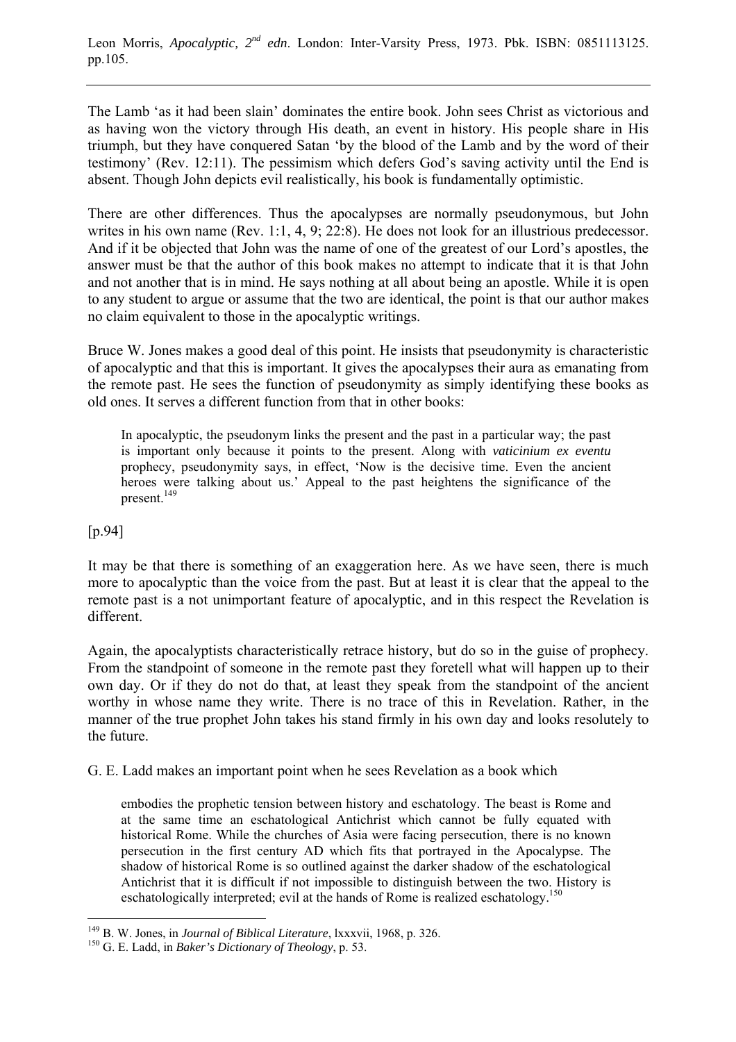The Lamb 'as it had been slain' dominates the entire book. John sees Christ as victorious and as having won the victory through His death, an event in history. His people share in His triumph, but they have conquered Satan 'by the blood of the Lamb and by the word of their testimony' (Rev. 12:11). The pessimism which defers God's saving activity until the End is absent. Though John depicts evil realistically, his book is fundamentally optimistic.

There are other differences. Thus the apocalypses are normally pseudonymous, but John writes in his own name (Rev. 1:1, 4, 9; 22:8). He does not look for an illustrious predecessor. And if it be objected that John was the name of one of the greatest of our Lord's apostles, the answer must be that the author of this book makes no attempt to indicate that it is that John and not another that is in mind. He says nothing at all about being an apostle. While it is open to any student to argue or assume that the two are identical, the point is that our author makes no claim equivalent to those in the apocalyptic writings.

Bruce W. Jones makes a good deal of this point. He insists that pseudonymity is characteristic of apocalyptic and that this is important. It gives the apocalypses their aura as emanating from the remote past. He sees the function of pseudonymity as simply identifying these books as old ones. It serves a different function from that in other books:

> In apocalyptic, the pseudonym links the present and the past in a particular way; the past is important only because it points to the present. Along with *vaticinium ex eventu* prophecy, pseudonymity says, in effect, 'Now is the decisive time. Even the ancient heroes were talking about us.' Appeal to the past heightens the significance of the present.[149]

[p.94]

It may be that there is something of an exaggeration here. As we have seen, there is much more to apocalyptic than the voice from the past. But at least it is clear that the appeal to the remote past is a not unimportant feature of apocalyptic, and in this respect the Revelation is different.

Again, the apocalyptists characteristically retrace history, but do so in the guise of prophecy. From the standpoint of someone in the remote past they foretell what will happen up to their own day. Or if they do not do that, at least they speak from the standpoint of the ancient worthy in whose name they write. There is no trace of this in Revelation. Rather, in the manner of the true prophet John takes his stand firmly in his own day and looks resolutely to the future.

G. E. Ladd makes an important point when he sees Revelation as a book which

> embodies the prophetic tension between history and eschatology. The beast is Rome and at the same time an eschatological Antichrist which cannot be fully equated with historical Rome. While the churches of Asia were facing persecution, there is no known persecution in the first century AD which fits that portrayed in the Apocalypse. The shadow of historical Rome is so outlined against the darker shadow of the eschatological Antichrist that it is difficult if not impossible to distinguish between the two. History is eschatologically interpreted; evil at the hands of Rome is realized eschatology.[150]

---

[149] B. W. Jones, in *Journal of Biblical Literature*, lxxxvii, 1968, p. 326.

[150] G. E. Ladd, in *Baker's Dictionary of Theology*, p. 53.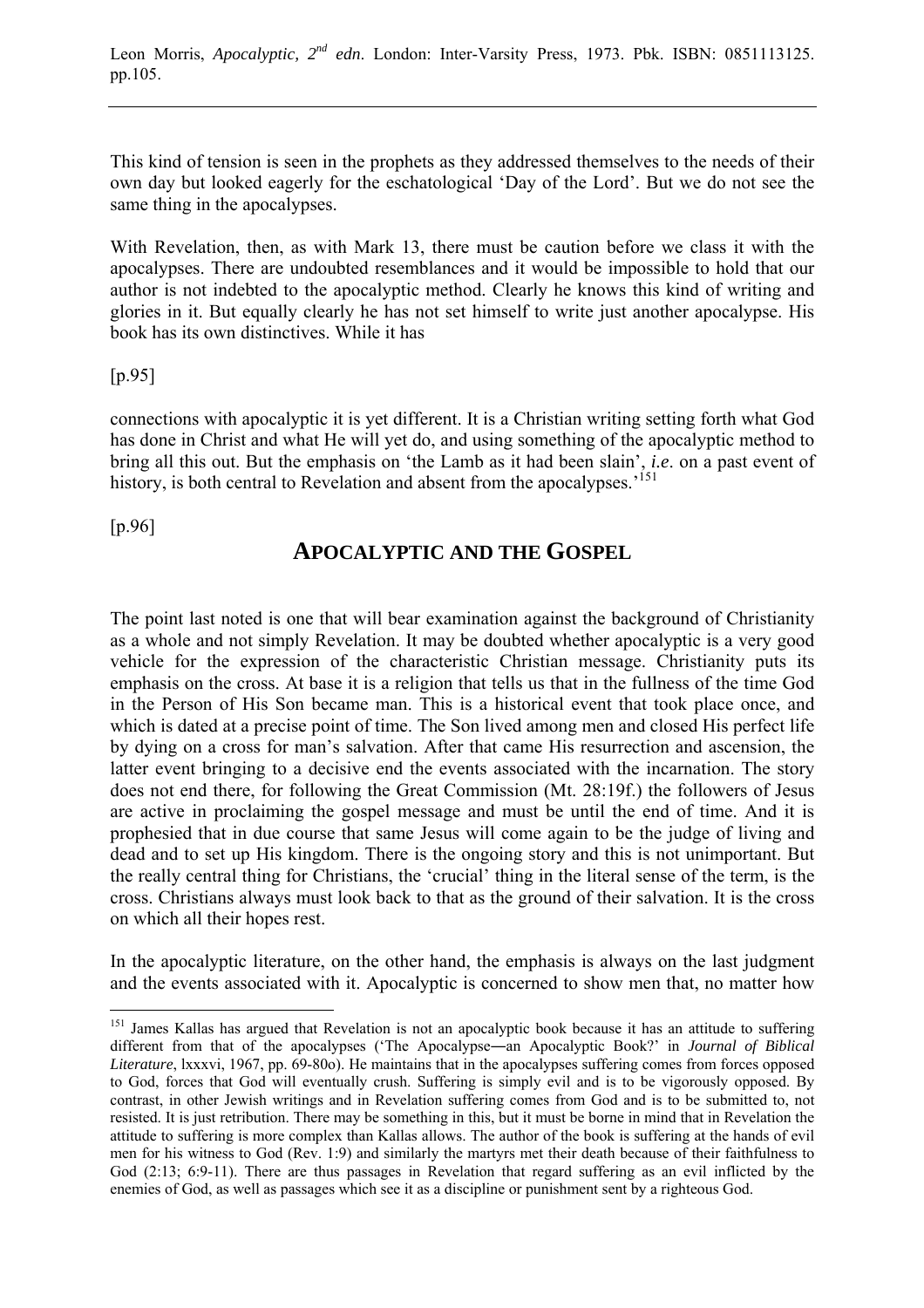This kind of tension is seen in the prophets as they addressed themselves to the needs of their own day but looked eagerly for the eschatological 'Day of the Lord'. But we do not see the same thing in the apocalypses.

With Revelation, then, as with Mark 13, there must be caution before we class it with the apocalypses. There are undoubted resemblances and it would be impossible to hold that our author is not indebted to the apocalyptic method. Clearly he knows this kind of writing and glories in it. But equally clearly he has not set himself to write just another apocalypse. His book has its own distinctives. While it has

[p.95]

connections with apocalyptic it is yet different. It is a Christian writing setting forth what God has done in Christ and what He will yet do, and using something of the apocalyptic method to bring all this out. But the emphasis on 'the Lamb as it had been slain', *i.e*. on a past event of history, is both central to Revelation and absent from the apocalypses.'[151]

[p.96]

## APOCALYPTIC AND THE GOSPEL

The point last noted is one that will bear examination against the background of Christianity as a whole and not simply Revelation. It may be doubted whether apocalyptic is a very good vehicle for the expression of the characteristic Christian message. Christianity puts its emphasis on the cross. At base it is a religion that tells us that in the fullness of the time God in the Person of His Son became man. This is a historical event that took place once, and which is dated at a precise point of time. The Son lived among men and closed His perfect life by dying on a cross for man's salvation. After that came His resurrection and ascension, the latter event bringing to a decisive end the events associated with the incarnation. The story does not end there, for following the Great Commission (Mt. 28:19f.) the followers of Jesus are active in proclaiming the gospel message and must be until the end of time. And it is prophesied that in due course that same Jesus will come again to be the judge of living and dead and to set up His kingdom. There is the ongoing story and this is not unimportant. But the really central thing for Christians, the 'crucial' thing in the literal sense of the term, is the cross. Christians always must look back to that as the ground of their salvation. It is the cross on which all their hopes rest.

In the apocalyptic literature, on the other hand, the emphasis is always on the last judgment and the events associated with it. Apocalyptic is concerned to show men that, no matter how

---

[151] James Kallas has argued that Revelation is not an apocalyptic book because it has an attitude to suffering different from that of the apocalypses ('The Apocalypse—an Apocalyptic Book?' in *Journal of Biblical Literature*, lxxxvi, 1967, pp. 69-80o). He maintains that in the apocalypses suffering comes from forces opposed to God, forces that God will eventually crush. Suffering is simply evil and is to be vigorously opposed. By contrast, in other Jewish writings and in Revelation suffering comes from God and is to be submitted to, not resisted. It is just retribution. There may be something in this, but it must be borne in mind that in Revelation the attitude to suffering is more complex than Kallas allows. The author of the book is suffering at the hands of evil men for his witness to God (Rev. 1:9) and similarly the martyrs met their death because of their faithfulness to God (2:13; 6:9-11). There are thus passages in Revelation that regard suffering as an evil inflicted by the enemies of God, as well as passages which see it as a discipline or punishment sent by a righteous God.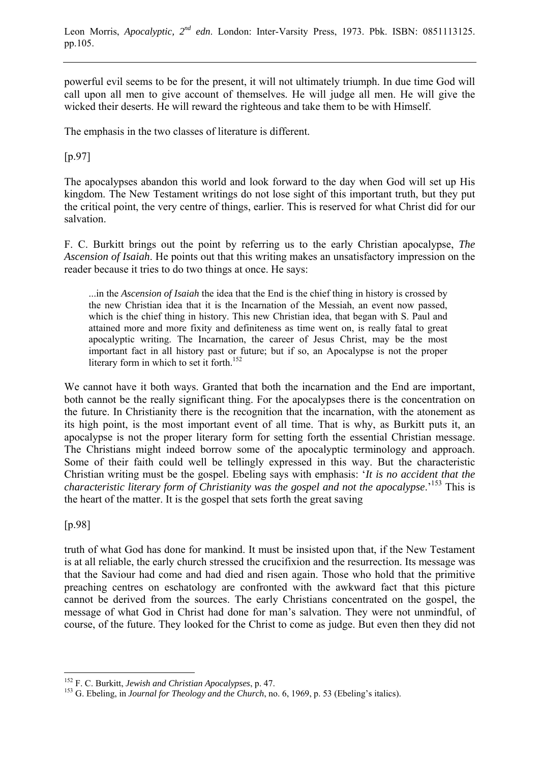powerful evil seems to be for the present, it will not ultimately triumph. In due time God will call upon all men to give account of themselves. He will judge all men. He will give the wicked their deserts. He will reward the righteous and take them to be with Himself.

The emphasis in the two classes of literature is different.

[p.97]

The apocalypses abandon this world and look forward to the day when God will set up His kingdom. The New Testament writings do not lose sight of this important truth, but they put the critical point, the very centre of things, earlier. This is reserved for what Christ did for our salvation.

F. C. Burkitt brings out the point by referring us to the early Christian apocalypse, *The Ascension of Isaiah*. He points out that this writing makes an unsatisfactory impression on the reader because it tries to do two things at once. He says:

> ...in the *Ascension of Isaiah* the idea that the End is the chief thing in history is crossed by the new Christian idea that it is the Incarnation of the Messiah, an event now passed, which is the chief thing in history. This new Christian idea, that began with S. Paul and attained more and more fixity and definiteness as time went on, is really fatal to great apocalyptic writing. The Incarnation, the career of Jesus Christ, may be the most important fact in all history past or future; but if so, an Apocalypse is not the proper literary form in which to set it forth.[152]

We cannot have it both ways. Granted that both the incarnation and the End are important, both cannot be the really significant thing. For the apocalypses there is the concentration on the future. In Christianity there is the recognition that the incarnation, with the atonement as its high point, is the most important event of all time. That is why, as Burkitt puts it, an apocalypse is not the proper literary form for setting forth the essential Christian message. The Christians might indeed borrow some of the apocalyptic terminology and approach. Some of their faith could well be tellingly expressed in this way. But the characteristic Christian writing must be the gospel. Ebeling says with emphasis: '*It is no accident that the characteristic literary form of Christianity was the gospel and not the apocalypse*.'[153] This is the heart of the matter. It is the gospel that sets forth the great saving

[p.98]

truth of what God has done for mankind. It must be insisted upon that, if the New Testament is at all reliable, the early church stressed the crucifixion and the resurrection. Its message was that the Saviour had come and had died and risen again. Those who hold that the primitive preaching centres on eschatology are confronted with the awkward fact that this picture cannot be derived from the sources. The early Christians concentrated on the gospel, the message of what God in Christ had done for man's salvation. They were not unmindful, of course, of the future. They looked for the Christ to come as judge. But even then they did not

---

[152] F. C. Burkitt, *Jewish and Christian Apocalypses*, p. 47.

[153] G. Ebeling, in *Journal for Theology and the Church*, no. 6, 1969, p. 53 (Ebeling's italics).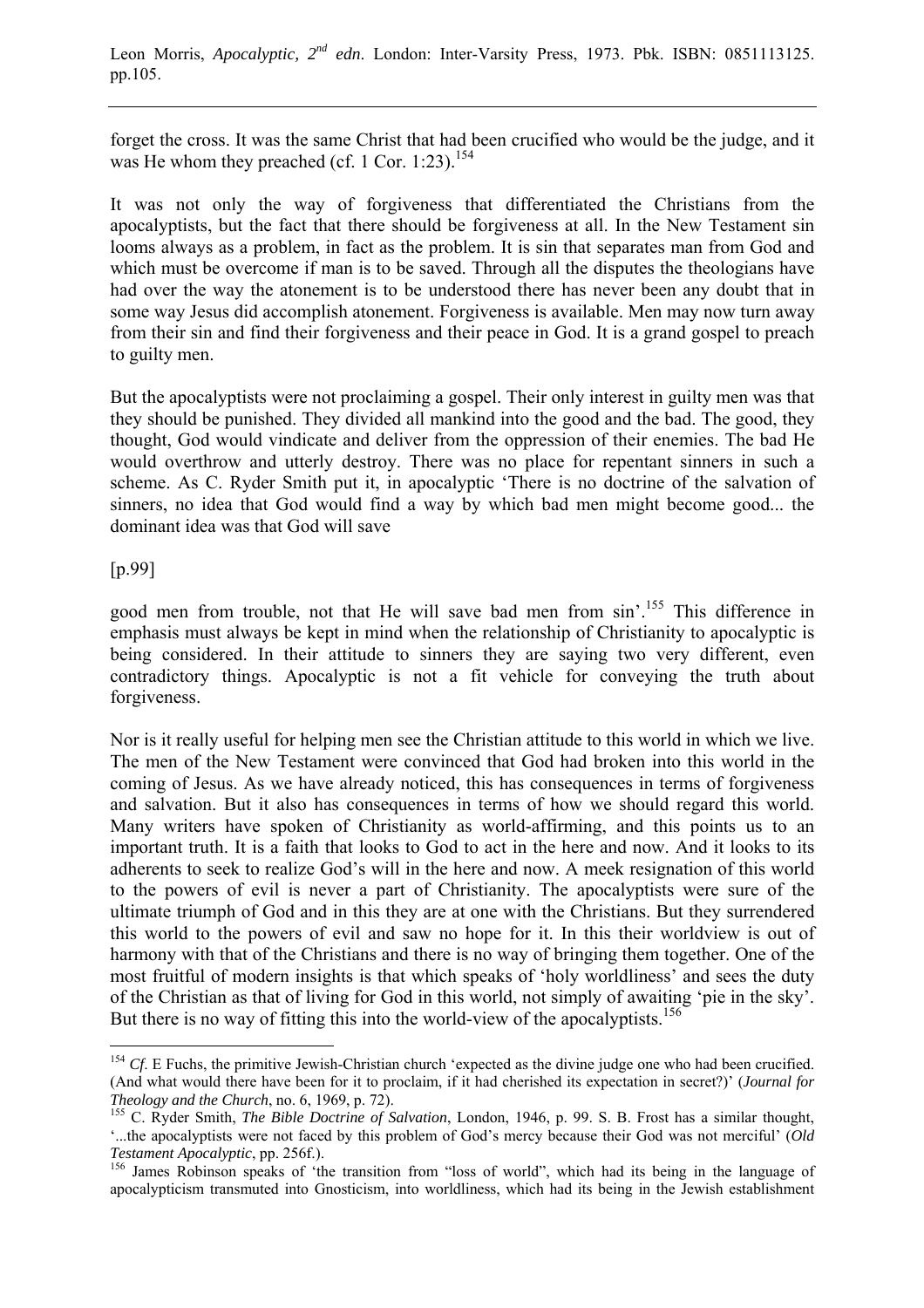forget the cross. It was the same Christ that had been crucified who would be the judge, and it was He whom they preached (cf. 1 Cor. 1:23).[154]

It was not only the way of forgiveness that differentiated the Christians from the apocalyptists, but the fact that there should be forgiveness at all. In the New Testament sin looms always as a problem, in fact as the problem. It is sin that separates man from God and which must be overcome if man is to be saved. Through all the disputes the theologians have had over the way the atonement is to be understood there has never been any doubt that in some way Jesus did accomplish atonement. Forgiveness is available. Men may now turn away from their sin and find their forgiveness and their peace in God. It is a grand gospel to preach to guilty men.

But the apocalyptists were not proclaiming a gospel. Their only interest in guilty men was that they should be punished. They divided all mankind into the good and the bad. The good, they thought, God would vindicate and deliver from the oppression of their enemies. The bad He would overthrow and utterly destroy. There was no place for repentant sinners in such a scheme. As C. Ryder Smith put it, in apocalyptic 'There is no doctrine of the salvation of sinners, no idea that God would find a way by which bad men might become good... the dominant idea was that God will save

[p.99]

good men from trouble, not that He will save bad men from sin'.[155] This difference in emphasis must always be kept in mind when the relationship of Christianity to apocalyptic is being considered. In their attitude to sinners they are saying two very different, even contradictory things. Apocalyptic is not a fit vehicle for conveying the truth about forgiveness.

Nor is it really useful for helping men see the Christian attitude to this world in which we live. The men of the New Testament were convinced that God had broken into this world in the coming of Jesus. As we have already noticed, this has consequences in terms of forgiveness and salvation. But it also has consequences in terms of how we should regard this world. Many writers have spoken of Christianity as world-affirming, and this points us to an important truth. It is a faith that looks to God to act in the here and now. And it looks to its adherents to seek to realize God's will in the here and now. A meek resignation of this world to the powers of evil is never a part of Christianity. The apocalyptists were sure of the ultimate triumph of God and in this they are at one with the Christians. But they surrendered this world to the powers of evil and saw no hope for it. In this their worldview is out of harmony with that of the Christians and there is no way of bringing them together. One of the most fruitful of modern insights is that which speaks of 'holy worldliness' and sees the duty of the Christian as that of living for God in this world, not simply of awaiting 'pie in the sky'. But there is no way of fitting this into the world-view of the apocalyptists.[156]

---

[154] *Cf*. E Fuchs, the primitive Jewish-Christian church 'expected as the divine judge one who had been crucified. (And what would there have been for it to proclaim, if it had cherished its expectation in secret?)' (*Journal for Theology and the Church*, no. 6, 1969, p. 72).

[155] C. Ryder Smith, *The Bible Doctrine of Salvation*, London, 1946, p. 99. S. B. Frost has a similar thought, '...the apocalyptists were not faced by this problem of God's mercy because their God was not merciful' (*Old Testament Apocalyptic*, pp. 256f.).

[156] James Robinson speaks of 'the transition from "loss of world", which had its being in the language of apocalypticism transmuted into Gnosticism, into worldliness, which had its being in the Jewish establishment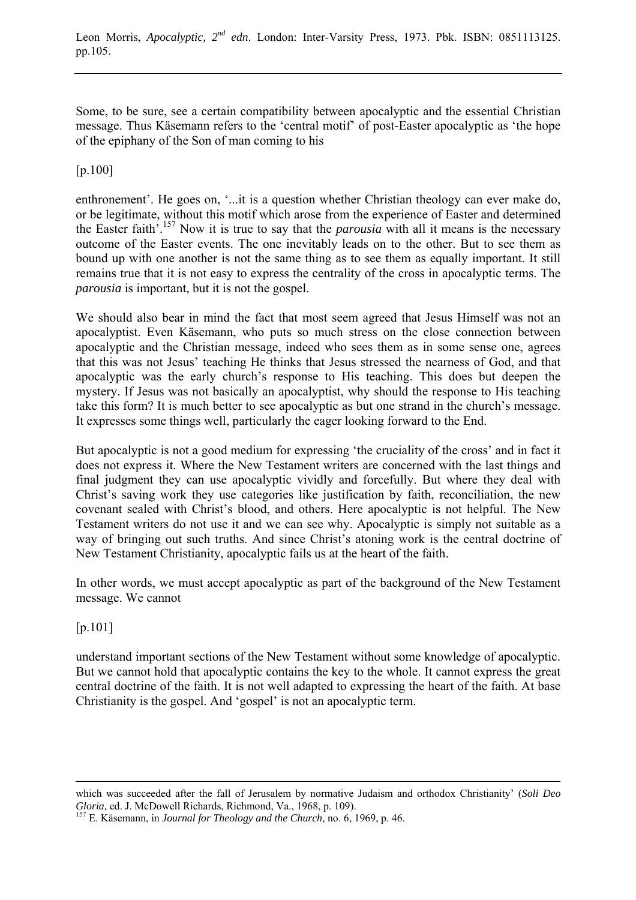Some, to be sure, see a certain compatibility between apocalyptic and the essential Christian message. Thus Käsemann refers to the 'central motif' of post-Easter apocalyptic as 'the hope of the epiphany of the Son of man coming to his

[p.100]

enthronement'. He goes on, '...it is a question whether Christian theology can ever make do, or be legitimate, without this motif which arose from the experience of Easter and determined the Easter faith'.[157] Now it is true to say that the *parousia* with all it means is the necessary outcome of the Easter events. The one inevitably leads on to the other. But to see them as bound up with one another is not the same thing as to see them as equally important. It still remains true that it is not easy to express the centrality of the cross in apocalyptic terms. The *parousia* is important, but it is not the gospel.

We should also bear in mind the fact that most seem agreed that Jesus Himself was not an apocalyptist. Even Käsemann, who puts so much stress on the close connection between apocalyptic and the Christian message, indeed who sees them as in some sense one, agrees that this was not Jesus' teaching He thinks that Jesus stressed the nearness of God, and that apocalyptic was the early church's response to His teaching. This does but deepen the mystery. If Jesus was not basically an apocalyptist, why should the response to His teaching take this form? It is much better to see apocalyptic as but one strand in the church's message. It expresses some things well, particularly the eager looking forward to the End.

But apocalyptic is not a good medium for expressing 'the cruciality of the cross' and in fact it does not express it. Where the New Testament writers are concerned with the last things and final judgment they can use apocalyptic vividly and forcefully. But where they deal with Christ's saving work they use categories like justification by faith, reconciliation, the new covenant sealed with Christ's blood, and others. Here apocalyptic is not helpful. The New Testament writers do not use it and we can see why. Apocalyptic is simply not suitable as a way of bringing out such truths. And since Christ's atoning work is the central doctrine of New Testament Christianity, apocalyptic fails us at the heart of the faith.

In other words, we must accept apocalyptic as part of the background of the New Testament message. We cannot

[p.101]

understand important sections of the New Testament without some knowledge of apocalyptic. But we cannot hold that apocalyptic contains the key to the whole. It cannot express the great central doctrine of the faith. It is not well adapted to expressing the heart of the faith. At base Christianity is the gospel. And 'gospel' is not an apocalyptic term.

---

which was succeeded after the fall of Jerusalem by normative Judaism and orthodox Christianity' (*Soli Deo Gloria*, ed. J. McDowell Richards, Richmond, Va., 1968, p. 109).

[157] E. Käsemann, in *Journal for Theology and the Church*, no. 6, 1969, p. 46.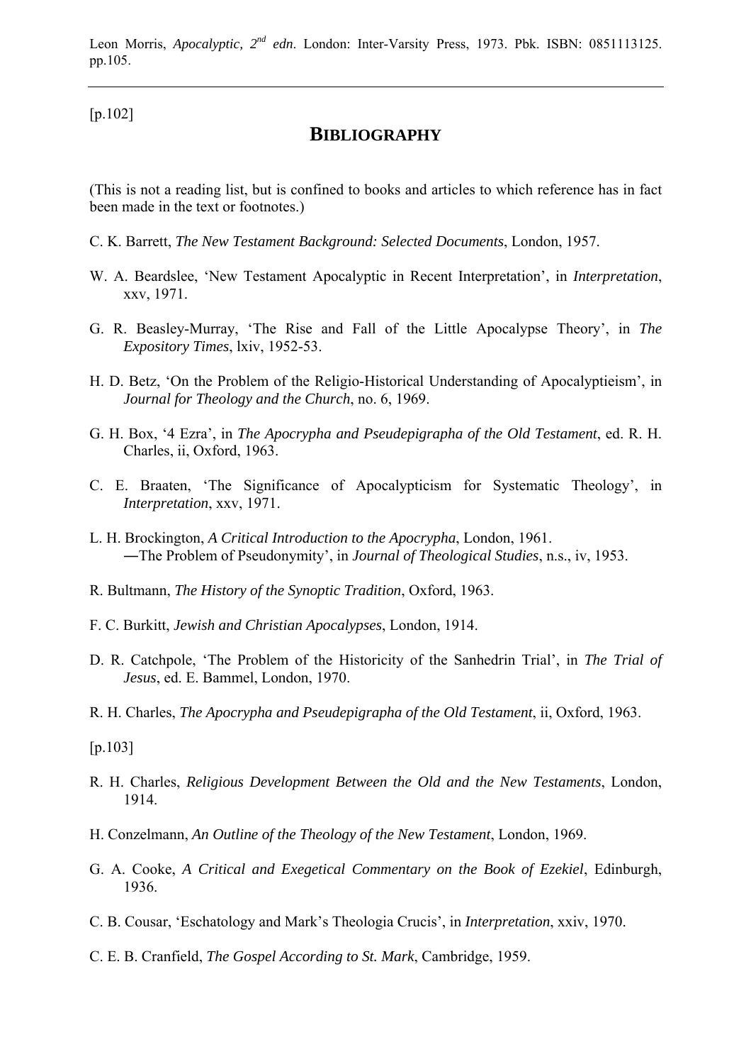Leon Morris, *Apocalyptic, 2nd edn*. London: Inter-Varsity Press, 1973. Pbk. ISBN: 0851113125. pp.105.

---

[p.102]

## BIBLIOGRAPHY

(This is not a reading list, but is confined to books and articles to which reference has in fact been made in the text or footnotes.)

C. K. Barrett, *The New Testament Background: Selected Documents*, London, 1957.

W. A. Beardslee, 'New Testament Apocalyptic in Recent Interpretation', in *Interpretation*, xxv, 1971.

G. R. Beasley-Murray, 'The Rise and Fall of the Little Apocalypse Theory', in *The Expository Times*, lxiv, 1952-53.

H. D. Betz, 'On the Problem of the Religio-Historical Understanding of Apocalyptieism', in *Journal for Theology and the Church*, no. 6, 1969.

G. H. Box, '4 Ezra', in *The Apocrypha and Pseudepigrapha of the Old Testament*, ed. R. H. Charles, ii, Oxford, 1963.

C. E. Braaten, 'The Significance of Apocalypticism for Systematic Theology', in *Interpretation*, xxv, 1971.

L. H. Brockington, *A Critical Introduction to the Apocrypha*, London, 1961.
―The Problem of Pseudonymity', in *Journal of Theological Studies*, n.s., iv, 1953.

R. Bultmann, *The History of the Synoptic Tradition*, Oxford, 1963.

F. C. Burkitt, *Jewish and Christian Apocalypses*, London, 1914.

D. R. Catchpole, 'The Problem of the Historicity of the Sanhedrin Trial', in *The Trial of Jesus*, ed. E. Bammel, London, 1970.

R. H. Charles, *The Apocrypha and Pseudepigrapha of the Old Testament*, ii, Oxford, 1963.

[p.103]

R. H. Charles, *Religious Development Between the Old and the New Testaments*, London, 1914.

H. Conzelmann, *An Outline of the Theology of the New Testament*, London, 1969.

G. A. Cooke, *A Critical and Exegetical Commentary on the Book of Ezekiel*, Edinburgh, 1936.

C. B. Cousar, 'Eschatology and Mark's Theologia Crucis', in *Interpretation*, xxiv, 1970.

C. E. B. Cranfield, *The Gospel According to St. Mark*, Cambridge, 1959.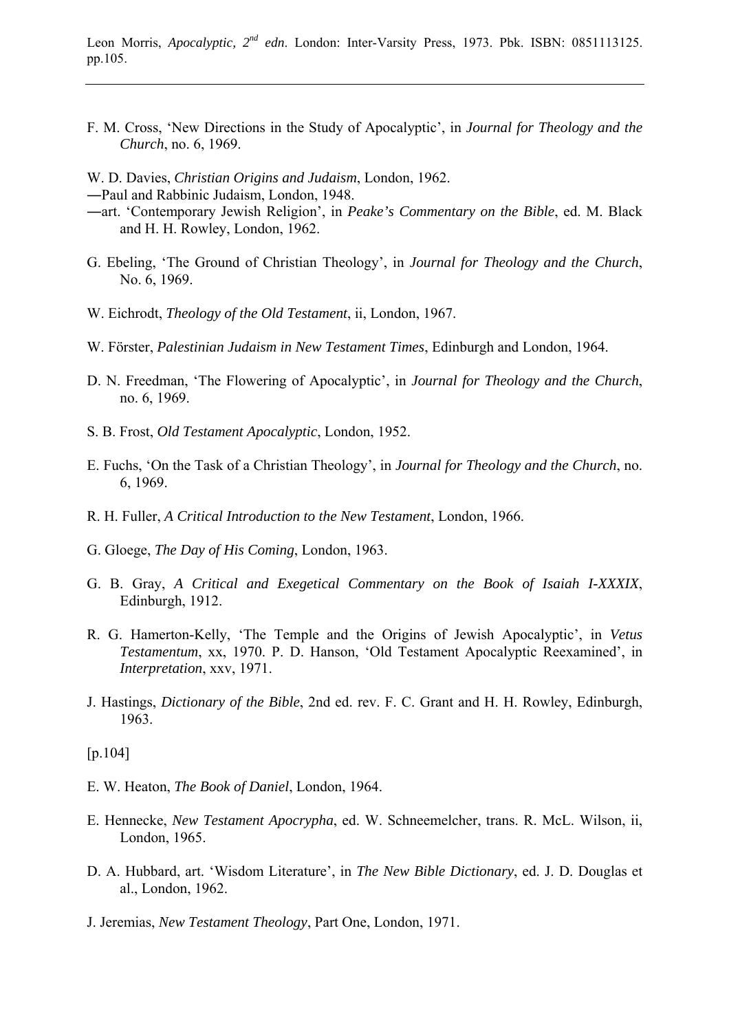F. M. Cross, ‘New Directions in the Study of Apocalyptic’, in *Journal for Theology and the Church*, no. 6, 1969.

W. D. Davies, *Christian Origins and Judaism*, London, 1962.
―Paul and Rabbinic Judaism, London, 1948.
―art. ‘Contemporary Jewish Religion’, in *Peake’s Commentary on the Bible*, ed. M. Black and H. H. Rowley, London, 1962.

G. Ebeling, ‘The Ground of Christian Theology’, in *Journal for Theology and the Church*, No. 6, 1969.

W. Eichrodt, *Theology of the Old Testament*, ii, London, 1967.

W. Förster, *Palestinian Judaism in New Testament Times*, Edinburgh and London, 1964.

D. N. Freedman, ‘The Flowering of Apocalyptic’, in *Journal for Theology and the Church*, no. 6, 1969.

S. B. Frost, *Old Testament Apocalyptic*, London, 1952.

E. Fuchs, ‘On the Task of a Christian Theology’, in *Journal for Theology and the Church*, no. 6, 1969.

R. H. Fuller, *A Critical Introduction to the New Testament*, London, 1966.

G. Gloege, *The Day of His Coming*, London, 1963.

G. B. Gray, *A Critical and Exegetical Commentary on the Book of Isaiah I-XXXIX*, Edinburgh, 1912.

R. G. Hamerton-Kelly, ‘The Temple and the Origins of Jewish Apocalyptic’, in *Vetus Testamentum*, xx, 1970. P. D. Hanson, ‘Old Testament Apocalyptic Reexamined’, in *Interpretation*, xxv, 1971.

J. Hastings, *Dictionary of the Bible*, 2nd ed. rev. F. C. Grant and H. H. Rowley, Edinburgh, 1963.

[p.104]

E. W. Heaton, *The Book of Daniel*, London, 1964.

E. Hennecke, *New Testament Apocrypha*, ed. W. Schneemelcher, trans. R. McL. Wilson, ii, London, 1965.

D. A. Hubbard, art. ‘Wisdom Literature’, in *The New Bible Dictionary*, ed. J. D. Douglas et al., London, 1962.

J. Jeremias, *New Testament Theology*, Part One, London, 1971.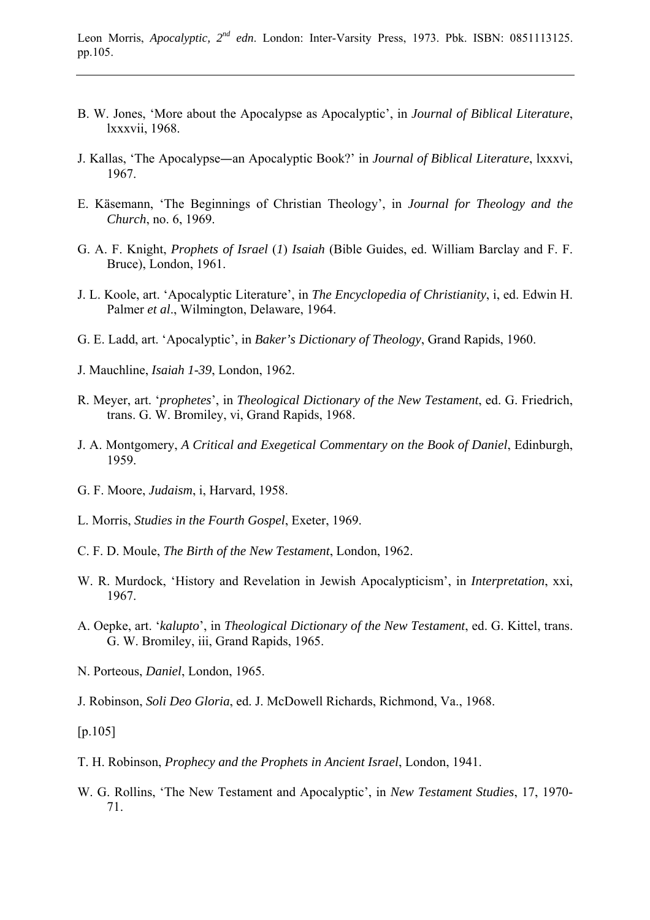B. W. Jones, 'More about the Apocalypse as Apocalyptic', in *Journal of Biblical Literature*, lxxxvii, 1968.

J. Kallas, 'The Apocalypse―an Apocalyptic Book?' in *Journal of Biblical Literature*, lxxxvi, 1967.

E. Käsemann, 'The Beginnings of Christian Theology', in *Journal for Theology and the Church*, no. 6, 1969.

G. A. F. Knight, *Prophets of Israel* (*1*) *Isaiah* (Bible Guides, ed. William Barclay and F. F. Bruce), London, 1961.

J. L. Koole, art. 'Apocalyptic Literature', in *The Encyclopedia of Christianity*, i, ed. Edwin H. Palmer *et al*., Wilmington, Delaware, 1964.

G. E. Ladd, art. 'Apocalyptic', in *Baker's Dictionary of Theology*, Grand Rapids, 1960.

J. Mauchline, *Isaiah 1-39*, London, 1962.

R. Meyer, art. '*prophetes*', in *Theological Dictionary of the New Testament*, ed. G. Friedrich, trans. G. W. Bromiley, vi, Grand Rapids, 1968.

J. A. Montgomery, *A Critical and Exegetical Commentary on the Book of Daniel*, Edinburgh, 1959.

G. F. Moore, *Judaism*, i, Harvard, 1958.

L. Morris, *Studies in the Fourth Gospel*, Exeter, 1969.

C. F. D. Moule, *The Birth of the New Testament*, London, 1962.

W. R. Murdock, 'History and Revelation in Jewish Apocalypticism', in *Interpretation*, xxi, 1967.

A. Oepke, art. '*kalupto*', in *Theological Dictionary of the New Testament*, ed. G. Kittel, trans. G. W. Bromiley, iii, Grand Rapids, 1965.

N. Porteous, *Daniel*, London, 1965.

J. Robinson, *Soli Deo Gloria*, ed. J. McDowell Richards, Richmond, Va., 1968.

[p.105]

T. H. Robinson, *Prophecy and the Prophets in Ancient Israel*, London, 1941.

W. G. Rollins, 'The New Testament and Apocalyptic', in *New Testament Studies*, 17, 1970-71.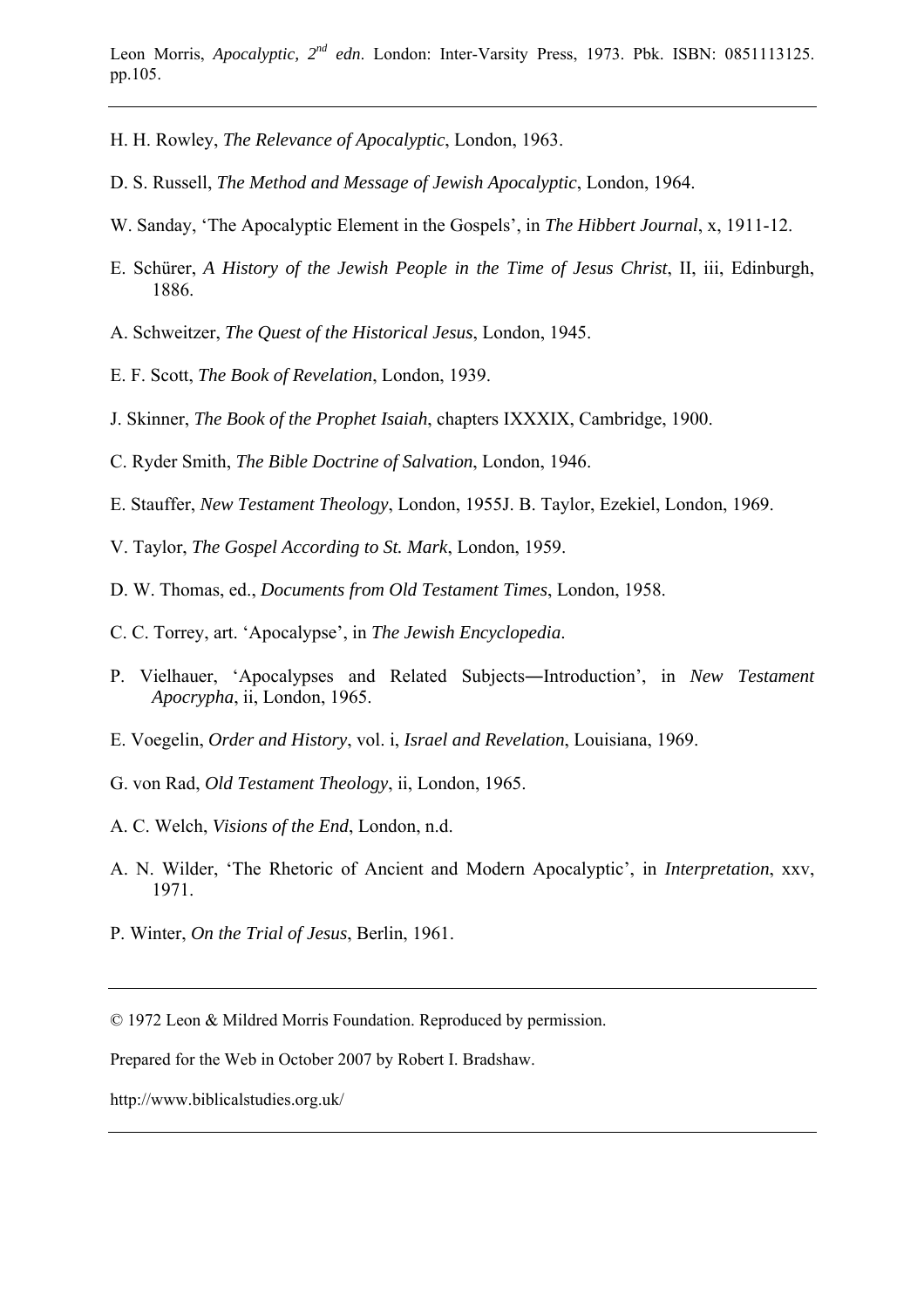H. H. Rowley, *The Relevance of Apocalyptic*, London, 1963.

D. S. Russell, *The Method and Message of Jewish Apocalyptic*, London, 1964.

W. Sanday, 'The Apocalyptic Element in the Gospels', in *The Hibbert Journal*, x, 1911-12.

E. Schürer, *A History of the Jewish People in the Time of Jesus Christ*, II, iii, Edinburgh, 1886.

A. Schweitzer, *The Quest of the Historical Jesus*, London, 1945.

E. F. Scott, *The Book of Revelation*, London, 1939.

J. Skinner, *The Book of the Prophet Isaiah*, chapters IXXXIX, Cambridge, 1900.

C. Ryder Smith, *The Bible Doctrine of Salvation*, London, 1946.

E. Stauffer, *New Testament Theology*, London, 1955J. B. Taylor, Ezekiel, London, 1969.

V. Taylor, *The Gospel According to St. Mark*, London, 1959.

D. W. Thomas, ed., *Documents from Old Testament Times*, London, 1958.

C. C. Torrey, art. 'Apocalypse', in *The Jewish Encyclopedia*.

P. Vielhauer, 'Apocalypses and Related Subjects―Introduction', in *New Testament Apocrypha*, ii, London, 1965.

E. Voegelin, *Order and History*, vol. i, *Israel and Revelation*, Louisiana, 1969.

G. von Rad, *Old Testament Theology*, ii, London, 1965.

A. C. Welch, *Visions of the End*, London, n.d.

A. N. Wilder, 'The Rhetoric of Ancient and Modern Apocalyptic', in *Interpretation*, xxv, 1971.

P. Winter, *On the Trial of Jesus*, Berlin, 1961.

---

© 1972 Leon & Mildred Morris Foundation. Reproduced by permission.

Prepared for the Web in October 2007 by Robert I. Bradshaw.

http://www.biblicalstudies.org.uk/